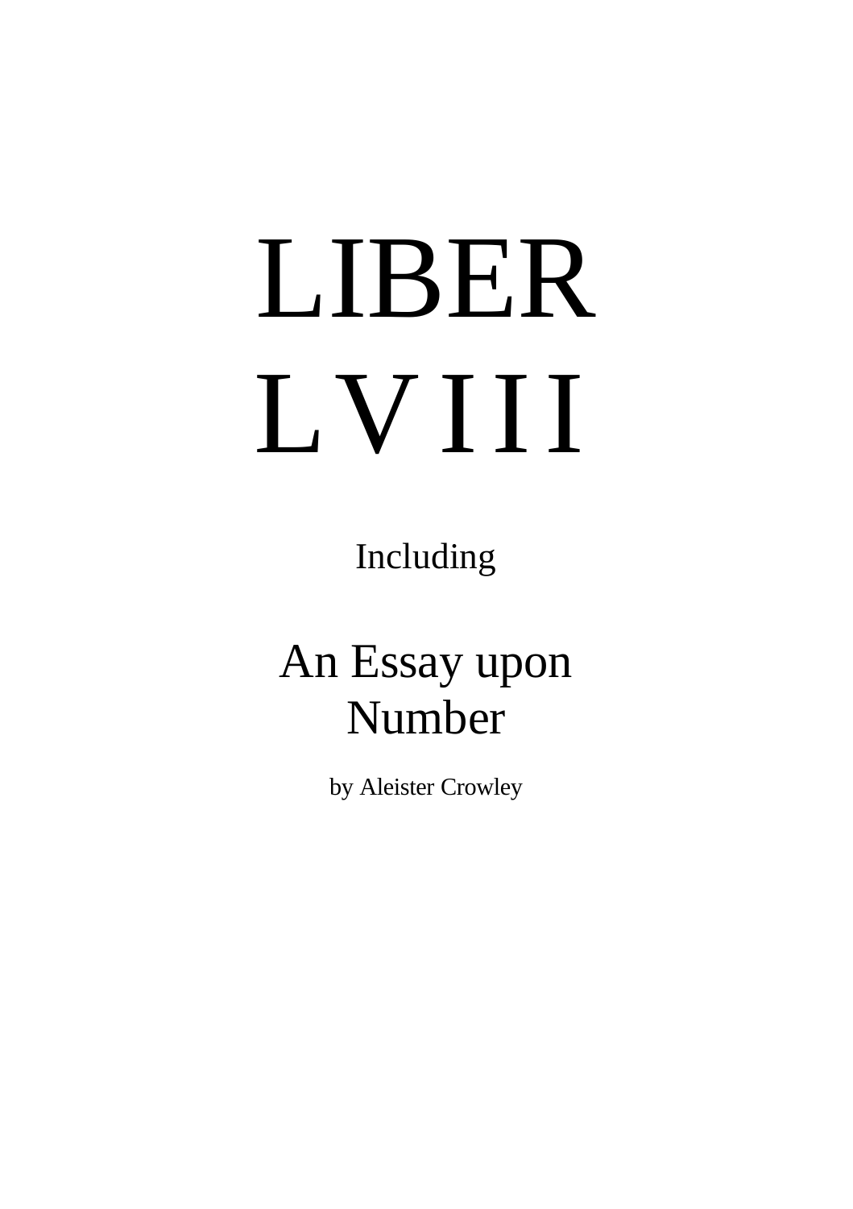# LIBER LVIII

Including

## An Essay upon Number

by Aleister Crowley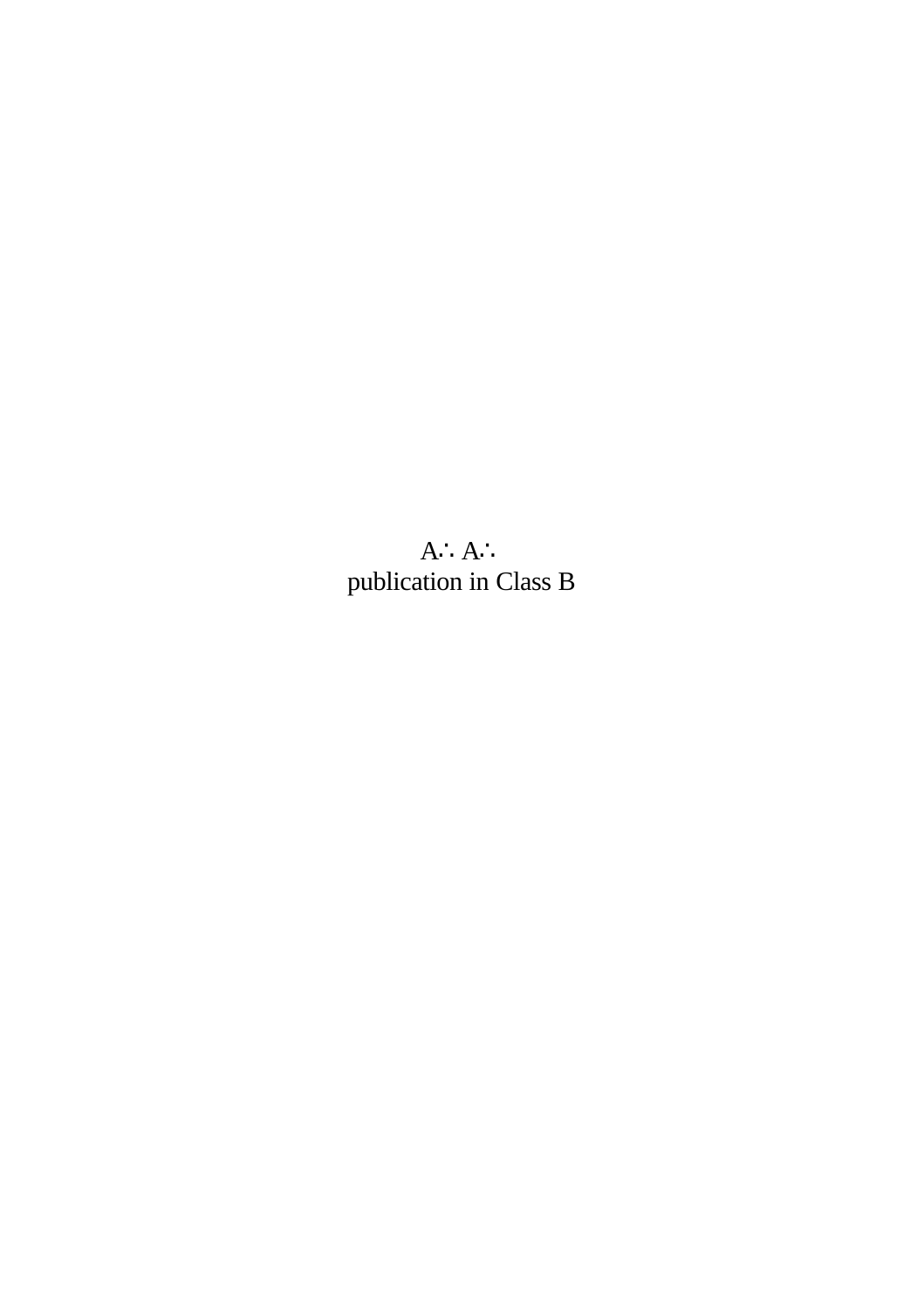A∴ A∴
publication in Class B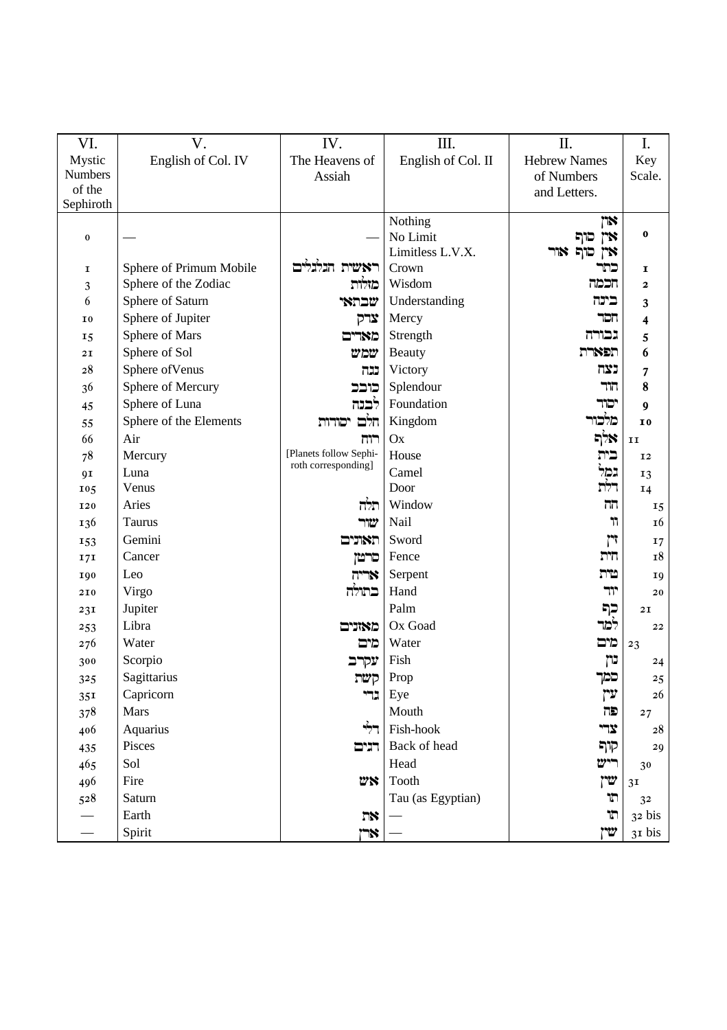| VI. Mystic Numbers of the Sephiroth | V. English of Col. IV | IV. The Heavens of Assiah | III. English of Col. II | II. Hebrew Names of Numbers and Letters. | I. Key Scale. |
|---|---|---|---|---|---|
| 0 | — | — | Nothing<br>No Limit<br>Limitless L.V.X. | אין<br>אין סוף<br>אין סוף אור | 0 |
| 1 | Sphere of Primum Mobile | ראשית הגלגלים | Crown | כתר | 1 |
| 3 | Sphere of the Zodiac | מזלות | Wisdom | חכמה | 2 |
| 6 | Sphere of Saturn | שבתאי | Understanding | בינה | 3 |
| 10 | Sphere of Jupiter | צדק | Mercy | חסד | 4 |
| 15 | Sphere of Mars | מאדים | Strength | גבורה | 5 |
| 21 | Sphere of Sol | שמש | Beauty | תפארת | 6 |
| 28 | Sphere ofVenus | נגה | Victory | נצח | 7 |
| 36 | Sphere of Mercury | כוכב | Splendour | הוד | 8 |
| 45 | Sphere of Luna | לבנה | Foundation | יסוד | 9 |
| 55 | Sphere of the Elements | חלם יסודות | Kingdom | מלכות | 10 |
| 66 | Air | רוח | Ox | אלף | 11 |
| 78 | Mercury | [Planets follow Sephiroth corresponding] | House | בית | 12 |
| 91 | Luna | | Camel | גמל | 13 |
| 105 | Venus | | Door | דלת | 14 |
| 120 | Aries | טלה | Window | הה | 15 |
| 136 | Taurus | שור | Nail | וו | 16 |
| 153 | Gemini | תאומים | Sword | זין | 17 |
| 171 | Cancer | סרטן | Fence | חית | 18 |
| 190 | Leo | אריה | Serpent | טית | 19 |
| 210 | Virgo | בתולה | Hand | יוד | 20 |
| 231 | Jupiter | | Palm | כף | 21 |
| 253 | Libra | מאזנים | Ox Goad | למד | 22 |
| 276 | Water | מים | Water | מים | 23 |
| 300 | Scorpio | עקרב | Fish | נון | 24 |
| 325 | Sagittarius | קשת | Prop | סמך | 25 |
| 351 | Capricorn | גדי | Eye | עין | 26 |
| 378 | Mars | | Mouth | פה | 27 |
| 406 | Aquarius | דלי | Fish-hook | צדי | 28 |
| 435 | Pisces | דגים | Back of head | קוף | 29 |
| 465 | Sol | | Head | ריש | 30 |
| 496 | Fire | אש | Tooth | שין | 31 |
| 528 | Saturn | | Tau (as Egyptian) | תו | 32 |
| — | Earth | את | — | תו | 32 bis |
| — | Spirit | ארן | — | שין | 31 bis |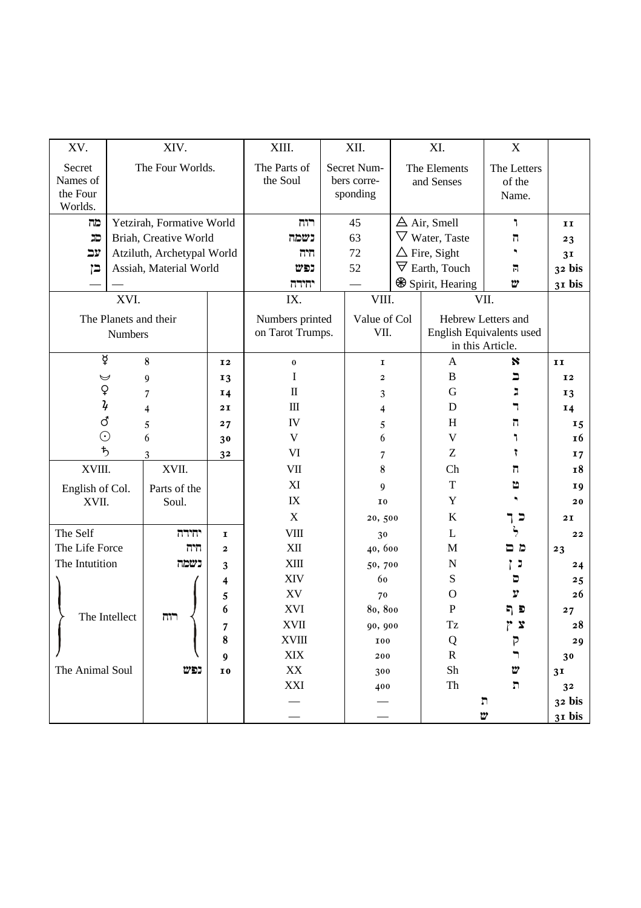| XV. | XIV. | XIII. | XII. | XI. | X | |
|---|---|---|---|---|---|---|
| Secret Names of the Four Worlds. | The Four Worlds. | The Parts of the Soul | Secret Numbers corresponding | The Elements and Senses | The Letters of the Name. | |
| מה | Yetzirah, Formative World | רוח | 45 | 🜁 Air, Smell | ו | 11 |
| סג | Briah, Creative World | נשמה | 63 | 🜄 Water, Taste | ה | 23 |
| עב | Atziluth, Archetypal World | חיה | 72 | 🜂 Fire, Sight | י | 31 |
| בן | Assiah, Material World | נפש | 52 | 🜃 Earth, Touch | ה | 32 bis |
| — | — | יחידה | — | ⊛ Spirit, Hearing | ש | 31 bis |

| XVI. | | | IX. | VIII. | VII. | | |
|---|---|---|---|---|---|---|---|
| The Planets and their Numbers | | | Numbers printed on Tarot Trumps. | Value of Col VII. | Hebrew Letters and English Equivalents used in this Article. | | |
| ☿ | 8 | 12 | 0 | 1 | A | א | 11 |
| ☽ | 9 | 13 | I | 2 | B | ב | 12 |
| ♀ | 7 | 14 | II | 3 | G | ג | 13 |
| ♃ | 4 | 21 | III | 4 | D | ד | 14 |
| ♂ | 5 | 27 | IV | 5 | H | ה | 15 |
| ☉ | 6 | 30 | V | 6 | V | ו | 16 |
| ♄ | 3 | 32 | VI | 7 | Z | ז | 17 |
| **XVIII.** | **XVII.** | | VII | 8 | Ch | ח | 18 |
| English of Col. XVII. | Parts of the Soul. | | XI | 9 | T | ט | 19 |
| | | | IX | 10 | Y | י | 20 |
| | | | X | 20, 500 | K | כ ך | 21 |
| The Self | יחידה | 1 | VIII | 30 | L | ל | 22 |
| The Life Force | חיה | 2 | XII | 40, 600 | M | מ ם | 23 |
| The Intutition | נשמה | 3 | XIII | 50, 700 | N | נ ן | 24 |
| The Intellect | רוח | 4 | XIV | 60 | S | ס | 25 |
| | | 5 | XV | 70 | O | ע | 26 |
| | | 6 | XVI | 80, 800 | P | פ ף | 27 |
| | | 7 | XVII | 90, 900 | Tz | צ ץ | 28 |
| | | 8 | XVIII | 100 | Q | ק | 29 |
| | | 9 | XIX | 200 | R | ר | 30 |
| The Animal Soul | נפש | 10 | XX | 300 | Sh | ש | 31 |
| | | | XXI | 400 | Th | ת | 32 |
| | | | — | — | ת | | 32 bis |
| | | | — | — | ש | | 31 bis |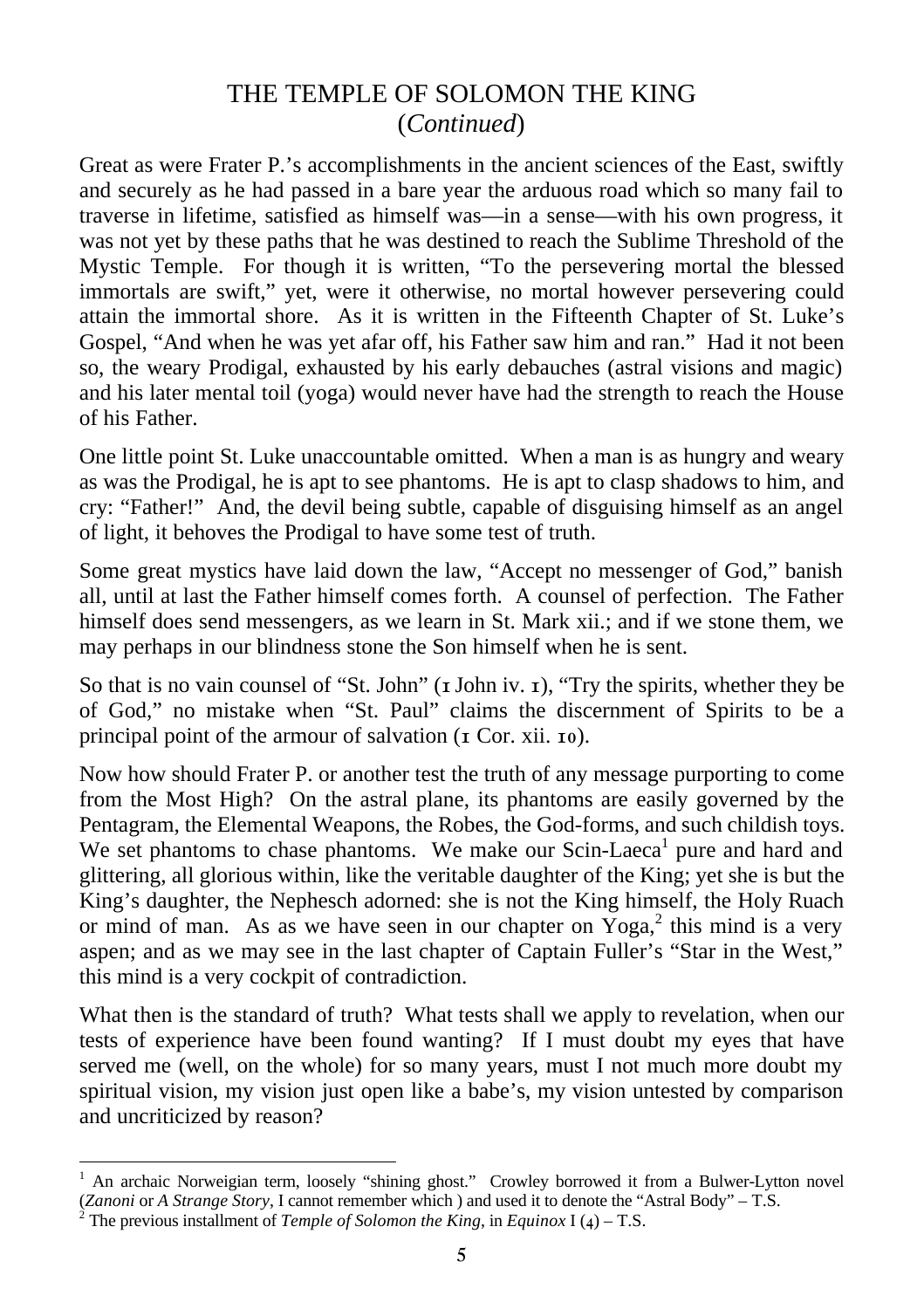# THE TEMPLE OF SOLOMON THE KING
(*Continued*)

Great as were Frater P.'s accomplishments in the ancient sciences of the East, swiftly and securely as he had passed in a bare year the arduous road which so many fail to traverse in lifetime, satisfied as himself was—in a sense—with his own progress, it was not yet by these paths that he was destined to reach the Sublime Threshold of the Mystic Temple. For though it is written, "To the persevering mortal the blessed immortals are swift," yet, were it otherwise, no mortal however persevering could attain the immortal shore. As it is written in the Fifteenth Chapter of St. Luke's Gospel, "And when he was yet afar off, his Father saw him and ran." Had it not been so, the weary Prodigal, exhausted by his early debauches (astral visions and magic) and his later mental toil (yoga) would never have had the strength to reach the House of his Father.

One little point St. Luke unaccountable omitted. When a man is as hungry and weary as was the Prodigal, he is apt to see phantoms. He is apt to clasp shadows to him, and cry: "Father!" And, the devil being subtle, capable of disguising himself as an angel of light, it behoves the Prodigal to have some test of truth.

Some great mystics have laid down the law, "Accept no messenger of God," banish all, until at last the Father himself comes forth. A counsel of perfection. The Father himself does send messengers, as we learn in St. Mark xii.; and if we stone them, we may perhaps in our blindness stone the Son himself when he is sent.

So that is no vain counsel of "St. John" (1 John iv. 1), "Try the spirits, whether they be of God," no mistake when "St. Paul" claims the discernment of Spirits to be a principal point of the armour of salvation (1 Cor. xii. 10).

Now how should Frater P. or another test the truth of any message purporting to come from the Most High? On the astral plane, its phantoms are easily governed by the Pentagram, the Elemental Weapons, the Robes, the God-forms, and such childish toys. We set phantoms to chase phantoms. We make our Scin-Laeca[1] pure and hard and glittering, all glorious within, like the veritable daughter of the King; yet she is but the King's daughter, the Nephesch adorned: she is not the King himself, the Holy Ruach or mind of man. As as we have seen in our chapter on Yoga,[2] this mind is a very aspen; and as we may see in the last chapter of Captain Fuller's "Star in the West," this mind is a very cockpit of contradiction.

What then is the standard of truth? What tests shall we apply to revelation, when our tests of experience have been found wanting? If I must doubt my eyes that have served me (well, on the whole) for so many years, must I not much more doubt my spiritual vision, my vision just open like a babe's, my vision untested by comparison and uncriticized by reason?

---

[1] An archaic Norweigian term, loosely "shining ghost." Crowley borrowed it from a Bulwer-Lytton novel (*Zanoni* or *A Strange Story*, I cannot remember which ) and used it to denote the "Astral Body" – T.S.

[2] The previous installment of *Temple of Solomon the King*, in *Equinox* I (4) – T.S.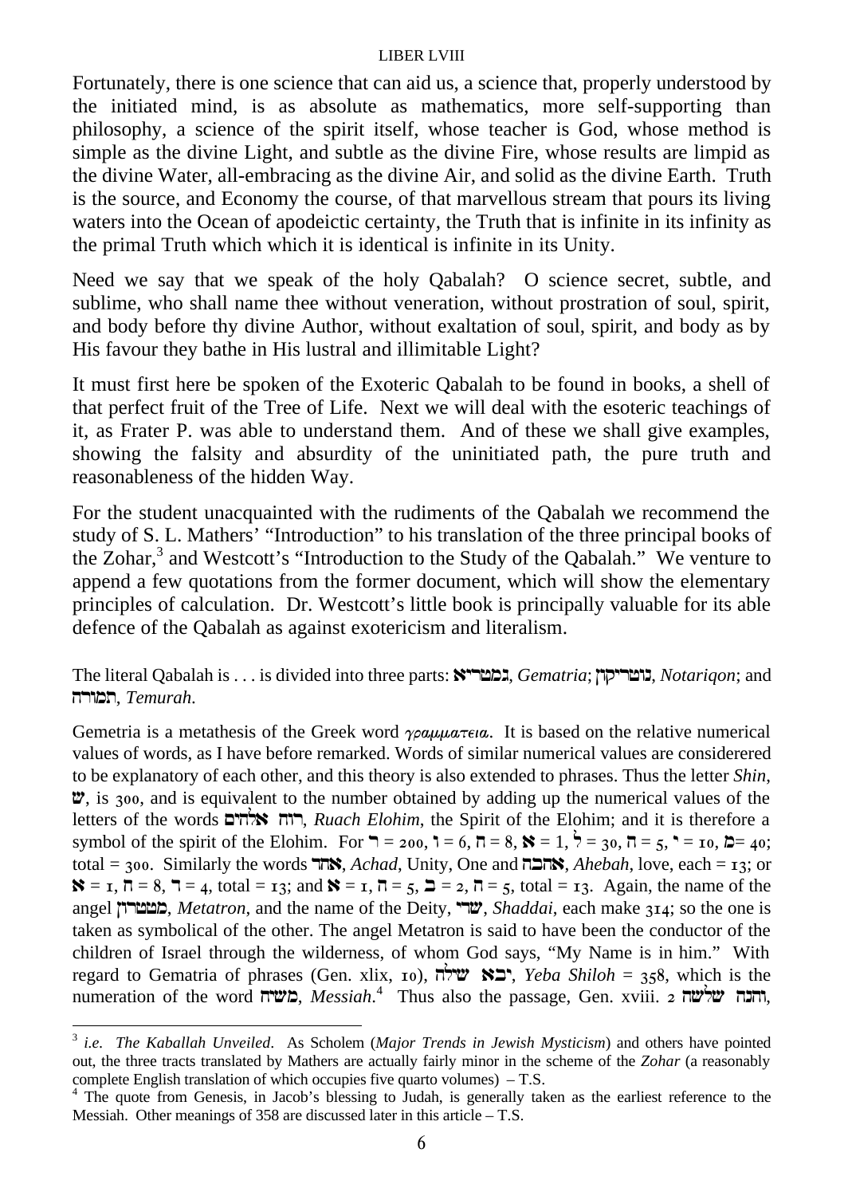Fortunately, there is one science that can aid us, a science that, properly understood by the initiated mind, is as absolute as mathematics, more self-supporting than philosophy, a science of the spirit itself, whose teacher is God, whose method is simple as the divine Light, and subtle as the divine Fire, whose results are limpid as the divine Water, all-embracing as the divine Air, and solid as the divine Earth. Truth is the source, and Economy the course, of that marvellous stream that pours its living waters into the Ocean of apodeictic certainty, the Truth that is infinite in its infinity as the primal Truth which which it is identical is infinite in its Unity.

Need we say that we speak of the holy Qabalah? O science secret, subtle, and sublime, who shall name thee without veneration, without prostration of soul, spirit, and body before thy divine Author, without exaltation of soul, spirit, and body as by His favour they bathe in His lustral and illimitable Light?

It must first here be spoken of the Exoteric Qabalah to be found in books, a shell of that perfect fruit of the Tree of Life. Next we will deal with the esoteric teachings of it, as Frater P. was able to understand them. And of these we shall give examples, showing the falsity and absurdity of the uninitiated path, the pure truth and reasonableness of the hidden Way.

For the student unacquainted with the rudiments of the Qabalah we recommend the study of S. L. Mathers' "Introduction" to his translation of the three principal books of the Zohar,[3] and Westcott's "Introduction to the Study of the Qabalah." We venture to append a few quotations from the former document, which will show the elementary principles of calculation. Dr. Westcott's little book is principally valuable for its able defence of the Qabalah as against exotericism and literalism.

The literal Qabalah is . . . is divided into three parts: גמטריא, *Gematria*; נוטריקון, *Notariqon*; and תמורה, *Temurah*.

Gemetria is a metathesis of the Greek word γραμματεια. It is based on the relative numerical values of words, as I have before remarked. Words of similar numerical values are considerered to be explanatory of each other, and this theory is also extended to phrases. Thus the letter *Shin*, ש, is 300, and is equivalent to the number obtained by adding up the numerical values of the letters of the words רוח אלהים, *Ruach Elohim*, the Spirit of the Elohim; and it is therefore a symbol of the spirit of the Elohim. For ר = 200, ו = 6, ח = 8, א = 1, ל = 30, ה = 5, י = 10, ם= 40; total = 300. Similarly the words אחד, *Achad*, Unity, One and אהבה, *Ahebah*, love, each = 13; or א = 1, ח = 8, ד = 4, total = 13; and א = 1, ה = 5, ב = 2, ה = 5, total = 13. Again, the name of the angel מטטרון, *Metatron*, and the name of the Deity, שדי, *Shaddai*, each make 314; so the one is taken as symbolical of the other. The angel Metatron is said to have been the conductor of the children of Israel through the wilderness, of whom God says, "My Name is in him." With regard to Gematria of phrases (Gen. xlix, 10), יבא שילה, *Yeba Shiloh* = 358, which is the numeration of the word משיח, *Messiah*.[4] Thus also the passage, Gen. xviii. 2 והנה שלשה,

---

[3] *i.e. The Kaballah Unveiled*. As Scholem (*Major Trends in Jewish Mysticism*) and others have pointed out, the three tracts translated by Mathers are actually fairly minor in the scheme of the *Zohar* (a reasonably complete English translation of which occupies five quarto volumes) – T.S.

[4] The quote from Genesis, in Jacob's blessing to Judah, is generally taken as the earliest reference to the Messiah. Other meanings of 358 are discussed later in this article – T.S.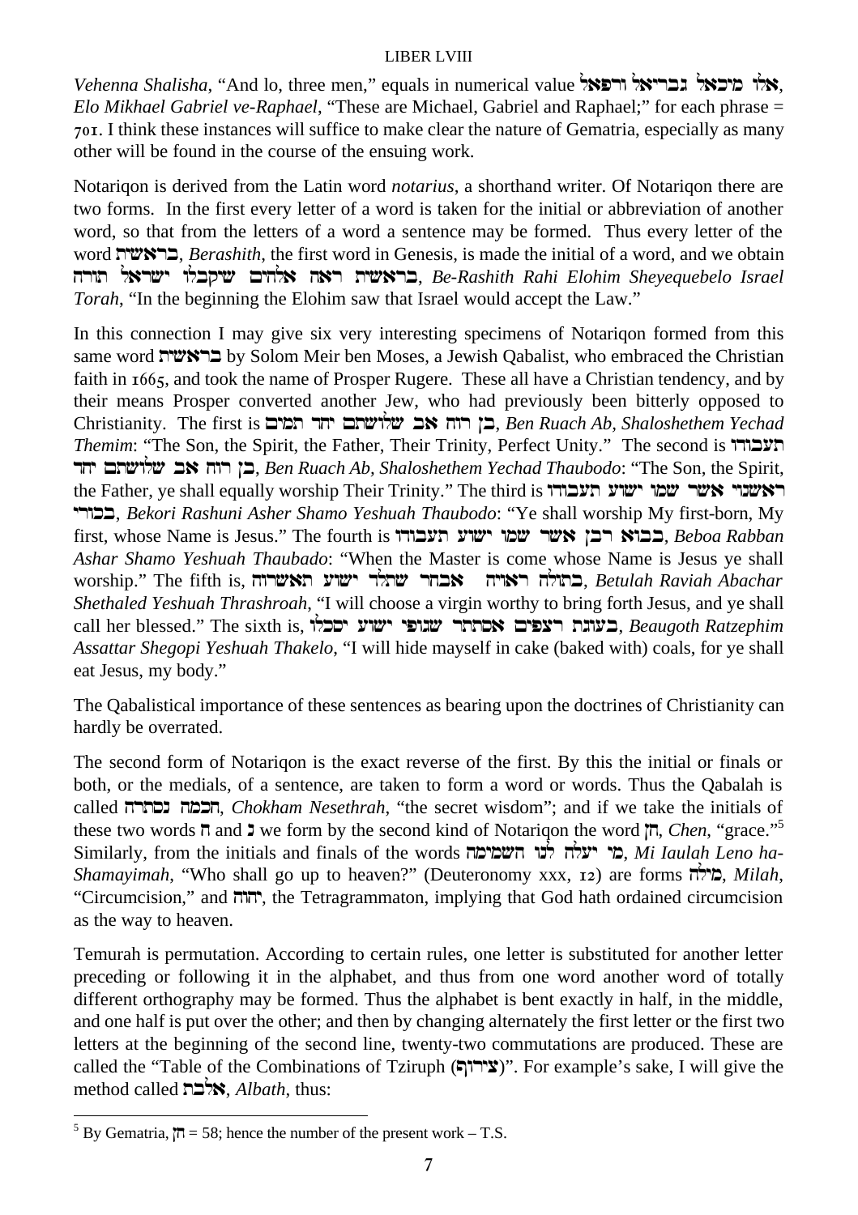*Vehenna Shalisha*, "And lo, three men," equals in numerical value אלו מיכאל גבריאל ורפאל, *Elo Mikhael Gabriel ve-Raphael*, "These are Michael, Gabriel and Raphael;" for each phrase = 701. I think these instances will suffice to make clear the nature of Gematria, especially as many other will be found in the course of the ensuing work.

Notariqon is derived from the Latin word *notarius*, a shorthand writer. Of Notariqon there are two forms. In the first every letter of a word is taken for the initial or abbreviation of another word, so that from the letters of a word a sentence may be formed. Thus every letter of the word בראשית, *Berashith*, the first word in Genesis, is made the initial of a word, and we obtain בראשית ראה אלהים שיקבלו ישראל תורה, *Be-Rashith Rahi Elohim Sheyequebelo Israel Torah*, "In the beginning the Elohim saw that Israel would accept the Law."

In this connection I may give six very interesting specimens of Notariqon formed from this same word בראשית by Solom Meir ben Moses, a Jewish Qabalist, who embraced the Christian faith in 1665, and took the name of Prosper Rugere. These all have a Christian tendency, and by their means Prosper converted another Jew, who had previously been bitterly opposed to Christianity. The first is בן רוח אב שלושתם יחד תמים, *Ben Ruach Ab, Shaloshethem Yechad Themim*: "The Son, the Spirit, the Father, Their Trinity, Perfect Unity." The second is בן רוח אב שלושתם יחד תעבודו, *Ben Ruach Ab, Shaloshethem Yechad Thaubodo*: "The Son, the Spirit, the Father, ye shall equally worship Their Trinity." The third is בכורי ראשוני אשר שמו ישוע תעבודו, *Bekori Rashuni Asher Shamo Yeshuah Thaubodo*: "Ye shall worship My first-born, My first, whose Name is Jesus." The fourth is בבוא רבן אשר שמו ישוע תעבודו, *Beboa Rabban Ashar Shamo Yeshuah Thaubado*: "When the Master is come whose Name is Jesus ye shall worship." The fifth is, בתולה ראויה אבחר שתלד ישוע תאשרוה, *Betulah Raviah Abachar Shethaled Yeshuah Thrashroah*, "I will choose a virgin worthy to bring forth Jesus, and ye shall call her blessed." The sixth is, בעוגת רצפים אסתתר שגופי ישוע תאכלו, *Beaugoth Ratzephim Assattar Shegopi Yeshuah Thakelo*, "I will hide mayself in cake (baked with) coals, for ye shall eat Jesus, my body."

The Qabalistical importance of these sentences as bearing upon the doctrines of Christianity can hardly be overrated.

The second form of Notariqon is the exact reverse of the first. By this the initial or finals or both, or the medials, of a sentence, are taken to form a word or words. Thus the Qabalah is called חכמה נסתרה, *Chokham Nesethrah*, "the secret wisdom"; and if we take the initials of these two words ח and נ we form by the second kind of Notariqon the word חן, *Chen*, "grace."[5] Similarly, from the initials and finals of the words מי יעלה לנו השמימה, *Mi Iaulah Leno ha-Shamayimah*, "Who shall go up to heaven?" (Deuteronomy xxx, 12) are forms מילה, *Milah*, "Circumcision," and יהוה, the Tetragrammaton, implying that God hath ordained circumcision as the way to heaven.

Temurah is permutation. According to certain rules, one letter is substituted for another letter preceding or following it in the alphabet, and thus from one word another word of totally different orthography may be formed. Thus the alphabet is bent exactly in half, in the middle, and one half is put over the other; and then by changing alternately the first letter or the first two letters at the beginning of the second line, twenty-two commutations are produced. These are called the "Table of the Combinations of Tziruph (צירוף)". For example's sake, I will give the method called אלבת, *Albath*, thus:

---

[5] By Gematria, חן = 58; hence the number of the present work – T.S.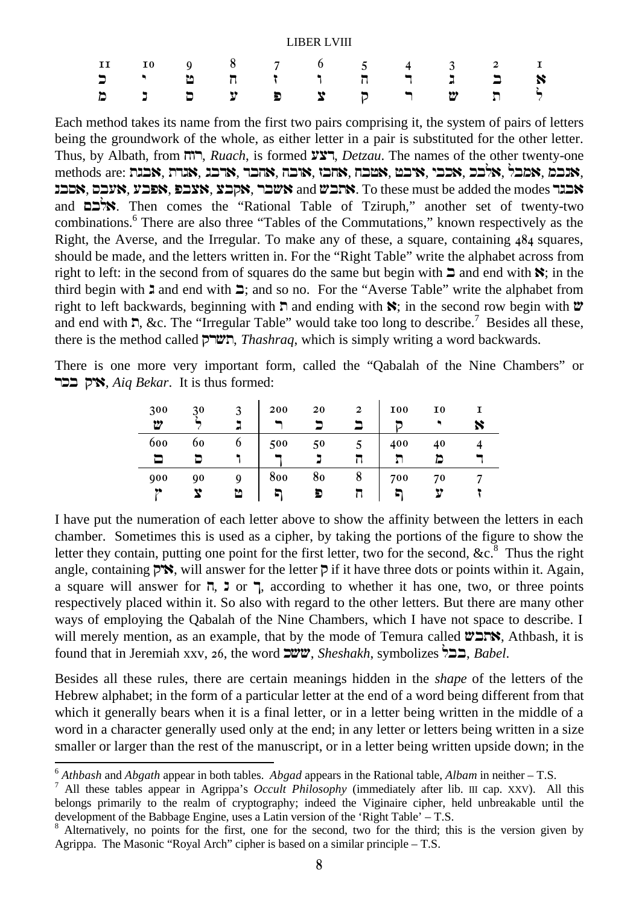| 11 | 10 | 9 | 8 | 7 | 6 | 5 | 4 | 3 | 2 | 1 |
|---|---|---|---|---|---|---|---|---|---|---|
| כ | י | ט | ח | ז | ו | ה | ד | ג | ב | א |
| מ | נ | ס | ע | פ | צ | ק | ר | ש | ת | ל |

Each method takes its name from the first two pairs comprising it, the system of pairs of letters being the groundwork of the whole, as either letter in a pair is substituted for the other letter. Thus, by Albath, from רוח, *Ruach*, is formed דצע, *Detzau*. The names of the other twenty-one methods are: אבגת, אגדת, אדבג, אהבד, אובה, אחבז, אטבח, איבט, אכבי, אלבכ, אמבל, אנבמ, אסבנ, אעבס, אפבע, אצבפ, אקבצ, אשבר and אתבש. To these must be added the modes אבגד and אלבם. Then comes the "Rational Table of Tziruph," another set of twenty-two combinations.[6] There are also three "Tables of the Commutations," known respectively as the Right, the Averse, and the Irregular. To make any of these, a square, containing 484 squares, should be made, and the letters written in. For the "Right Table" write the alphabet across from right to left: in the second from of squares do the same but begin with ב and end with א; in the third begin with ג and end with ב; and so no. For the "Averse Table" write the alphabet from right to left backwards, beginning with ת and ending with א; in the second row begin with ש and end with ת, &c. The "Irregular Table" would take too long to describe.[7] Besides all these, there is the method called תשרק, *Thashraq*, which is simply writing a word backwards.

There is one more very important form, called the "Qabalah of the Nine Chambers" or איק בכר, *Aiq Bekar*. It is thus formed:

| 300 ש | 30 ל | 3 ג | 200 ר | 20 כ | 2 ב | 100 ק | 10 י | 1 א |
|---|---|---|---|---|---|---|---|---|
| 600 ם | 60 ס | 6 ו | 500 ך | 50 נ | 5 ה | 400 ת | 40 מ | 4 ד |
| 900 ץ | 90 צ | 9 ט | 800 ף | 80 פ | 8 ח | 700 ן | 70 ע | 7 ז |

I have put the numeration of each letter above to show the affinity between the letters in each chamber. Sometimes this is used as a cipher, by taking the portions of the figure to show the letter they contain, putting one point for the first letter, two for the second, &c.[8] Thus the right angle, containing איק, will answer for the letter ק if it have three dots or points within it. Again, a square will answer for ה, נ or ך, according to whether it has one, two, or three points respectively placed within it. So also with regard to the other letters. But there are many other ways of employing the Qabalah of the Nine Chambers, which I have not space to describe. I will merely mention, as an example, that by the mode of Temura called אתבש, Athbash, it is found that in Jeremiah xxv, 26, the word ששך, *Sheshakh*, symbolizes בבל, *Babel*.

Besides all these rules, there are certain meanings hidden in the *shape* of the letters of the Hebrew alphabet; in the form of a particular letter at the end of a word being different from that which it generally bears when it is a final letter, or in a letter being written in the middle of a word in a character generally used only at the end; in any letter or letters being written in a size smaller or larger than the rest of the manuscript, or in a letter being written upside down; in the

---

[6] *Athbash* and *Abgath* appear in both tables. *Abgad* appears in the Rational table, *Albam* in neither – T.S.

[7] All these tables appear in Agrippa's *Occult Philosophy* (immediately after lib. III cap. XXV). All this belongs primarily to the realm of cryptography; indeed the Viginaire cipher, held unbreakable until the development of the Babbage Engine, uses a Latin version of the 'Right Table' – T.S.

[8] Alternatively, no points for the first, one for the second, two for the third; this is the version given by Agrippa. The Masonic "Royal Arch" cipher is based on a similar principle – T.S.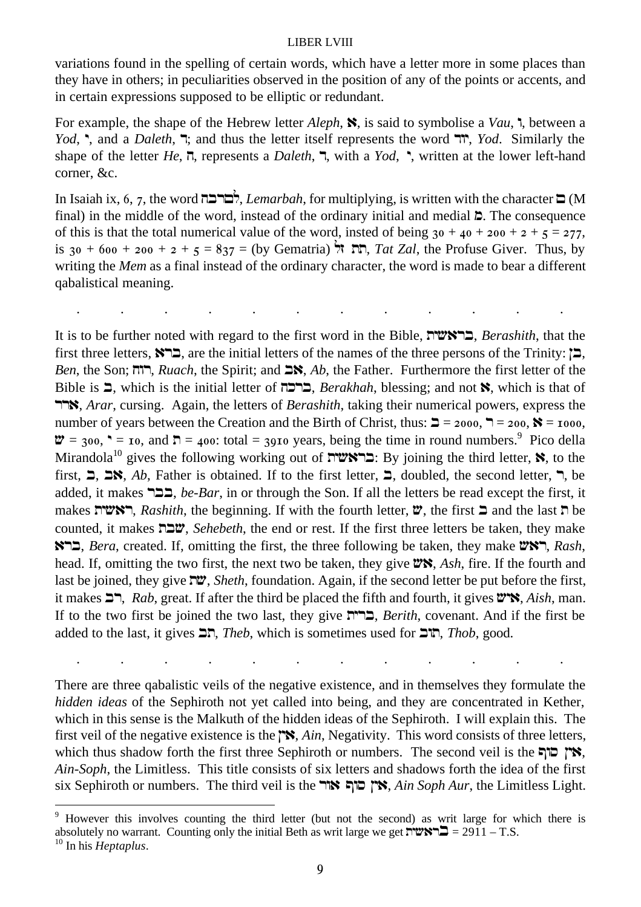variations found in the spelling of certain words, which have a letter more in some places than they have in others; in peculiarities observed in the position of any of the points or accents, and in certain expressions supposed to be elliptic or redundant.

For example, the shape of the Hebrew letter *Aleph*, א, is said to symbolise a *Vau*, ו, between a *Yod*, י, and a *Daleth*, ד; and thus the letter itself represents the word יוד, *Yod*. Similarly the shape of the letter *He*, ה, represents a *Daleth*, ד, with a *Yod*, י, written at the lower left-hand corner, &c.

In Isaiah ix, 6, 7, the word לםרבה, *Lemarbah*, for multiplying, is written with the character ם (M final) in the middle of the word, instead of the ordinary initial and medial מ. The consequence of this is that the total numerical value of the word, insted of being 30 + 40 + 200 + 2 + 5 = 277, is 30 + 600 + 200 + 2 + 5 = 837 = (by Gematria) תת זל, *Tat Zal*, the Profuse Giver. Thus, by writing the *Mem* as a final instead of the ordinary character, the word is made to bear a different qabalistical meaning.

. . . . . . . . . . . .

It is to be further noted with regard to the first word in the Bible, בראשית, *Berashith*, that the first three letters, ברא, are the initial letters of the names of the three persons of the Trinity: בן, *Ben*, the Son; רוח, *Ruach*, the Spirit; and אב, *Ab*, the Father. Furthermore the first letter of the Bible is ב, which is the initial letter of ברכה, *Berakhah*, blessing; and not א, which is that of ארר, *Arar*, cursing. Again, the letters of *Berashith*, taking their numerical powers, express the number of years between the Creation and the Birth of Christ, thus: ב = 2000, ר = 200, א = 1000, ש = 300, י = 10, and ת = 400: total = 3910 years, being the time in round numbers.[9] Pico della Mirandola[10] gives the following working out of בראשית: By joining the third letter, א, to the first, ב, אב, *Ab*, Father is obtained. If to the first letter, ב, doubled, the second letter, ר, be added, it makes בבר, *be-Bar*, in or through the Son. If all the letters be read except the first, it makes ראשית, *Rashith*, the beginning. If with the fourth letter, ש, the first ב and the last ת be counted, it makes שבת, *Sehebeth*, the end or rest. If the first three letters be taken, they make ברא, *Bera*, created. If, omitting the first, the three following be taken, they make ראש, *Rash*, head. If, omitting the two first, the next two be taken, they give אש, *Ash*, fire. If the fourth and last be joined, they give שת, *Sheth*, foundation. Again, if the second letter be put before the first, it makes רב, *Rab*, great. If after the third be placed the fifth and fourth, it gives איש, *Aish*, man. If to the two first be joined the two last, they give ברית, *Berith*, covenant. And if the first be added to the last, it gives תב, *Theb*, which is sometimes used for טוב, *Thob*, good.

. . . . . . . . . . . .

There are three qabalistic veils of the negative existence, and in themselves they formulate the *hidden ideas* of the Sephiroth not yet called into being, and they are concentrated in Kether, which in this sense is the Malkuth of the hidden ideas of the Sephiroth. I will explain this. The first veil of the negative existence is the אין, *Ain*, Negativity. This word consists of three letters, which thus shadow forth the first three Sephiroth or numbers. The second veil is the אין סוף, *Ain-Soph*, the Limitless. This title consists of six letters and shadows forth the idea of the first six Sephiroth or numbers. The third veil is the אין סוף אור, *Ain Soph Aur*, the Limitless Light.

---

[9] However this involves counting the third letter (but not the second) as writ large for which there is absolutely no warrant. Counting only the initial Beth as writ large we get בראשית = 2911 – T.S.

[10] In his *Heptaplus*.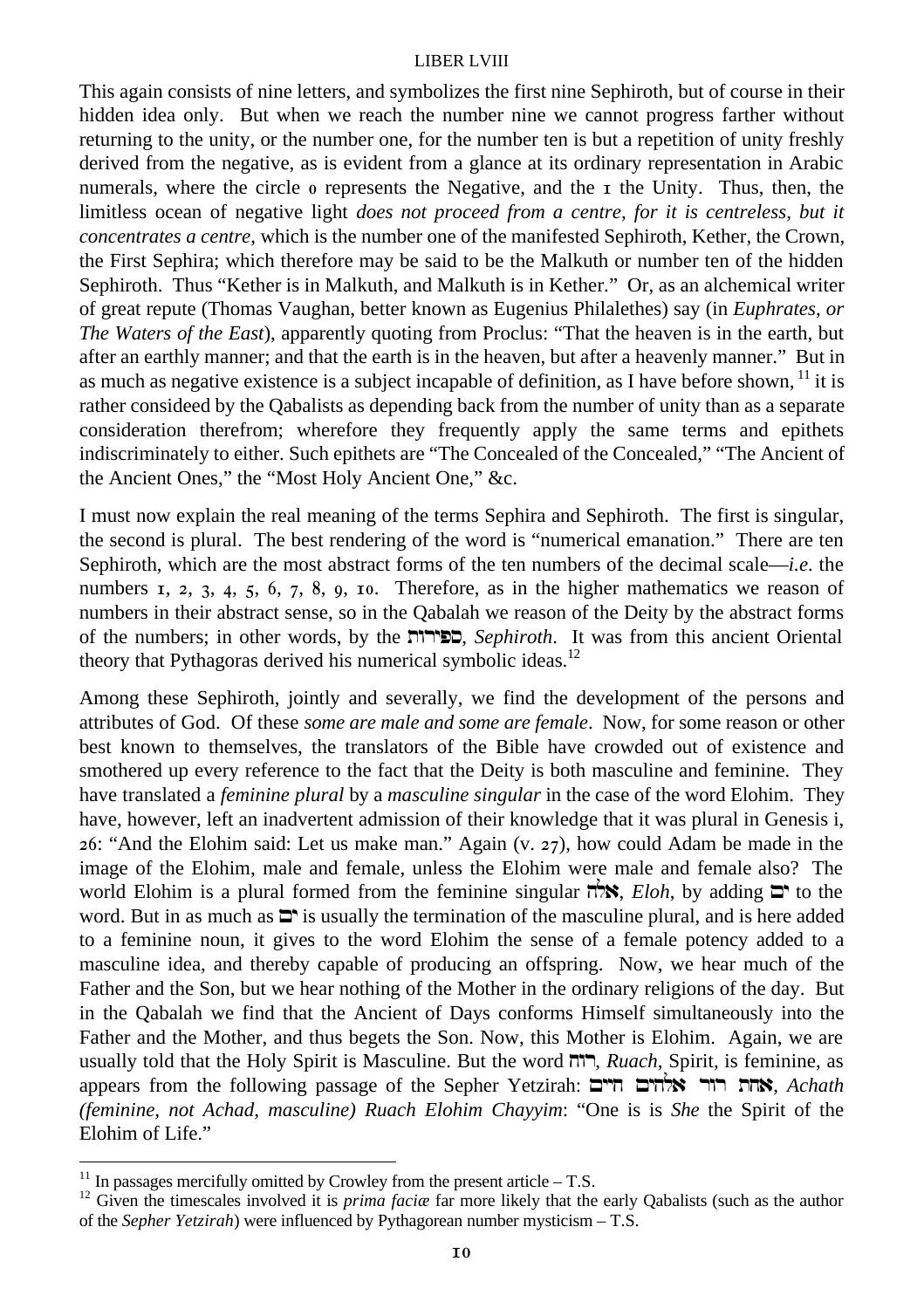This again consists of nine letters, and symbolizes the first nine Sephiroth, but of course in their hidden idea only. But when we reach the number nine we cannot progress farther without returning to the unity, or the number one, for the number ten is but a repetition of unity freshly derived from the negative, as is evident from a glance at its ordinary representation in Arabic numerals, where the circle 0 represents the Negative, and the 1 the Unity. Thus, then, the limitless ocean of negative light *does not proceed from a centre, for it is centreless, but it concentrates a centre*, which is the number one of the manifested Sephiroth, Kether, the Crown, the First Sephira; which therefore may be said to be the Malkuth or number ten of the hidden Sephiroth. Thus "Kether is in Malkuth, and Malkuth is in Kether." Or, as an alchemical writer of great repute (Thomas Vaughan, better known as Eugenius Philalethes) say (in *Euphrates, or The Waters of the East*), apparently quoting from Proclus: "That the heaven is in the earth, but after an earthly manner; and that the earth is in the heaven, but after a heavenly manner." But in as much as negative existence is a subject incapable of definition, as I have before shown, [11] it is rather consideed by the Qabalists as depending back from the number of unity than as a separate consideration therefrom; wherefore they frequently apply the same terms and epithets indiscriminately to either. Such epithets are "The Concealed of the Concealed," "The Ancient of the Ancient Ones," the "Most Holy Ancient One," &c.

I must now explain the real meaning of the terms Sephira and Sephiroth. The first is singular, the second is plural. The best rendering of the word is "numerical emanation." There are ten Sephiroth, which are the most abstract forms of the ten numbers of the decimal scale—*i.e.* the numbers 1, 2, 3, 4, 5, 6, 7, 8, 9, 10. Therefore, as in the higher mathematics we reason of numbers in their abstract sense, so in the Qabalah we reason of the Deity by the abstract forms of the numbers; in other words, by the ספירות, *Sephiroth*. It was from this ancient Oriental theory that Pythagoras derived his numerical symbolic ideas.[12]

Among these Sephiroth, jointly and severally, we find the development of the persons and attributes of God. Of these *some are male and some are female*. Now, for some reason or other best known to themselves, the translators of the Bible have crowded out of existence and smothered up every reference to the fact that the Deity is both masculine and feminine. They have translated a *feminine plural* by a *masculine singular* in the case of the word Elohim. They have, however, left an inadvertent admission of their knowledge that it was plural in Genesis i, 26: "And the Elohim said: Let us make man." Again (v. 27), how could Adam be made in the image of the Elohim, male and female, unless the Elohim were male and female also? The world Elohim is a plural formed from the feminine singular אלה, *Eloh*, by adding ים to the word. But in as much as ים is usually the termination of the masculine plural, and is here added to a feminine noun, it gives to the word Elohim the sense of a female potency added to a masculine idea, and thereby capable of producing an offspring. Now, we hear much of the Father and the Son, but we hear nothing of the Mother in the ordinary religions of the day. But in the Qabalah we find that the Ancient of Days conforms Himself simultaneously into the Father and the Mother, and thus begets the Son. Now, this Mother is Elohim. Again, we are usually told that the Holy Spirit is Masculine. But the word רוח, *Ruach*, Spirit, is feminine, as appears from the following passage of the Sepher Yetzirah: אחת רוח אלהים חיים, *Achath (feminine, not Achad, masculine) Ruach Elohim Chayyim*: "One is is *She* the Spirit of the Elohim of Life."

---

[11] In passages mercifully omitted by Crowley from the present article – T.S.

[12] Given the timescales involved it is *prima faciæ* far more likely that the early Qabalists (such as the author of the *Sepher Yetzirah*) were influenced by Pythagorean number mysticism – T.S.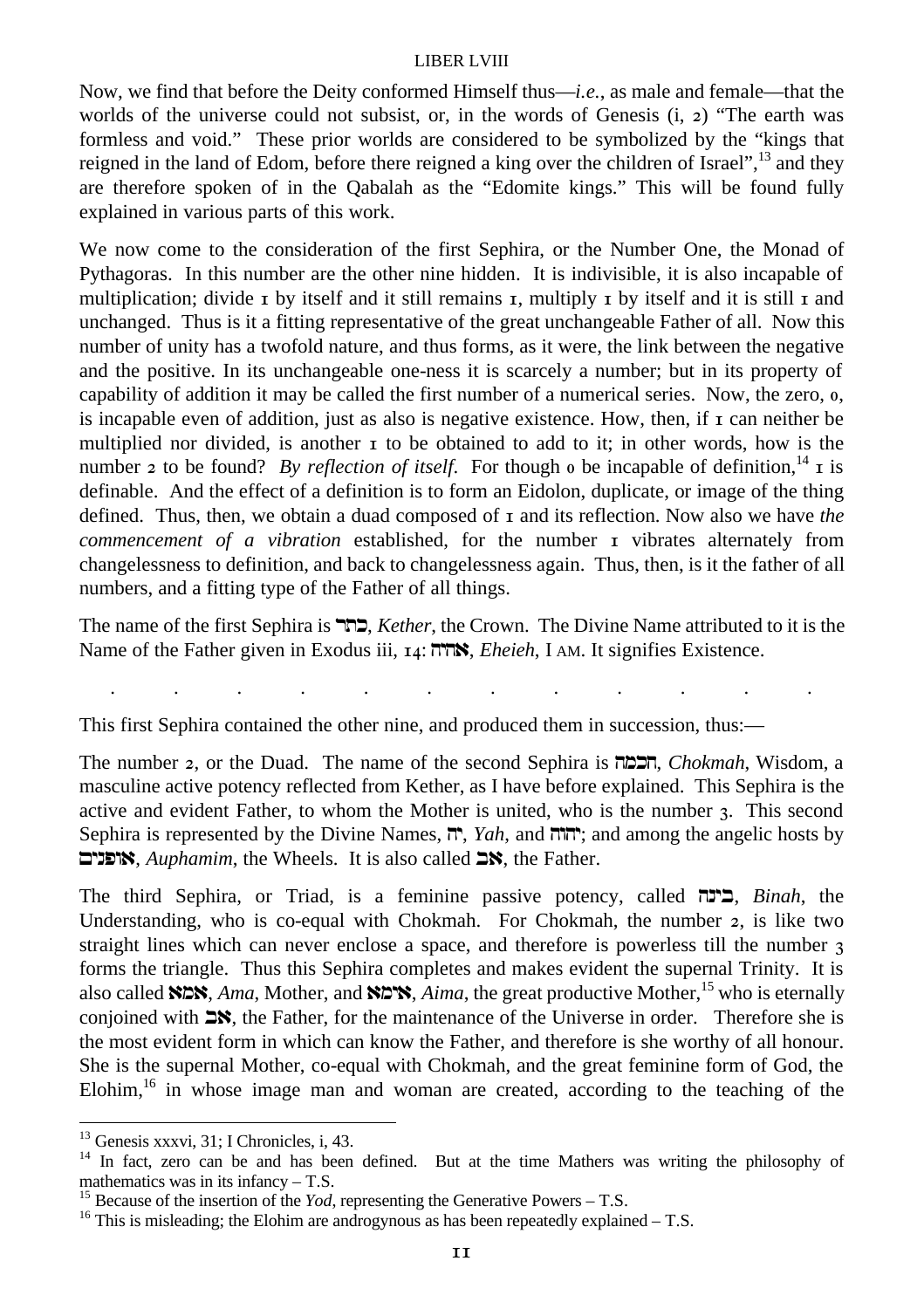Now, we find that before the Deity conformed Himself thus—*i.e.*, as male and female—that the worlds of the universe could not subsist, or, in the words of Genesis (i, 2) "The earth was formless and void." These prior worlds are considered to be symbolized by the "kings that reigned in the land of Edom, before there reigned a king over the children of Israel",[13] and they are therefore spoken of in the Qabalah as the "Edomite kings." This will be found fully explained in various parts of this work.

We now come to the consideration of the first Sephira, or the Number One, the Monad of Pythagoras. In this number are the other nine hidden. It is indivisible, it is also incapable of multiplication; divide 1 by itself and it still remains 1, multiply 1 by itself and it is still 1 and unchanged. Thus is it a fitting representative of the great unchangeable Father of all. Now this number of unity has a twofold nature, and thus forms, as it were, the link between the negative and the positive. In its unchangeable one-ness it is scarcely a number; but in its property of capability of addition it may be called the first number of a numerical series. Now, the zero, 0, is incapable even of addition, just as also is negative existence. How, then, if 1 can neither be multiplied nor divided, is another 1 to be obtained to add to it; in other words, how is the number 2 to be found? *By reflection of itself*. For though 0 be incapable of definition,[14] 1 is definable. And the effect of a definition is to form an Eidolon, duplicate, or image of the thing defined. Thus, then, we obtain a duad composed of 1 and its reflection. Now also we have *the commencement of a vibration* established, for the number 1 vibrates alternately from changelessness to definition, and back to changelessness again. Thus, then, is it the father of all numbers, and a fitting type of the Father of all things.

The name of the first Sephira is כתר, *Kether*, the Crown. The Divine Name attributed to it is the Name of the Father given in Exodus iii, 14: אהיה, *Eheieh*, I AM. It signifies Existence.

. . . . . . . . . . . .

This first Sephira contained the other nine, and produced them in succession, thus:—

The number 2, or the Duad. The name of the second Sephira is חכמה, *Chokmah*, Wisdom, a masculine active potency reflected from Kether, as I have before explained. This Sephira is the active and evident Father, to whom the Mother is united, who is the number 3. This second Sephira is represented by the Divine Names, יה, *Yah*, and יהוה; and among the angelic hosts by אופנים, *Auphamim*, the Wheels. It is also called אב, the Father.

The third Sephira, or Triad, is a feminine passive potency, called בינה, *Binah*, the Understanding, who is co-equal with Chokmah. For Chokmah, the number 2, is like two straight lines which can never enclose a space, and therefore is powerless till the number 3 forms the triangle. Thus this Sephira completes and makes evident the supernal Trinity. It is also called אמא, *Ama*, Mother, and אימא, *Aima*, the great productive Mother,[15] who is eternally conjoined with אב, the Father, for the maintenance of the Universe in order. Therefore she is the most evident form in which can know the Father, and therefore is she worthy of all honour. She is the supernal Mother, co-equal with Chokmah, and the great feminine form of God, the Elohim,[16] in whose image man and woman are created, according to the teaching of the

---

[13] Genesis xxxvi, 31; I Chronicles, i, 43.

[14] In fact, zero can be and has been defined. But at the time Mathers was writing the philosophy of mathematics was in its infancy – T.S.

[15] Because of the insertion of the *Yod*, representing the Generative Powers – T.S.

[16] This is misleading; the Elohim are androgynous as has been repeatedly explained – T.S.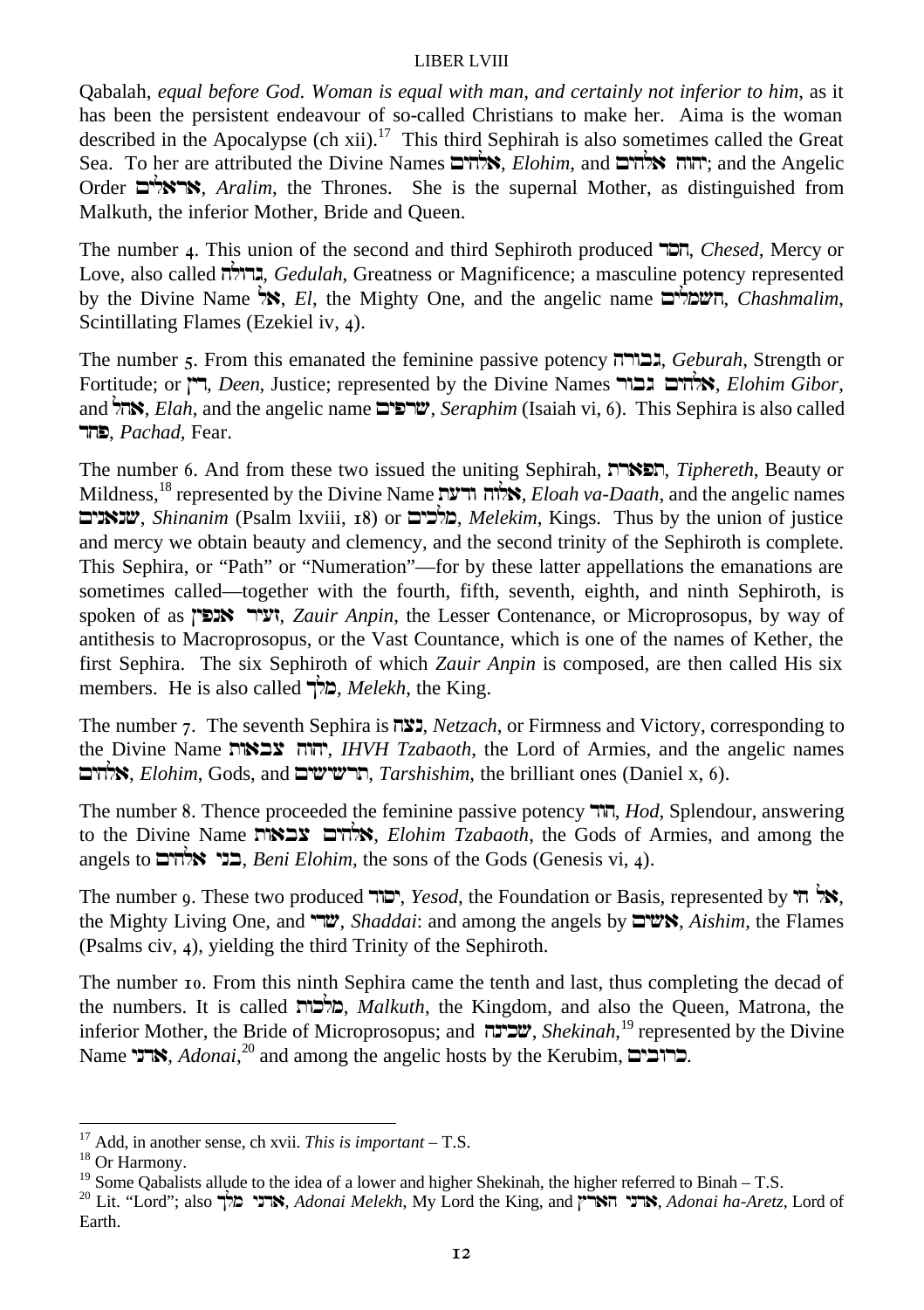Qabalah, *equal before God*. *Woman is equal with man, and certainly not inferior to him*, as it has been the persistent endeavour of so-called Christians to make her. Aima is the woman described in the Apocalypse (ch xii).[17] This third Sephirah is also sometimes called the Great Sea. To her are attributed the Divine Names אלהים, *Elohim*, and יהוה אלהים; and the Angelic Order אראלים, *Aralim*, the Thrones. She is the supernal Mother, as distinguished from Malkuth, the inferior Mother, Bride and Queen.

The number 4. This union of the second and third Sephiroth produced חסד, *Chesed*, Mercy or Love, also called גדולה, *Gedulah*, Greatness or Magnificence; a masculine potency represented by the Divine Name אל, *El*, the Mighty One, and the angelic name חשמלים, *Chashmalim*, Scintillating Flames (Ezekiel iv, 4).

The number 5. From this emanated the feminine passive potency גבורה, *Geburah*, Strength or Fortitude; or דין, *Deen*, Justice; represented by the Divine Names אלהים גבור, *Elohim Gibor*, and אלה, *Elah*, and the angelic name שרפים, *Seraphim* (Isaiah vi, 6). This Sephira is also called פחד, *Pachad*, Fear.

The number 6. And from these two issued the uniting Sephirah, תפארת, *Tiphereth*, Beauty or Mildness,[18] represented by the Divine Name אלוה ודעת, *Eloah va-Daath*, and the angelic names שנאנים, *Shinanim* (Psalm lxviii, 18) or מלכים, *Melekim*, Kings. Thus by the union of justice and mercy we obtain beauty and clemency, and the second trinity of the Sephiroth is complete. This Sephira, or "Path" or "Numeration"—for by these latter appellations the emanations are sometimes called—together with the fourth, fifth, seventh, eighth, and ninth Sephiroth, is spoken of as זעיר אנפין, *Zauir Anpin*, the Lesser Contenance, or Microprosopus, by way of antithesis to Macroprosopus, or the Vast Countance, which is one of the names of Kether, the first Sephira. The six Sephiroth of which *Zauir Anpin* is composed, are then called His six members. He is also called מלך, *Melekh*, the King.

The number 7. The seventh Sephira is נצח, *Netzach*, or Firmness and Victory, corresponding to the Divine Name יהוה צבאות, *IHVH Tzabaoth*, the Lord of Armies, and the angelic names אלהים, *Elohim*, Gods, and תרשישים, *Tarshishim*, the brilliant ones (Daniel x, 6).

The number 8. Thence proceeded the feminine passive potency הוד, *Hod*, Splendour, answering to the Divine Name אלהים צבאות, *Elohim Tzabaoth*, the Gods of Armies, and among the angels to בני אלהים, *Beni Elohim*, the sons of the Gods (Genesis vi, 4).

The number 9. These two produced יסוד, *Yesod*, the Foundation or Basis, represented by אל חי, the Mighty Living One, and שדי, *Shaddai*: and among the angels by אשים, *Aishim*, the Flames (Psalms civ, 4), yielding the third Trinity of the Sephiroth.

The number 10. From this ninth Sephira came the tenth and last, thus completing the decad of the numbers. It is called מלכות, *Malkuth*, the Kingdom, and also the Queen, Matrona, the inferior Mother, the Bride of Microprosopus; and שכינה, *Shekinah*,[19] represented by the Divine Name אדני, *Adonai*,[20] and among the angelic hosts by the Kerubim, כרובים.

---

[17] Add, in another sense, ch xvii. *This is important* – T.S.

[18] Or Harmony.

[19] Some Qabalists allude to the idea of a lower and higher Shekinah, the higher referred to Binah – T.S.

[20] Lit. "Lord"; also אדני מלך, *Adonai Melekh*, My Lord the King, and אדני הארץ, *Adonai ha-Aretz*, Lord of Earth.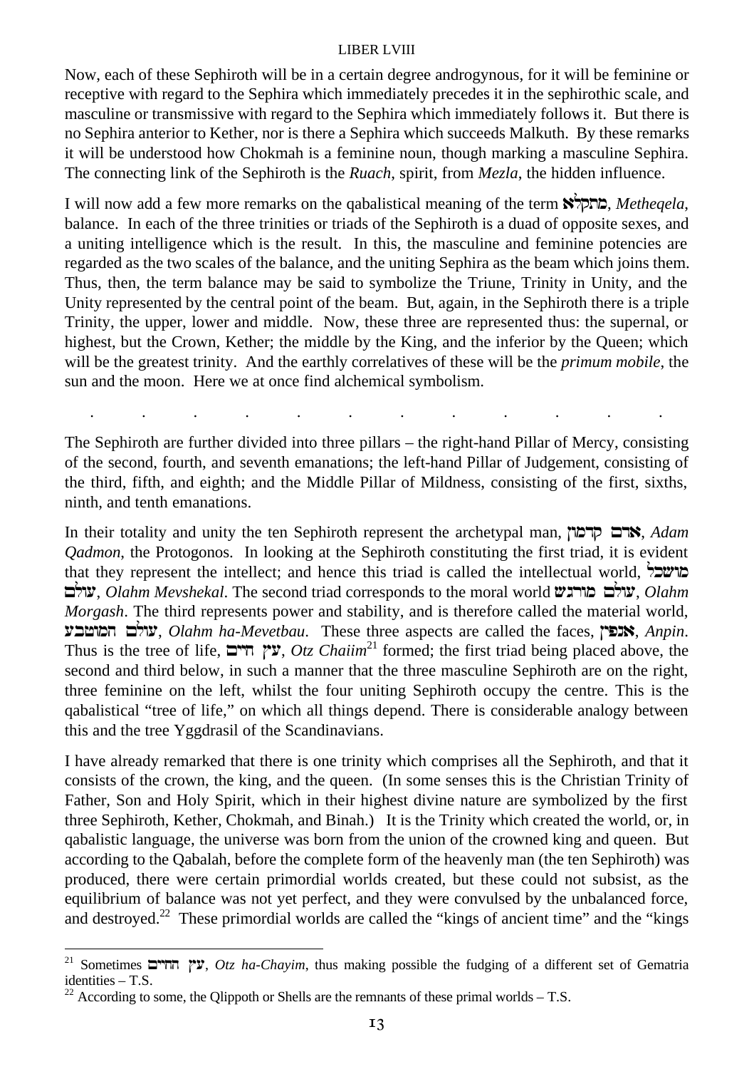Now, each of these Sephiroth will be in a certain degree androgynous, for it will be feminine or receptive with regard to the Sephira which immediately precedes it in the sephirothic scale, and masculine or transmissive with regard to the Sephira which immediately follows it. But there is no Sephira anterior to Kether, nor is there a Sephira which succeeds Malkuth. By these remarks it will be understood how Chokmah is a feminine noun, though marking a masculine Sephira. The connecting link of the Sephiroth is the *Ruach*, spirit, from *Mezla*, the hidden influence.

I will now add a few more remarks on the qabalistical meaning of the term מתקלא, *Metheqela*, balance. In each of the three trinities or triads of the Sephiroth is a duad of opposite sexes, and a uniting intelligence which is the result. In this, the masculine and feminine potencies are regarded as the two scales of the balance, and the uniting Sephira as the beam which joins them. Thus, then, the term balance may be said to symbolize the Triune, Trinity in Unity, and the Unity represented by the central point of the beam. But, again, in the Sephiroth there is a triple Trinity, the upper, lower and middle. Now, these three are represented thus: the supernal, or highest, but the Crown, Kether; the middle by the King, and the inferior by the Queen; which will be the greatest trinity. And the earthly correlatives of these will be the *primum mobile*, the sun and the moon. Here we at once find alchemical symbolism.

. . . . . . . . . . . .

The Sephiroth are further divided into three pillars – the right-hand Pillar of Mercy, consisting of the second, fourth, and seventh emanations; the left-hand Pillar of Judgement, consisting of the third, fifth, and eighth; and the Middle Pillar of Mildness, consisting of the first, sixths, ninth, and tenth emanations.

In their totality and unity the ten Sephiroth represent the archetypal man, אדם קדמון, *Adam Qadmon*, the Protogonos. In looking at the Sephiroth constituting the first triad, it is evident that they represent the intellect; and hence this triad is called the intellectual world, עולם מושכל, *Olahm Mevshekal*. The second triad corresponds to the moral world עולם מורגש, *Olahm Morgash*. The third represents power and stability, and is therefore called the material world, עולם המוטבע, *Olahm ha-Mevetbau*. These three aspects are called the faces, אנפין, *Anpin*. Thus is the tree of life, עץ חיים, *Otz Chaiim*[21] formed; the first triad being placed above, the second and third below, in such a manner that the three masculine Sephiroth are on the right, three feminine on the left, whilst the four uniting Sephiroth occupy the centre. This is the qabalistical "tree of life," on which all things depend. There is considerable analogy between this and the tree Yggdrasil of the Scandinavians.

I have already remarked that there is one trinity which comprises all the Sephiroth, and that it consists of the crown, the king, and the queen. (In some senses this is the Christian Trinity of Father, Son and Holy Spirit, which in their highest divine nature are symbolized by the first three Sephiroth, Kether, Chokmah, and Binah.) It is the Trinity which created the world, or, in qabalistic language, the universe was born from the union of the crowned king and queen. But according to the Qabalah, before the complete form of the heavenly man (the ten Sephiroth) was produced, there were certain primordial worlds created, but these could not subsist, as the equilibrium of balance was not yet perfect, and they were convulsed by the unbalanced force, and destroyed.[22] These primordial worlds are called the "kings of ancient time" and the "kings

---

[21] Sometimes עץ החיים, *Otz ha-Chayim*, thus making possible the fudging of a different set of Gematria identities – T.S.

[22] According to some, the Qlippoth or Shells are the remnants of these primal worlds – T.S.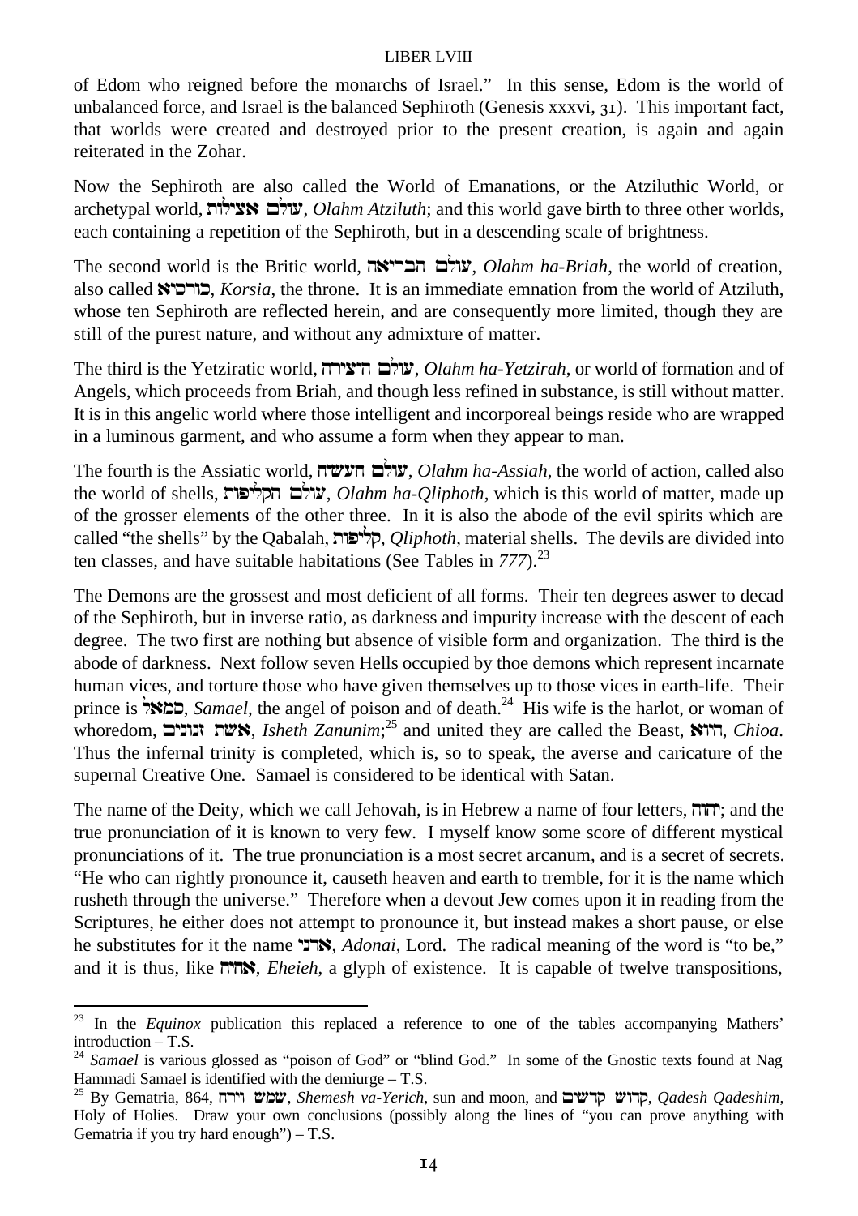of Edom who reigned before the monarchs of Israel." In this sense, Edom is the world of unbalanced force, and Israel is the balanced Sephiroth (Genesis xxxvi, 31). This important fact, that worlds were created and destroyed prior to the present creation, is again and again reiterated in the Zohar.

Now the Sephiroth are also called the World of Emanations, or the Atziluthic World, or archetypal world, **עולם אצילות**, *Olahm Atziluth*; and this world gave birth to three other worlds, each containing a repetition of the Sephiroth, but in a descending scale of brightness.

The second world is the Britic world, **עולם הבריאה**, *Olahm ha-Briah*, the world of creation, also called **כורסיא**, *Korsia*, the throne. It is an immediate emnation from the world of Atziluth, whose ten Sephiroth are reflected herein, and are consequently more limited, though they are still of the purest nature, and without any admixture of matter.

The third is the Yetziratic world, **עולם היצירה**, *Olahm ha-Yetzirah*, or world of formation and of Angels, which proceeds from Briah, and though less refined in substance, is still without matter. It is in this angelic world where those intelligent and incorporeal beings reside who are wrapped in a luminous garment, and who assume a form when they appear to man.

The fourth is the Assiatic world, **עולם העשיה**, *Olahm ha-Assiah*, the world of action, called also the world of shells, **עולם הקליפות**, *Olahm ha-Qliphoth*, which is this world of matter, made up of the grosser elements of the other three. In it is also the abode of the evil spirits which are called "the shells" by the Qabalah, **קליפות**, *Qliphoth*, material shells. The devils are divided into ten classes, and have suitable habitations (See Tables in *777*).[23]

The Demons are the grossest and most deficient of all forms. Their ten degrees aswer to decad of the Sephiroth, but in inverse ratio, as darkness and impurity increase with the descent of each degree. The two first are nothing but absence of visible form and organization. The third is the abode of darkness. Next follow seven Hells occupied by thoe demons which represent incarnate human vices, and torture those who have given themselves up to those vices in earth-life. Their prince is **סמאל**, *Samael*, the angel of poison and of death.[24] His wife is the harlot, or woman of whoredom, **אשת זנונים**, *Isheth Zanunim*;[25] and united they are called the Beast, **חויא**, *Chioa*. Thus the infernal trinity is completed, which is, so to speak, the averse and caricature of the supernal Creative One. Samael is considered to be identical with Satan.

The name of the Deity, which we call Jehovah, is in Hebrew a name of four letters, **יהוה**; and the true pronunciation of it is known to very few. I myself know some score of different mystical pronunciations of it. The true pronunciation is a most secret arcanum, and is a secret of secrets. "He who can rightly pronounce it, causeth heaven and earth to tremble, for it is the name which rusheth through the universe." Therefore when a devout Jew comes upon it in reading from the Scriptures, he either does not attempt to pronounce it, but instead makes a short pause, or else he substitutes for it the name **אדני**, *Adonai*, Lord. The radical meaning of the word is "to be," and it is thus, like **אהיה**, *Eheieh*, a glyph of existence. It is capable of twelve transpositions,

---

[23] In the *Equinox* publication this replaced a reference to one of the tables accompanying Mathers' introduction – T.S.

[24] *Samael* is various glossed as "poison of God" or "blind God." In some of the Gnostic texts found at Nag Hammadi Samael is identified with the demiurge – T.S.

[25] By Gematria, 864, **שמש וירח**, *Shemesh va-Yerich*, sun and moon, and **קדוש קדשים**, *Qadesh Qadeshim*, Holy of Holies. Draw your own conclusions (possibly along the lines of "you can prove anything with Gematria if you try hard enough") – T.S.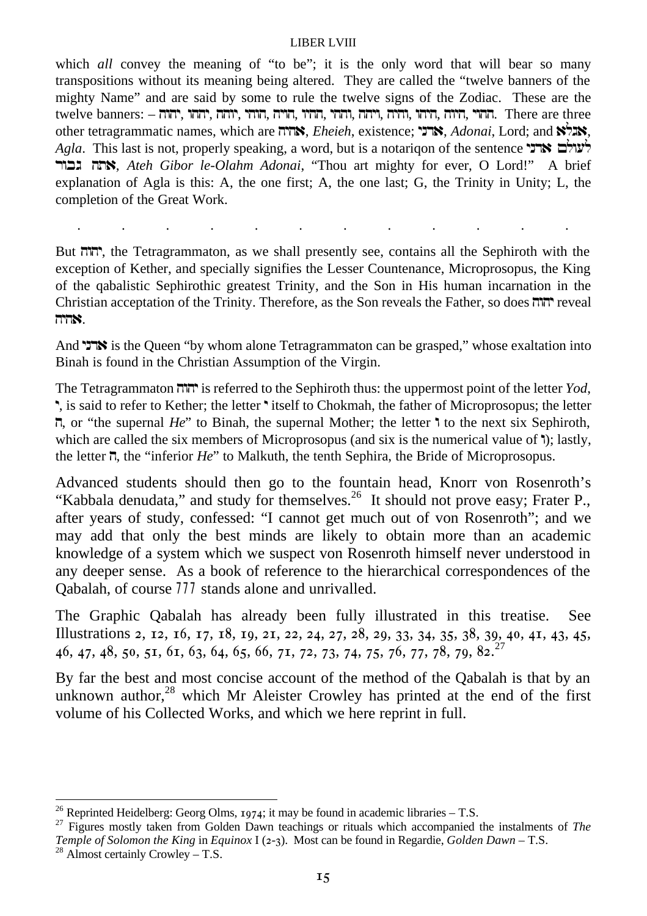which *all* convey the meaning of "to be"; it is the only word that will bear so many transpositions without its meaning being altered. They are called the "twelve banners of the mighty Name" and are said by some to rule the twelve signs of the Zodiac. These are the twelve banners: – יהוה, יההו, יוהה, הוהי, הויה, ההיו, והיה, ויהה, ההוי, היהו, היוה, והחי. There are three other tetragrammatic names, which are אהיה, *Eheieh*, existence; אדני, *Adonai*, Lord; and אגלא, *Agla*. This last is not, properly speaking, a word, but is a notariqon of the sentence אתה גבור לעולם אדני, *Ateh Gibor le-Olahm Adonai*, "Thou art mighty for ever, O Lord!" A brief explanation of Agla is this: A, the one first; A, the one last; G, the Trinity in Unity; L, the completion of the Great Work.

. . . . . . . . . . . .

But יהוה, the Tetragrammaton, as we shall presently see, contains all the Sephiroth with the exception of Kether, and specially signifies the Lesser Countenance, Microprosopus, the King of the qabalistic Sephirothic greatest Trinity, and the Son in His human incarnation in the Christian acceptation of the Trinity. Therefore, as the Son reveals the Father, so does יהוה reveal אהיה.

And אדני is the Queen "by whom alone Tetragrammaton can be grasped," whose exaltation into Binah is found in the Christian Assumption of the Virgin.

The Tetragrammaton יהוה is referred to the Sephiroth thus: the uppermost point of the letter *Yod*, י, is said to refer to Kether; the letter י itself to Chokmah, the father of Microprosopus; the letter ה, or "the supernal *He*" to Binah, the supernal Mother; the letter ו to the next six Sephiroth, which are called the six members of Microprosopus (and six is the numerical value of ו); lastly, the letter ה, the "inferior *He*" to Malkuth, the tenth Sephira, the Bride of Microprosopus.

Advanced students should then go to the fountain head, Knorr von Rosenroth's "Kabbala denudata," and study for themselves.[26] It should not prove easy; Frater P., after years of study, confessed: "I cannot get much out of von Rosenroth"; and we may add that only the best minds are likely to obtain more than an academic knowledge of a system which we suspect von Rosenroth himself never understood in any deeper sense. As a book of reference to the hierarchical correspondences of the Qabalah, of course 777 stands alone and unrivalled.

The Graphic Qabalah has already been fully illustrated in this treatise. See Illustrations 2, 12, 16, 17, 18, 19, 21, 22, 24, 27, 28, 29, 33, 34, 35, 38, 39, 40, 41, 43, 45, 46, 47, 48, 50, 51, 61, 63, 64, 65, 66, 71, 72, 73, 74, 75, 76, 77, 78, 79, 82.[27]

By far the best and most concise account of the method of the Qabalah is that by an unknown author,[28] which Mr Aleister Crowley has printed at the end of the first volume of his Collected Works, and which we here reprint in full.

---

[26] Reprinted Heidelberg: Georg Olms, 1974; it may be found in academic libraries – T.S.

[27] Figures mostly taken from Golden Dawn teachings or rituals which accompanied the instalments of *The Temple of Solomon the King* in *Equinox* I (2-3). Most can be found in Regardie, *Golden Dawn* – T.S.

[28] Almost certainly Crowley – T.S.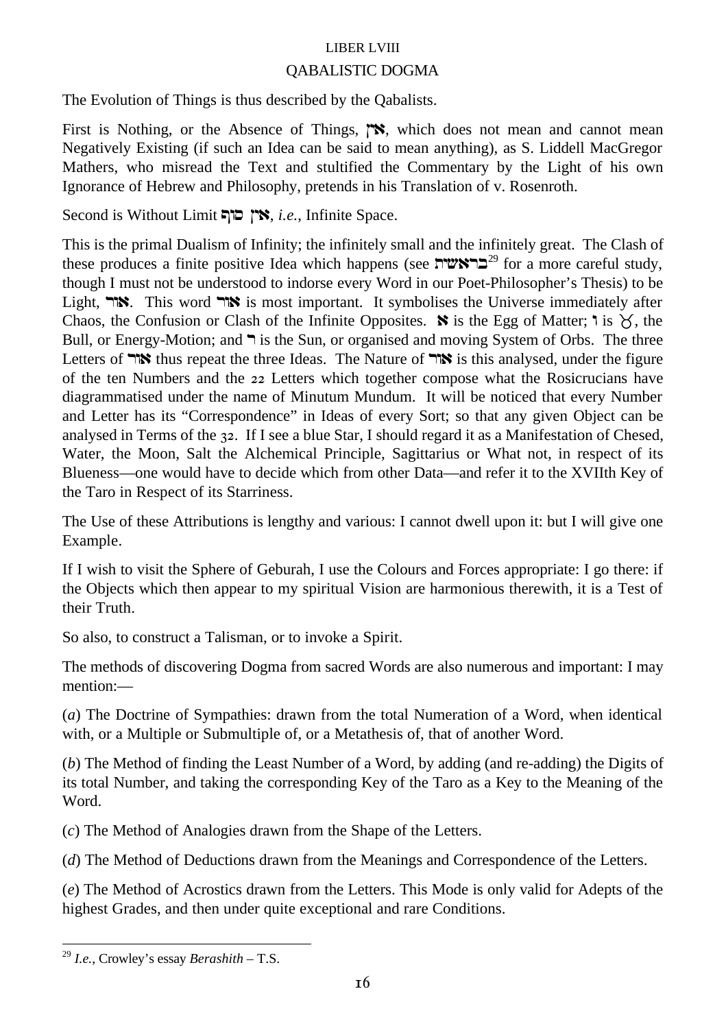LIBER LVIII

## QABALISTIC DOGMA

The Evolution of Things is thus described by the Qabalists.

First is Nothing, or the Absence of Things, אין, which does not mean and cannot mean Negatively Existing (if such an Idea can be said to mean anything), as S. Liddell MacGregor Mathers, who misread the Text and stultified the Commentary by the Light of his own Ignorance of Hebrew and Philosophy, pretends in his Translation of v. Rosenroth.

Second is Without Limit אין סוף, *i.e.*, Infinite Space.

This is the primal Dualism of Infinity; the infinitely small and the infinitely great. The Clash of these produces a finite positive Idea which happens (see בראשית[29] for a more careful study, though I must not be understood to indorse every Word in our Poet-Philosopher's Thesis) to be Light, אור. This word אור is most important. It symbolises the Universe immediately after Chaos, the Confusion or Clash of the Infinite Opposites. א is the Egg of Matter; ו is ♉, the Bull, or Energy-Motion; and ר is the Sun, or organised and moving System of Orbs. The three Letters of אור thus repeat the three Ideas. The Nature of אור is this analysed, under the figure of the ten Numbers and the 22 Letters which together compose what the Rosicrucians have diagrammatised under the name of Minutum Mundum. It will be noticed that every Number and Letter has its "Correspondence" in Ideas of every Sort; so that any given Object can be analysed in Terms of the 32. If I see a blue Star, I should regard it as a Manifestation of Chesed, Water, the Moon, Salt the Alchemical Principle, Sagittarius or What not, in respect of its Blueness—one would have to decide which from other Data—and refer it to the XVIIth Key of the Taro in Respect of its Starriness.

The Use of these Attributions is lengthy and various: I cannot dwell upon it: but I will give one Example.

If I wish to visit the Sphere of Geburah, I use the Colours and Forces appropriate: I go there: if the Objects which then appear to my spiritual Vision are harmonious therewith, it is a Test of their Truth.

So also, to construct a Talisman, or to invoke a Spirit.

The methods of discovering Dogma from sacred Words are also numerous and important: I may mention:—

(*a*) The Doctrine of Sympathies: drawn from the total Numeration of a Word, when identical with, or a Multiple or Submultiple of, or a Metathesis of, that of another Word.

(*b*) The Method of finding the Least Number of a Word, by adding (and re-adding) the Digits of its total Number, and taking the corresponding Key of the Taro as a Key to the Meaning of the Word.

(*c*) The Method of Analogies drawn from the Shape of the Letters.

(*d*) The Method of Deductions drawn from the Meanings and Correspondence of the Letters.

(*e*) The Method of Acrostics drawn from the Letters. This Mode is only valid for Adepts of the highest Grades, and then under quite exceptional and rare Conditions.

---

[29] *I.e.*, Crowley's essay *Berashith* – T.S.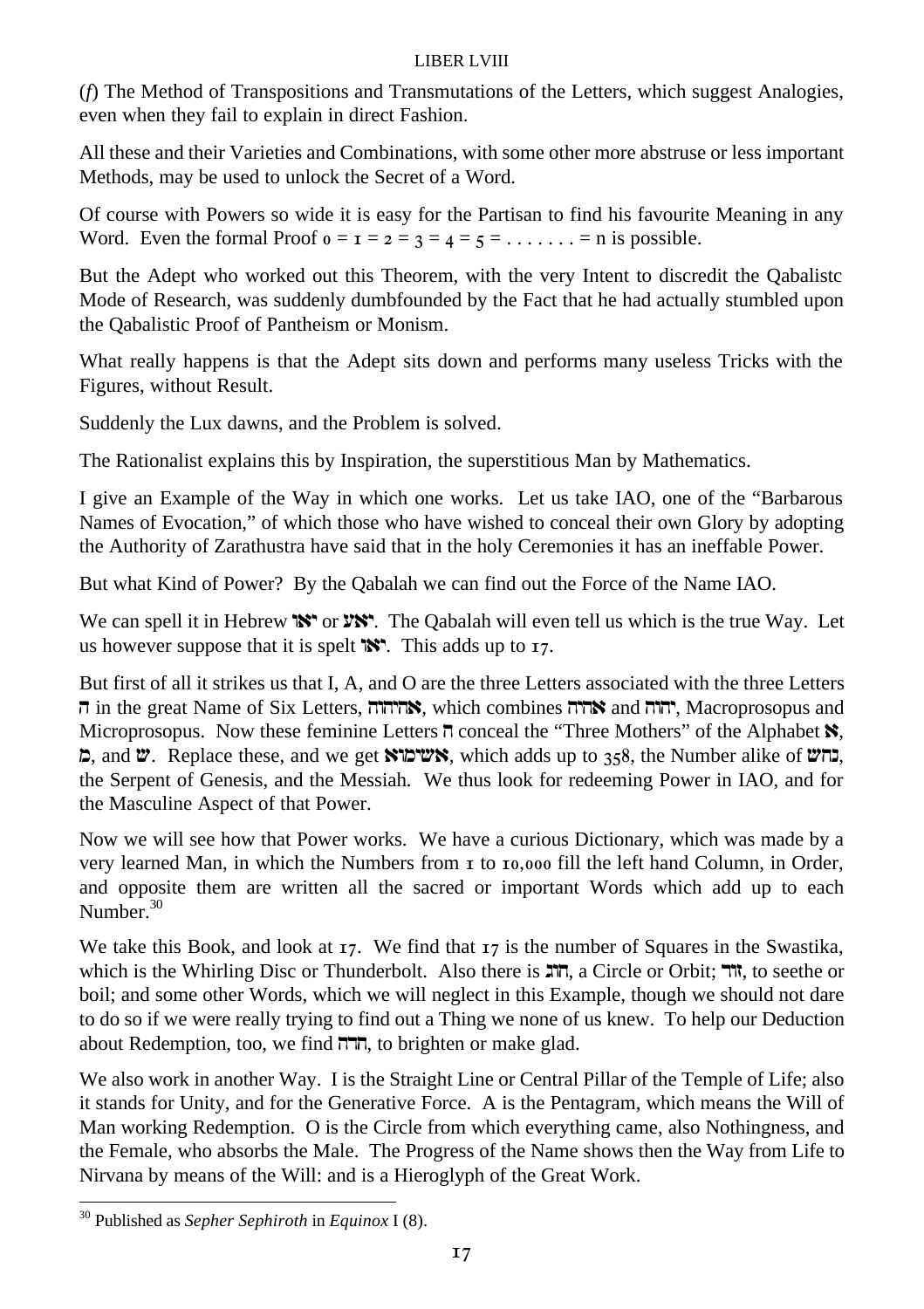(*f*) The Method of Transpositions and Transmutations of the Letters, which suggest Analogies, even when they fail to explain in direct Fashion.

All these and their Varieties and Combinations, with some other more abstruse or less important Methods, may be used to unlock the Secret of a Word.

Of course with Powers so wide it is easy for the Partisan to find his favourite Meaning in any Word. Even the formal Proof $0 = 1 = 2 = 3 = 4 = 5 = \ldots\ldots\ldots = n$ is possible.

But the Adept who worked out this Theorem, with the very Intent to discredit the Qabalistc Mode of Research, was suddenly dumbfounded by the Fact that he had actually stumbled upon the Qabalistic Proof of Pantheism or Monism.

What really happens is that the Adept sits down and performs many useless Tricks with the Figures, without Result.

Suddenly the Lux dawns, and the Problem is solved.

The Rationalist explains this by Inspiration, the superstitious Man by Mathematics.

I give an Example of the Way in which one works. Let us take IAO, one of the "Barbarous Names of Evocation," of which those who have wished to conceal their own Glory by adopting the Authority of Zarathustra have said that in the holy Ceremonies it has an ineffable Power.

But what Kind of Power? By the Qabalah we can find out the Force of the Name IAO.

We can spell it in Hebrew **יאו** or **יאע**. The Qabalah will even tell us which is the true Way. Let us however suppose that it is spelt **יאו**. This adds up to 17.

But first of all it strikes us that I, A, and O are the three Letters associated with the three Letters **ה** in the great Name of Six Letters, **אהיהוה**, which combines **אהיה** and **יהוה**, Macroprosopus and Microprosopus. Now these feminine Letters **ה** conceal the "Three Mothers" of the Alphabet **א**, **מ**, and **ש**. Replace these, and we get **אשימוא**, which adds up to 358, the Number alike of **נחש**, the Serpent of Genesis, and the Messiah. We thus look for redeeming Power in IAO, and for the Masculine Aspect of that Power.

Now we will see how that Power works. We have a curious Dictionary, which was made by a very learned Man, in which the Numbers from 1 to 10,000 fill the left hand Column, in Order, and opposite them are written all the sacred or important Words which add up to each Number.[30]

We take this Book, and look at 17. We find that 17 is the number of Squares in the Swastika, which is the Whirling Disc or Thunderbolt. Also there is **חוג**, a Circle or Orbit; **זוד**, to seethe or boil; and some other Words, which we will neglect in this Example, though we should not dare to do so if we were really trying to find out a Thing we none of us knew. To help our Deduction about Redemption, too, we find **חדה**, to brighten or make glad.

We also work in another Way. I is the Straight Line or Central Pillar of the Temple of Life; also it stands for Unity, and for the Generative Force. A is the Pentagram, which means the Will of Man working Redemption. O is the Circle from which everything came, also Nothingness, and the Female, who absorbs the Male. The Progress of the Name shows then the Way from Life to Nirvana by means of the Will: and is a Hieroglyph of the Great Work.

---

[30] Published as *Sepher Sephiroth* in *Equinox* I (8).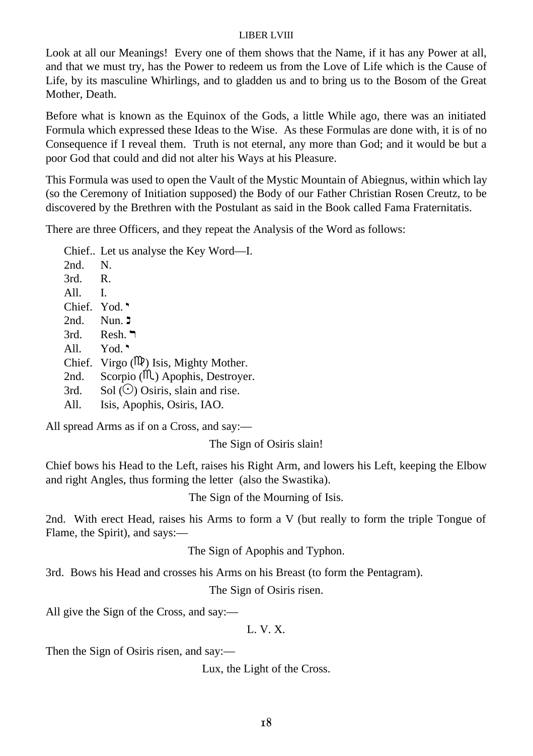Look at all our Meanings! Every one of them shows that the Name, if it has any Power at all, and that we must try, has the Power to redeem us from the Love of Life which is the Cause of Life, by its masculine Whirlings, and to gladden us and to bring us to the Bosom of the Great Mother, Death.

Before what is known as the Equinox of the Gods, a little While ago, there was an initiated Formula which expressed these Ideas to the Wise. As these Formulas are done with, it is of no Consequence if I reveal them. Truth is not eternal, any more than God; and it would be but a poor God that could and did not alter his Ways at his Pleasure.

This Formula was used to open the Vault of the Mystic Mountain of Abiegnus, within which lay (so the Ceremony of Initiation supposed) the Body of our Father Christian Rosen Creutz, to be discovered by the Brethren with the Postulant as said in the Book called Fama Fraternitatis.

There are three Officers, and they repeat the Analysis of the Word as follows:

Chief.. Let us analyse the Key Word—I.  
2nd. N.  
3rd. R.  
All. I.  
Chief. Yod. י  
2nd. Nun. נ  
3rd. Resh. ר  
All. Yod. י  
Chief. Virgo (♍) Isis, Mighty Mother.  
2nd. Scorpio (♏) Apophis, Destroyer.  
3rd. Sol (☉) Osiris, slain and rise.  
All. Isis, Apophis, Osiris, IAO.

All spread Arms as if on a Cross, and say:—

The Sign of Osiris slain!

Chief bows his Head to the Left, raises his Right Arm, and lowers his Left, keeping the Elbow and right Angles, thus forming the letter  (also the Swastika).

The Sign of the Mourning of Isis.

2nd. With erect Head, raises his Arms to form a V (but really to form the triple Tongue of Flame, the Spirit), and says:—

The Sign of Apophis and Typhon.

3rd. Bows his Head and crosses his Arms on his Breast (to form the Pentagram).

The Sign of Osiris risen.

All give the Sign of the Cross, and say:—

L. V. X.

Then the Sign of Osiris risen, and say:—

Lux, the Light of the Cross.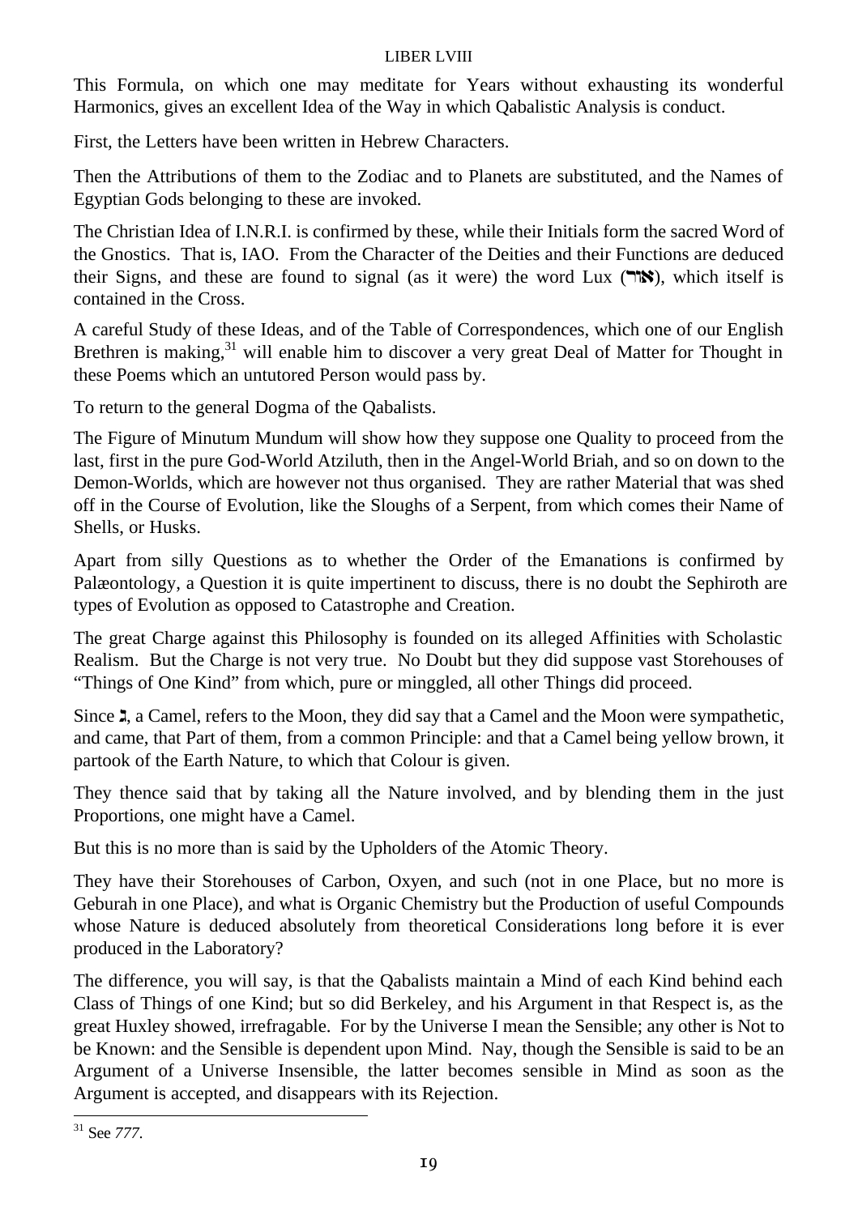This Formula, on which one may meditate for Years without exhausting its wonderful Harmonics, gives an excellent Idea of the Way in which Qabalistic Analysis is conduct.

First, the Letters have been written in Hebrew Characters.

Then the Attributions of them to the Zodiac and to Planets are substituted, and the Names of Egyptian Gods belonging to these are invoked.

The Christian Idea of I.N.R.I. is confirmed by these, while their Initials form the sacred Word of the Gnostics. That is, IAO. From the Character of the Deities and their Functions are deduced their Signs, and these are found to signal (as it were) the word Lux (אור), which itself is contained in the Cross.

A careful Study of these Ideas, and of the Table of Correspondences, which one of our English Brethren is making,[31] will enable him to discover a very great Deal of Matter for Thought in these Poems which an untutored Person would pass by.

To return to the general Dogma of the Qabalists.

The Figure of Minutum Mundum will show how they suppose one Quality to proceed from the last, first in the pure God-World Atziluth, then in the Angel-World Briah, and so on down to the Demon-Worlds, which are however not thus organised. They are rather Material that was shed off in the Course of Evolution, like the Sloughs of a Serpent, from which comes their Name of Shells, or Husks.

Apart from silly Questions as to whether the Order of the Emanations is confirmed by Palæontology, a Question it is quite impertinent to discuss, there is no doubt the Sephiroth are types of Evolution as opposed to Catastrophe and Creation.

The great Charge against this Philosophy is founded on its alleged Affinities with Scholastic Realism. But the Charge is not very true. No Doubt but they did suppose vast Storehouses of "Things of One Kind" from which, pure or minggled, all other Things did proceed.

Since ג, a Camel, refers to the Moon, they did say that a Camel and the Moon were sympathetic, and came, that Part of them, from a common Principle: and that a Camel being yellow brown, it partook of the Earth Nature, to which that Colour is given.

They thence said that by taking all the Nature involved, and by blending them in the just Proportions, one might have a Camel.

But this is no more than is said by the Upholders of the Atomic Theory.

They have their Storehouses of Carbon, Oxyen, and such (not in one Place, but no more is Geburah in one Place), and what is Organic Chemistry but the Production of useful Compounds whose Nature is deduced absolutely from theoretical Considerations long before it is ever produced in the Laboratory?

The difference, you will say, is that the Qabalists maintain a Mind of each Kind behind each Class of Things of one Kind; but so did Berkeley, and his Argument in that Respect is, as the great Huxley showed, irrefragable. For by the Universe I mean the Sensible; any other is Not to be Known: and the Sensible is dependent upon Mind. Nay, though the Sensible is said to be an Argument of a Universe Insensible, the latter becomes sensible in Mind as soon as the Argument is accepted, and disappears with its Rejection.

---

[31] See *777*.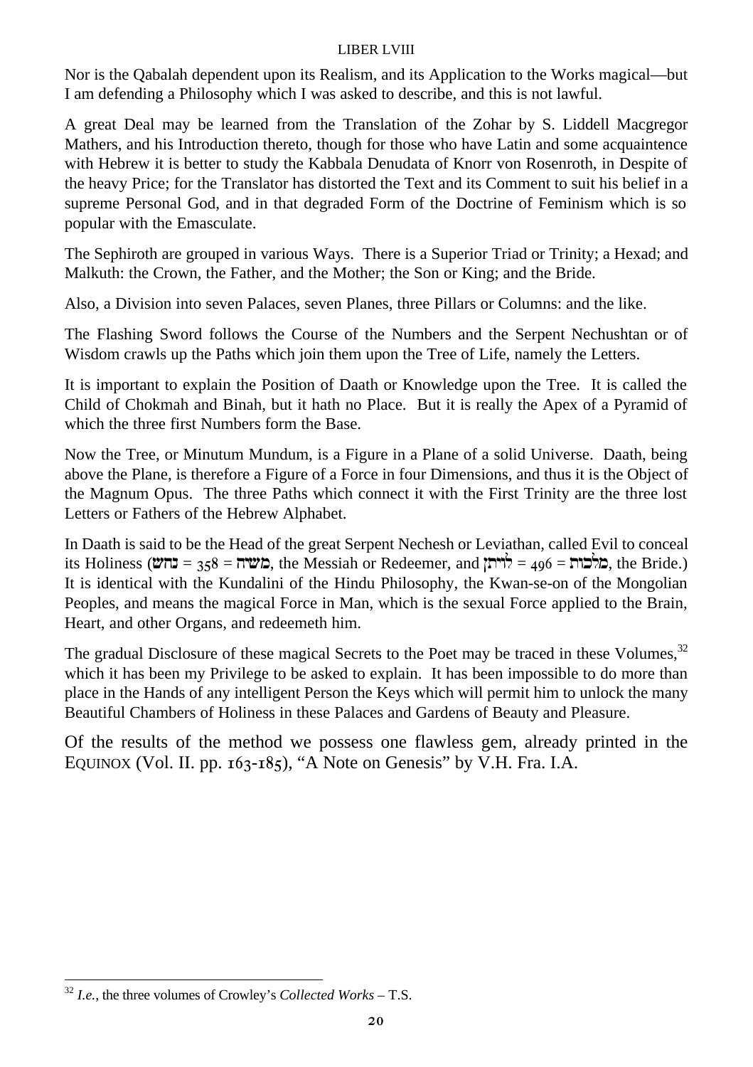Nor is the Qabalah dependent upon its Realism, and its Application to the Works magical—but I am defending a Philosophy which I was asked to describe, and this is not lawful.

A great Deal may be learned from the Translation of the Zohar by S. Liddell Macgregor Mathers, and his Introduction thereto, though for those who have Latin and some acquaintence with Hebrew it is better to study the Kabbala Denudata of Knorr von Rosenroth, in Despite of the heavy Price; for the Translator has distorted the Text and its Comment to suit his belief in a supreme Personal God, and in that degraded Form of the Doctrine of Feminism which is so popular with the Emasculate.

The Sephiroth are grouped in various Ways. There is a Superior Triad or Trinity; a Hexad; and Malkuth: the Crown, the Father, and the Mother; the Son or King; and the Bride.

Also, a Division into seven Palaces, seven Planes, three Pillars or Columns: and the like.

The Flashing Sword follows the Course of the Numbers and the Serpent Nechushtan or of Wisdom crawls up the Paths which join them upon the Tree of Life, namely the Letters.

It is important to explain the Position of Daath or Knowledge upon the Tree. It is called the Child of Chokmah and Binah, but it hath no Place. But it is really the Apex of a Pyramid of which the three first Numbers form the Base.

Now the Tree, or Minutum Mundum, is a Figure in a Plane of a solid Universe. Daath, being above the Plane, is therefore a Figure of a Force in four Dimensions, and thus it is the Object of the Magnum Opus. The three Paths which connect it with the First Trinity are the three lost Letters or Fathers of the Hebrew Alphabet.

In Daath is said to be the Head of the great Serpent Nechesh or Leviathan, called Evil to conceal its Holiness (נחש = 358 = משיח, the Messiah or Redeemer, and לויתן = 496 = מלכות, the Bride.) It is identical with the Kundalini of the Hindu Philosophy, the Kwan-se-on of the Mongolian Peoples, and means the magical Force in Man, which is the sexual Force applied to the Brain, Heart, and other Organs, and redeemeth him.

The gradual Disclosure of these magical Secrets to the Poet may be traced in these Volumes,[32] which it has been my Privilege to be asked to explain. It has been impossible to do more than place in the Hands of any intelligent Person the Keys which will permit him to unlock the many Beautiful Chambers of Holiness in these Palaces and Gardens of Beauty and Pleasure.

Of the results of the method we possess one flawless gem, already printed in the EQUINOX (Vol. II. pp. 163-185), “A Note on Genesis” by V.H. Fra. I.A.

[32] *I.e.*, the three volumes of Crowley’s *Collected Works* – T.S.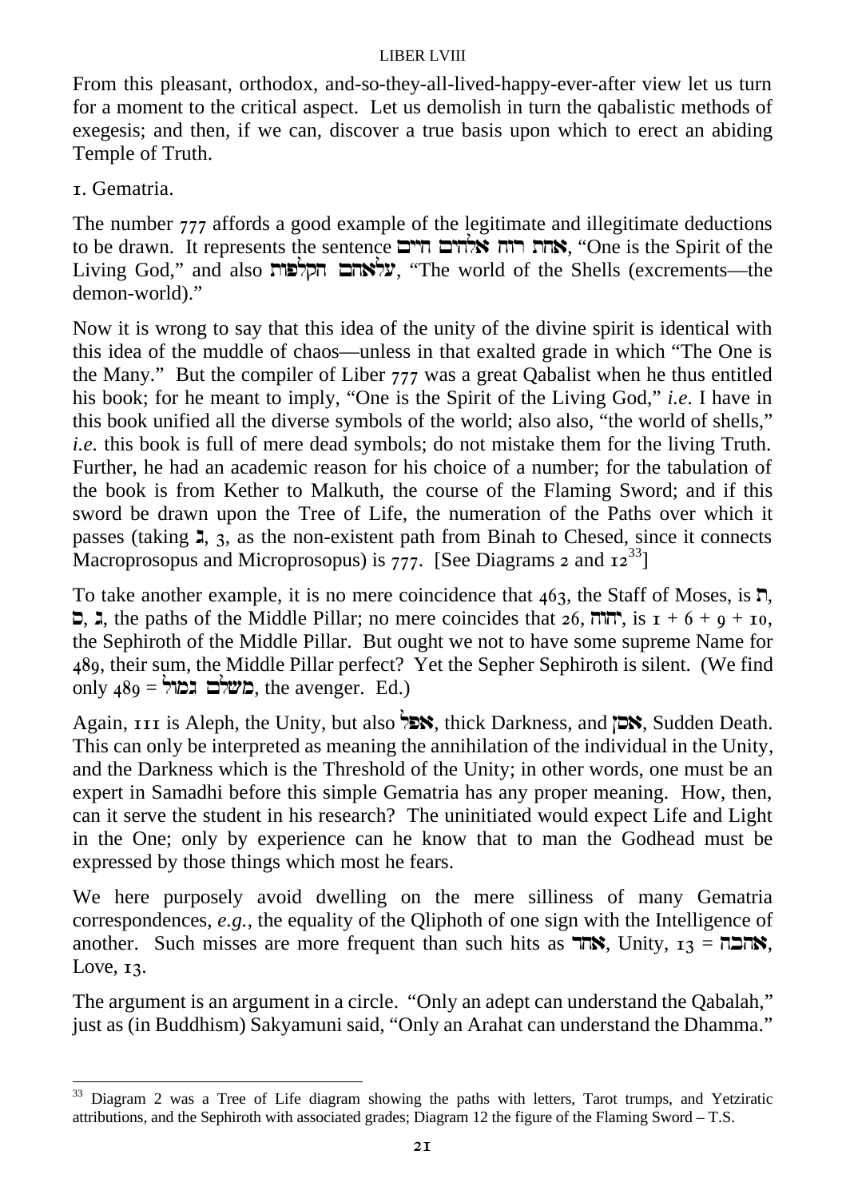From this pleasant, orthodox, and-so-they-all-lived-happy-ever-after view let us turn for a moment to the critical aspect. Let us demolish in turn the qabalistic methods of exegesis; and then, if we can, discover a true basis upon which to erect an abiding Temple of Truth.

1. Gematria.

The number 777 affords a good example of the legitimate and illegitimate deductions to be drawn. It represents the sentence אחת רוח אלהים חיים, "One is the Spirit of the Living God," and also עולאהם הקליפות, "The world of the Shells (excrements—the demon-world)."

Now it is wrong to say that this idea of the unity of the divine spirit is identical with this idea of the muddle of chaos—unless in that exalted grade in which "The One is the Many." But the compiler of Liber 777 was a great Qabalist when he thus entitled his book; for he meant to imply, "One is the Spirit of the Living God," *i.e.* I have in this book unified all the diverse symbols of the world; also also, "the world of shells," *i.e.* this book is full of mere dead symbols; do not mistake them for the living Truth. Further, he had an academic reason for his choice of a number; for the tabulation of the book is from Kether to Malkuth, the course of the Flaming Sword; and if this sword be drawn upon the Tree of Life, the numeration of the Paths over which it passes (taking ג, 3, as the non-existent path from Binah to Chesed, since it connects Macroprosopus and Microprosopus) is 777. [See Diagrams 2 and 12[33]]

To take another example, it is no mere coincidence that 463, the Staff of Moses, is ת, ס, ג, the paths of the Middle Pillar; no mere coincides that 26, יהוה, is 1 + 6 + 9 + 10, the Sephiroth of the Middle Pillar. But ought we not to have some supreme Name for 489, their sum, the Middle Pillar perfect? Yet the Sepher Sephiroth is silent. (We find only 489 = משלם גמול, the avenger. Ed.)

Again, 111 is Aleph, the Unity, but also אפל, thick Darkness, and אסן, Sudden Death. This can only be interpreted as meaning the annihilation of the individual in the Unity, and the Darkness which is the Threshold of the Unity; in other words, one must be an expert in Samadhi before this simple Gematria has any proper meaning. How, then, can it serve the student in his research? The uninitiated would expect Life and Light in the One; only by experience can he know that to man the Godhead must be expressed by those things which most he fears.

We here purposely avoid dwelling on the mere silliness of many Gematria correspondences, *e.g.*, the equality of the Qliphoth of one sign with the Intelligence of another. Such misses are more frequent than such hits as אחד, Unity, 13 = אהבה, Love, 13.

The argument is an argument in a circle. "Only an adept can understand the Qabalah," just as (in Buddhism) Sakyamuni said, "Only an Arahat can understand the Dhamma."

---

[33] Diagram 2 was a Tree of Life diagram showing the paths with letters, Tarot trumps, and Yetziratic attributions, and the Sephiroth with associated grades; Diagram 12 the figure of the Flaming Sword – T.S.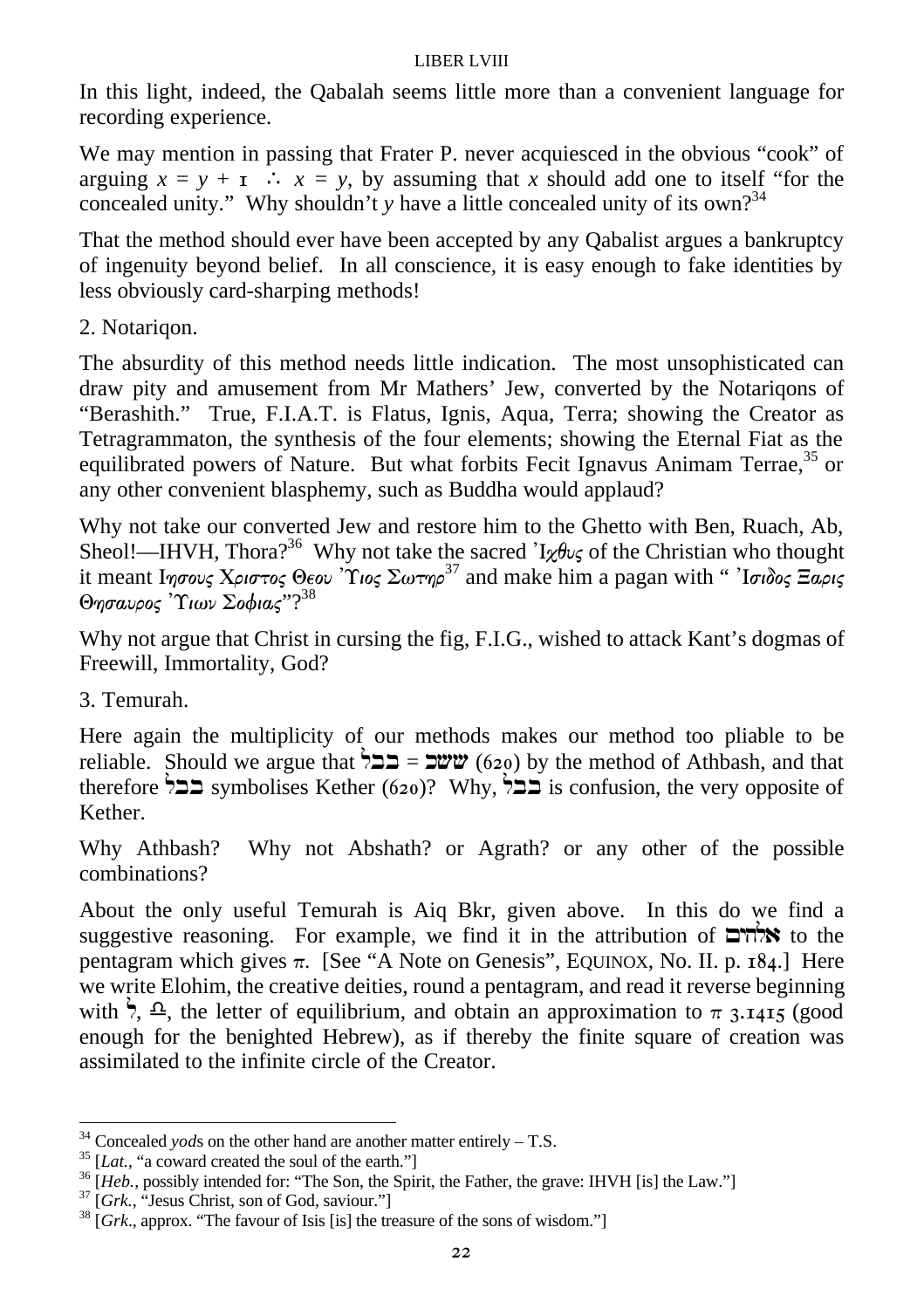In this light, indeed, the Qabalah seems little more than a convenient language for recording experience.

We may mention in passing that Frater P. never acquiesced in the obvious "cook" of arguing $x = y + 1 \therefore x = y$, by assuming that $x$ should add one to itself "for the concealed unity." Why shouldn't $y$ have a little concealed unity of its own?[34]

That the method should ever have been accepted by any Qabalist argues a bankruptcy of ingenuity beyond belief. In all conscience, it is easy enough to fake identities by less obviously card-sharping methods!

2. Notariqon.

The absurdity of this method needs little indication. The most unsophisticated can draw pity and amusement from Mr Mathers' Jew, converted by the Notariqons of "Berashith." True, F.I.A.T. is Flatus, Ignis, Aqua, Terra; showing the Creator as Tetragrammaton, the synthesis of the four elements; showing the Eternal Fiat as the equilibrated powers of Nature. But what forbits Fecit Ignavus Animam Terrae,[35] or any other convenient blasphemy, such as Buddha would applaud?

Why not take our converted Jew and restore him to the Ghetto with Ben, Ruach, Ab, Sheol!—IHVH, Thora?[36] Why not take the sacred Ἰχθυς of the Christian who thought it meant Ιησους Χριστος Θεου Ὑιος Σωτηρ[37] and make him a pagan with " Ἰσιδος Ξαρις Θησαυρος Ὑιων Σοφιας"?[38]

Why not argue that Christ in cursing the fig, F.I.G., wished to attack Kant's dogmas of Freewill, Immortality, God?

3. Temurah.

Here again the multiplicity of our methods makes our method too pliable to be reliable. Should we argue that בבל = ששכ (620) by the method of Athbash, and that therefore בבל symbolises Kether (620)? Why, בבל is confusion, the very opposite of Kether.

Why Athbash? Why not Abshath? or Agrath? or any other of the possible combinations?

About the only useful Temurah is Aiq Bkr, given above. In this do we find a suggestive reasoning. For example, we find it in the attribution of אלהים to the pentagram which gives $\pi$. [See "A Note on Genesis", EQUINOX, No. II. p. 184.] Here we write Elohim, the creative deities, round a pentagram, and read it reverse beginning with ל, ♎, the letter of equilibrium, and obtain an approximation to $\pi$ 3.1415 (good enough for the benighted Hebrew), as if thereby the finite square of creation was assimilated to the infinite circle of the Creator.

---

[34] Concealed *yod*s on the other hand are another matter entirely – T.S.

[35] [*Lat.*, "a coward created the soul of the earth."]

[36] [*Heb.*, possibly intended for: "The Son, the Spirit, the Father, the grave: IHVH [is] the Law."]

[37] [*Grk.*, "Jesus Christ, son of God, saviour."]

[38] [*Grk.*, approx. "The favour of Isis [is] the treasure of the sons of wisdom."]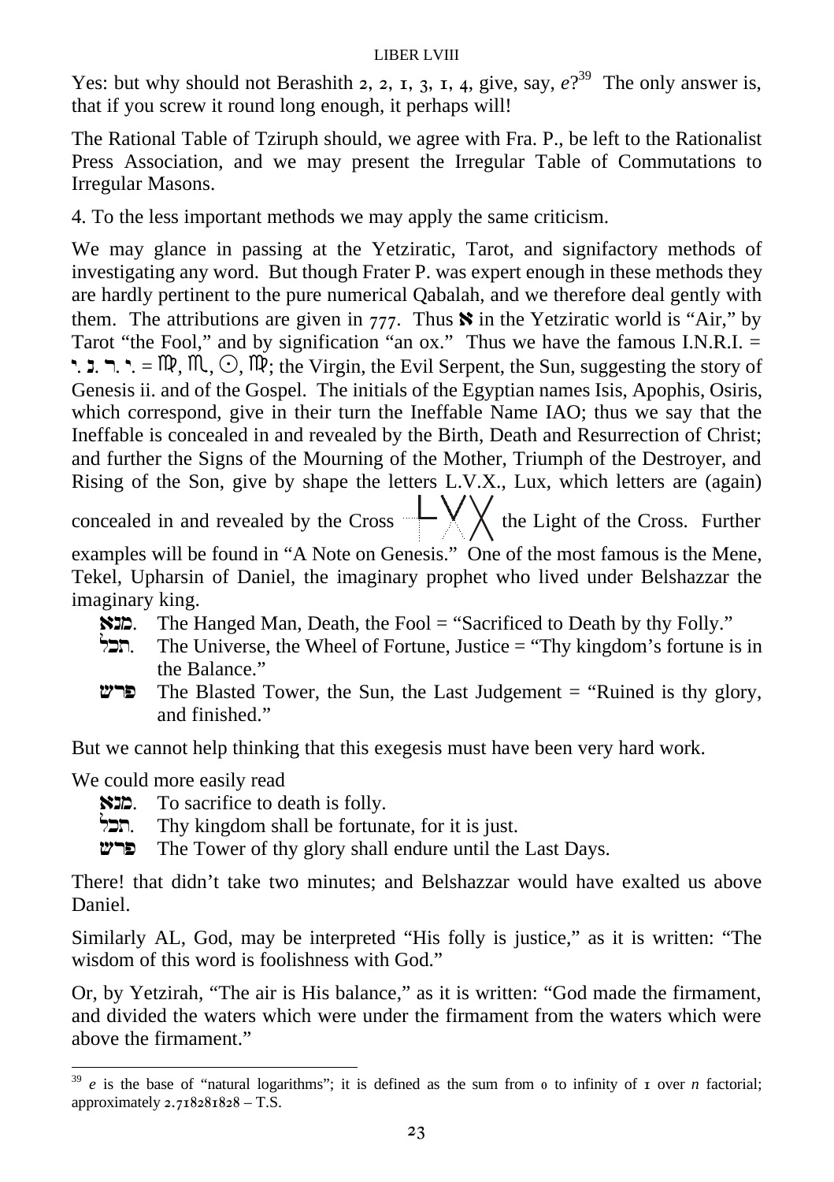Yes: but why should not Berashith 2, 2, 1, 3, 1, 4, give, say, *e*?[39] The only answer is, that if you screw it round long enough, it perhaps will!

The Rational Table of Tziruph should, we agree with Fra. P., be left to the Rationalist Press Association, and we may present the Irregular Table of Commutations to Irregular Masons.

4. To the less important methods we may apply the same criticism.

We may glance in passing at the Yetziratic, Tarot, and signifactory methods of investigating any word. But though Frater P. was expert enough in these methods they are hardly pertinent to the pure numerical Qabalah, and we therefore deal gently with them. The attributions are given in 777. Thus א in the Yetziratic world is "Air," by Tarot "the Fool," and by signification "an ox." Thus we have the famous I.N.R.I. = י. נ. ר. י. = ♍, ♏, ☉, ♍; the Virgin, the Evil Serpent, the Sun, suggesting the story of Genesis ii. and of the Gospel. The initials of the Egyptian names Isis, Apophis, Osiris, which correspond, give in their turn the Ineffable Name IAO; thus we say that the Ineffable is concealed in and revealed by the Birth, Death and Resurrection of Christ; and further the Signs of the Mourning of the Mother, Triumph of the Destroyer, and Rising of the Son, give by shape the letters L.V.X., Lux, which letters are (again) concealed in and revealed by the Cross [L V X] the Light of the Cross. Further examples will be found in "A Note on Genesis." One of the most famous is the Mene, Tekel, Upharsin of Daniel, the imaginary prophet who lived under Belshazzar the imaginary king.

- מנא. The Hanged Man, Death, the Fool = "Sacrificed to Death by thy Folly."
- תכל. The Universe, the Wheel of Fortune, Justice = "Thy kingdom's fortune is in the Balance."
- פרש The Blasted Tower, the Sun, the Last Judgement = "Ruined is thy glory, and finished."

But we cannot help thinking that this exegesis must have been very hard work.

We could more easily read

- מנא. To sacrifice to death is folly.
- תכל. Thy kingdom shall be fortunate, for it is just.
- פרש The Tower of thy glory shall endure until the Last Days.

There! that didn't take two minutes; and Belshazzar would have exalted us above Daniel.

Similarly AL, God, may be interpreted "His folly is justice," as it is written: "The wisdom of this word is foolishness with God."

Or, by Yetzirah, "The air is His balance," as it is written: "God made the firmament, and divided the waters which were under the firmament from the waters which were above the firmament."

---

[39] *e* is the base of "natural logarithms"; it is defined as the sum from 0 to infinity of 1 over *n* factorial; approximately 2.718281828 – T.S.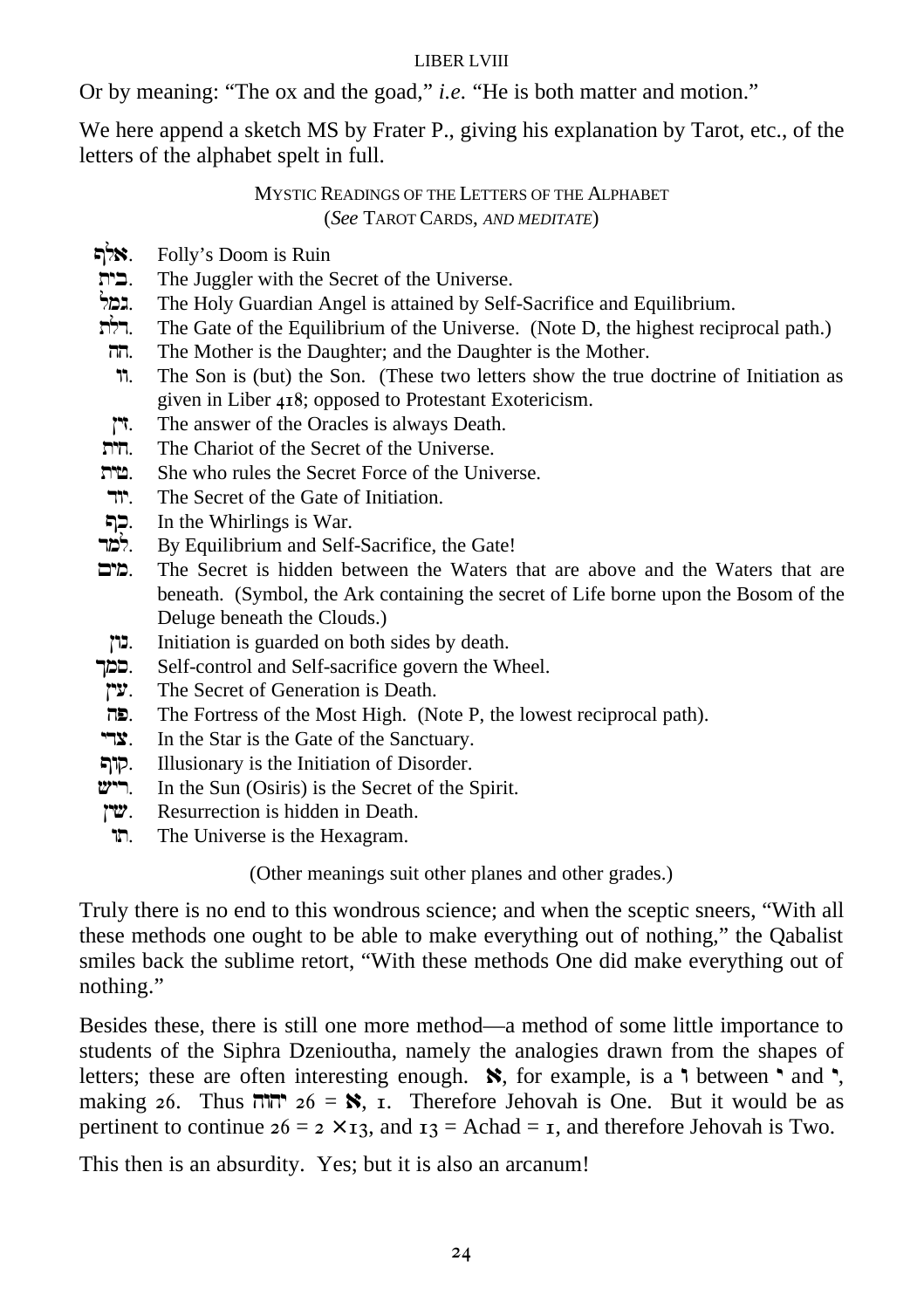Or by meaning: "The ox and the goad," *i.e.* "He is both matter and motion."

We here append a sketch MS by Frater P., giving his explanation by Tarot, etc., of the letters of the alphabet spelt in full.

### MYSTIC READINGS OF THE LETTERS OF THE ALPHABET

(*See* TAROT CARDS, *AND MEDITATE*)

- אלף. Folly's Doom is Ruin
- בית. The Juggler with the Secret of the Universe.
- גמל. The Holy Guardian Angel is attained by Self-Sacrifice and Equilibrium.
- דלת. The Gate of the Equilibrium of the Universe. (Note D, the highest reciprocal path.)
- הה. The Mother is the Daughter; and the Daughter is the Mother.
- וו. The Son is (but) the Son. (These two letters show the true doctrine of Initiation as given in Liber 418; opposed to Protestant Exotericism.
- זין. The answer of the Oracles is always Death.
- חית. The Chariot of the Secret of the Universe.
- טית. She who rules the Secret Force of the Universe.
- יוד. The Secret of the Gate of Initiation.
- כף. In the Whirlings is War.
- למד. By Equilibrium and Self-Sacrifice, the Gate!
- מים. The Secret is hidden between the Waters that are above and the Waters that are beneath. (Symbol, the Ark containing the secret of Life borne upon the Bosom of the Deluge beneath the Clouds.)
- נון. Initiation is guarded on both sides by death.
- סמך. Self-control and Self-sacrifice govern the Wheel.
- עין. The Secret of Generation is Death.
- פה. The Fortress of the Most High. (Note P, the lowest reciprocal path).
- צדי. In the Star is the Gate of the Sanctuary.
- קוף. Illusionary is the Initiation of Disorder.
- ריש. In the Sun (Osiris) is the Secret of the Spirit.
- שין. Resurrection is hidden in Death.
- תו. The Universe is the Hexagram.

(Other meanings suit other planes and other grades.)

Truly there is no end to this wondrous science; and when the sceptic sneers, "With all these methods one ought to be able to make everything out of nothing," the Qabalist smiles back the sublime retort, "With these methods One did make everything out of nothing."

Besides these, there is still one more method—a method of some little importance to students of the Siphra Dzenioutha, namely the analogies drawn from the shapes of letters; these are often interesting enough. א, for example, is a ו between י and י, making 26. Thus יהוה $26 =$ א, 1. Therefore Jehovah is One. But it would be as pertinent to continue $26 = 2 \times 13$, and $13 =$ Achad $= 1$, and therefore Jehovah is Two.

This then is an absurdity. Yes; but it is also an arcanum!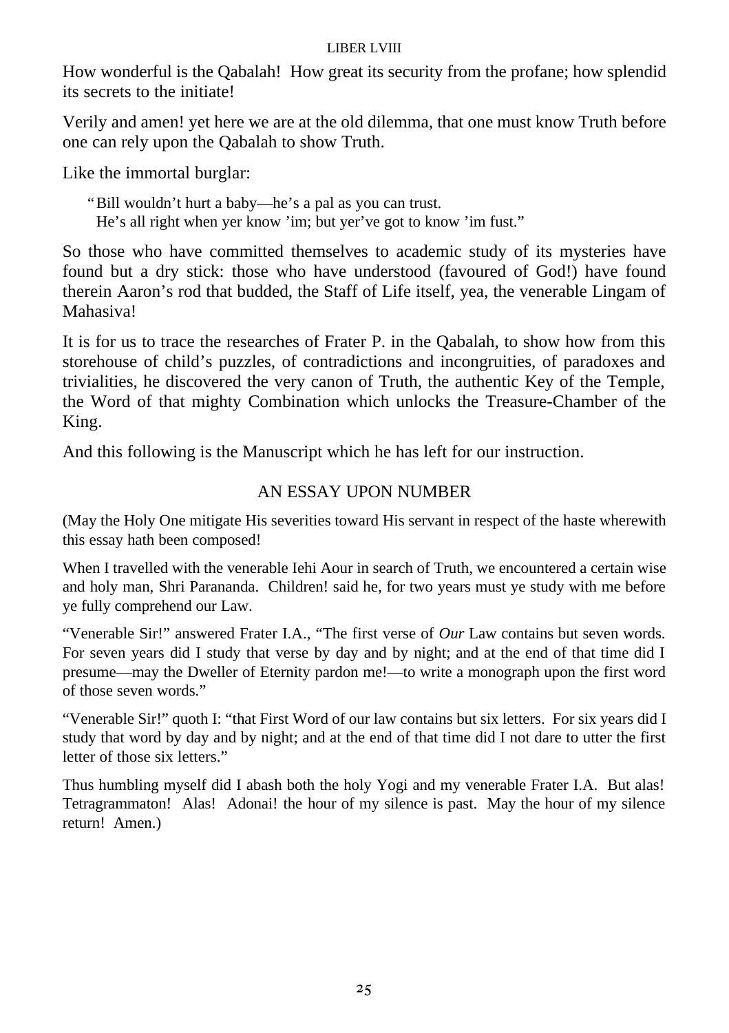How wonderful is the Qabalah! How great its security from the profane; how splendid its secrets to the initiate!

Verily and amen! yet here we are at the old dilemma, that one must know Truth before one can rely upon the Qabalah to show Truth.

Like the immortal burglar:

> "Bill wouldn't hurt a baby—he's a pal as you can trust.
> He's all right when yer know 'im; but yer've got to know 'im fust."

So those who have committed themselves to academic study of its mysteries have found but a dry stick: those who have understood (favoured of God!) have found therein Aaron's rod that budded, the Staff of Life itself, yea, the venerable Lingam of Mahasiva!

It is for us to trace the researches of Frater P. in the Qabalah, to show how from this storehouse of child's puzzles, of contradictions and incongruities, of paradoxes and trivialities, he discovered the very canon of Truth, the authentic Key of the Temple, the Word of that mighty Combination which unlocks the Treasure-Chamber of the King.

And this following is the Manuscript which he has left for our instruction.

## AN ESSAY UPON NUMBER

(May the Holy One mitigate His severities toward His servant in respect of the haste wherewith this essay hath been composed!

When I travelled with the venerable Iehi Aour in search of Truth, we encountered a certain wise and holy man, Shri Parananda. Children! said he, for two years must ye study with me before ye fully comprehend our Law.

"Venerable Sir!" answered Frater I.A., "The first verse of *Our* Law contains but seven words. For seven years did I study that verse by day and by night; and at the end of that time did I presume—may the Dweller of Eternity pardon me!—to write a monograph upon the first word of those seven words."

"Venerable Sir!" quoth I: "that First Word of our law contains but six letters. For six years did I study that word by day and by night; and at the end of that time did I not dare to utter the first letter of those six letters."

Thus humbling myself did I abash both the holy Yogi and my venerable Frater I.A. But alas! Tetragrammaton! Alas! Adonai! the hour of my silence is past. May the hour of my silence return! Amen.)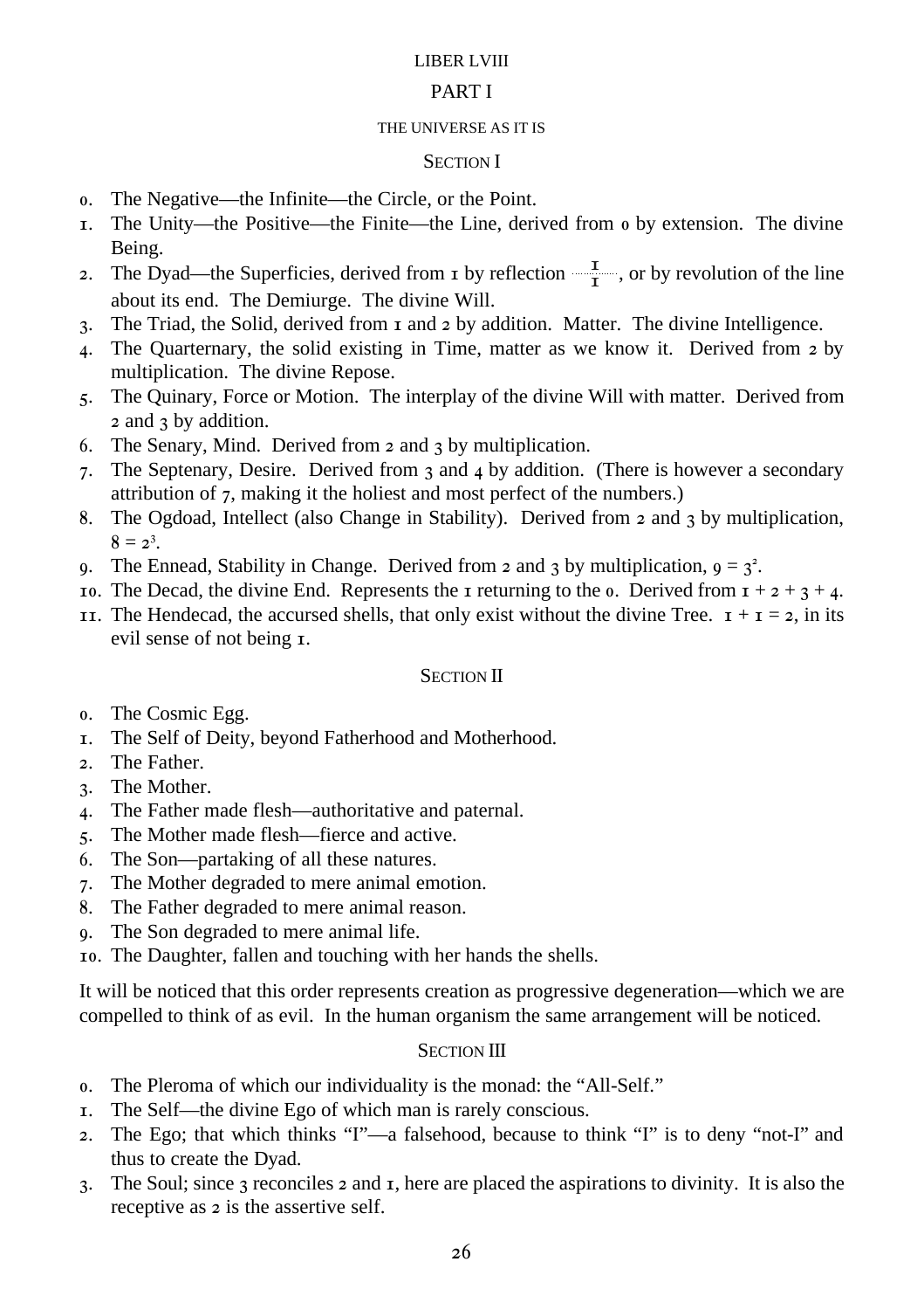# LIBER LVIII

## PART I

### THE UNIVERSE AS IT IS

#### SECTION I

0. The Negative—the Infinite—the Circle, or the Point.
1. The Unity—the Positive—the Finite—the Line, derived from 0 by extension. The divine Being.
2. The Dyad—the Superficies, derived from 1 by reflection $\frac{1}{1}$, or by revolution of the line about its end. The Demiurge. The divine Will.
3. The Triad, the Solid, derived from 1 and 2 by addition. Matter. The divine Intelligence.
4. The Quarternary, the solid existing in Time, matter as we know it. Derived from 2 by multiplication. The divine Repose.
5. The Quinary, Force or Motion. The interplay of the divine Will with matter. Derived from 2 and 3 by addition.
6. The Senary, Mind. Derived from 2 and 3 by multiplication.
7. The Septenary, Desire. Derived from 3 and 4 by addition. (There is however a secondary attribution of 7, making it the holiest and most perfect of the numbers.)
8. The Ogdoad, Intellect (also Change in Stability). Derived from 2 and 3 by multiplication, $8 = 2^3$.
9. The Ennead, Stability in Change. Derived from 2 and 3 by multiplication, $9 = 3^2$.
10. The Decad, the divine End. Represents the 1 returning to the 0. Derived from $1 + 2 + 3 + 4$.
11. The Hendecad, the accursed shells, that only exist without the divine Tree. $1 + 1 = 2$, in its evil sense of not being 1.

#### SECTION II

0. The Cosmic Egg.
1. The Self of Deity, beyond Fatherhood and Motherhood.
2. The Father.
3. The Mother.
4. The Father made flesh—authoritative and paternal.
5. The Mother made flesh—fierce and active.
6. The Son—partaking of all these natures.
7. The Mother degraded to mere animal emotion.
8. The Father degraded to mere animal reason.
9. The Son degraded to mere animal life.
10. The Daughter, fallen and touching with her hands the shells.

It will be noticed that this order represents creation as progressive degeneration—which we are compelled to think of as evil. In the human organism the same arrangement will be noticed.

#### SECTION III

0. The Pleroma of which our individuality is the monad: the "All-Self."
1. The Self—the divine Ego of which man is rarely conscious.
2. The Ego; that which thinks "I"—a falsehood, because to think "I" is to deny "not-I" and thus to create the Dyad.
3. The Soul; since 3 reconciles 2 and 1, here are placed the aspirations to divinity. It is also the receptive as 2 is the assertive self.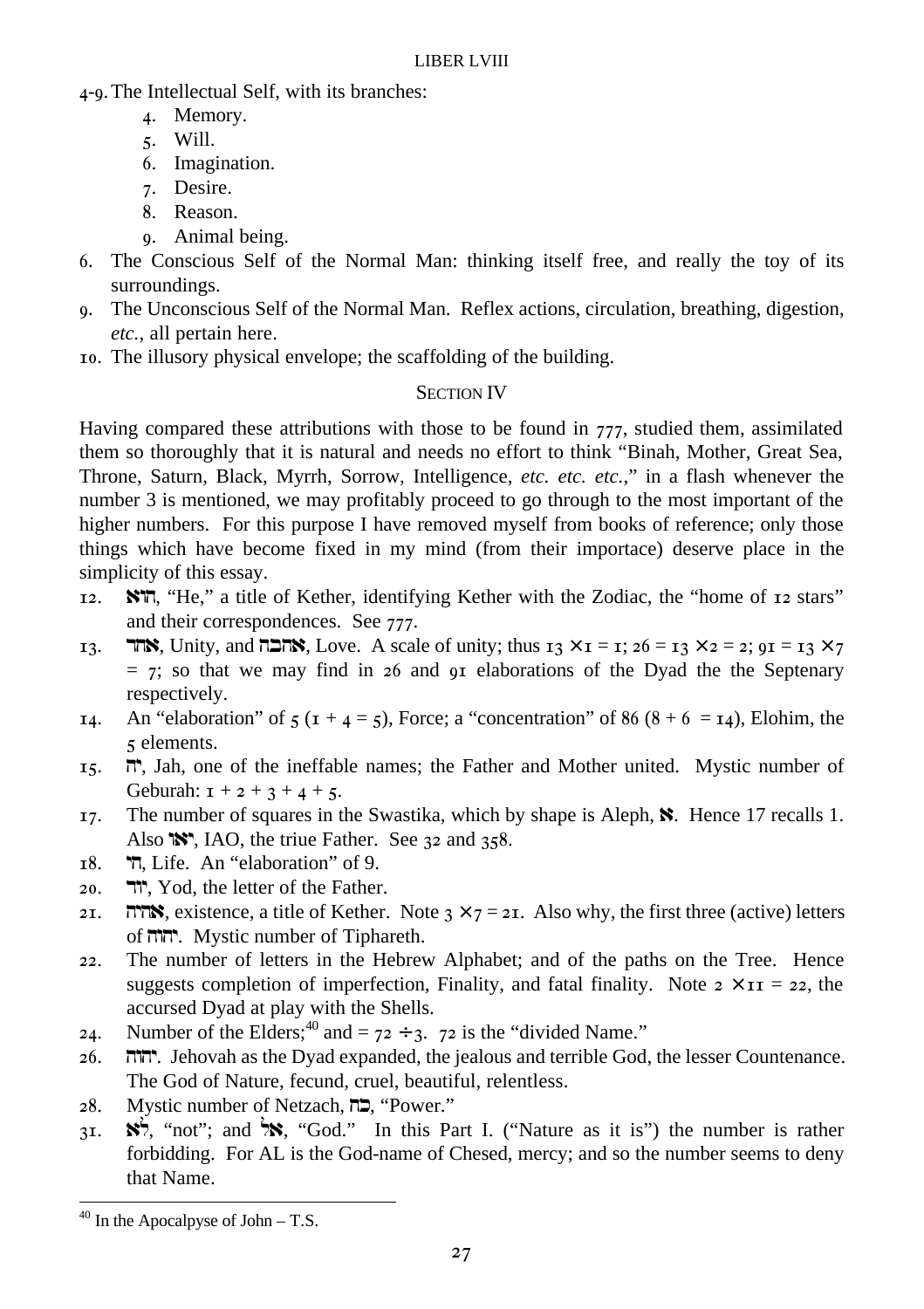4-9. The Intellectual Self, with its branches:

   4. Memory.
   5. Will.
   6. Imagination.
   7. Desire.
   8. Reason.
   9. Animal being.

6. The Conscious Self of the Normal Man: thinking itself free, and really the toy of its surroundings.

9. The Unconscious Self of the Normal Man. Reflex actions, circulation, breathing, digestion, *etc.*, all pertain here.

10. The illusory physical envelope; the scaffolding of the building.

## SECTION IV

Having compared these attributions with those to be found in 777, studied them, assimilated them so thoroughly that it is natural and needs no effort to think "Binah, Mother, Great Sea, Throne, Saturn, Black, Myrrh, Sorrow, Intelligence, *etc. etc. etc.*," in a flash whenever the number 3 is mentioned, we may profitably proceed to go through to the most important of the higher numbers. For this purpose I have removed myself from books of reference; only those things which have become fixed in my mind (from their importace) deserve place in the simplicity of this essay.

12. הוא, "He," a title of Kether, identifying Kether with the Zodiac, the "home of 12 stars" and their correspondences. See 777.

13. אחד, Unity, and אהבה, Love. A scale of unity; thus $13 \times 1 = 1$; $26 = 13 \times 2 = 2$; $91 = 13 \times 7 = 7$; so that we may find in 26 and 91 elaborations of the Dyad the the Septenary respectively.

14. An "elaboration" of 5 ($1 + 4 = 5$), Force; a "concentration" of 86 ($8 + 6 = 14$), Elohim, the 5 elements.

15. יה, Jah, one of the ineffable names; the Father and Mother united. Mystic number of Geburah: $1 + 2 + 3 + 4 + 5$.

17. The number of squares in the Swastika, which by shape is Aleph, א. Hence 17 recalls 1. Also יאו, IAO, the triue Father. See 32 and 358.

18. חי, Life. An "elaboration" of 9.

20. יוד, Yod, the letter of the Father.

21. אהיה, existence, a title of Kether. Note $3 \times 7 = 21$. Also why, the first three (active) letters of יהוה. Mystic number of Tiphareth.

22. The number of letters in the Hebrew Alphabet; and of the paths on the Tree. Hence suggests completion of imperfection, Finality, and fatal finality. Note $2 \times 11 = 22$, the accursed Dyad at play with the Shells.

24. Number of the Elders;[40] and $= 72 \div 3$. 72 is the "divided Name."

26. יהוה. Jehovah as the Dyad expanded, the jealous and terrible God, the lesser Countenance. The God of Nature, fecund, cruel, beautiful, relentless.

28. Mystic number of Netzach, כח, "Power."

31. לא, "not"; and אל, "God." In this Part I. ("Nature as it is") the number is rather forbidding. For AL is the God-name of Chesed, mercy; and so the number seems to deny that Name.

---

[40] In the Apocalypse of John – T.S.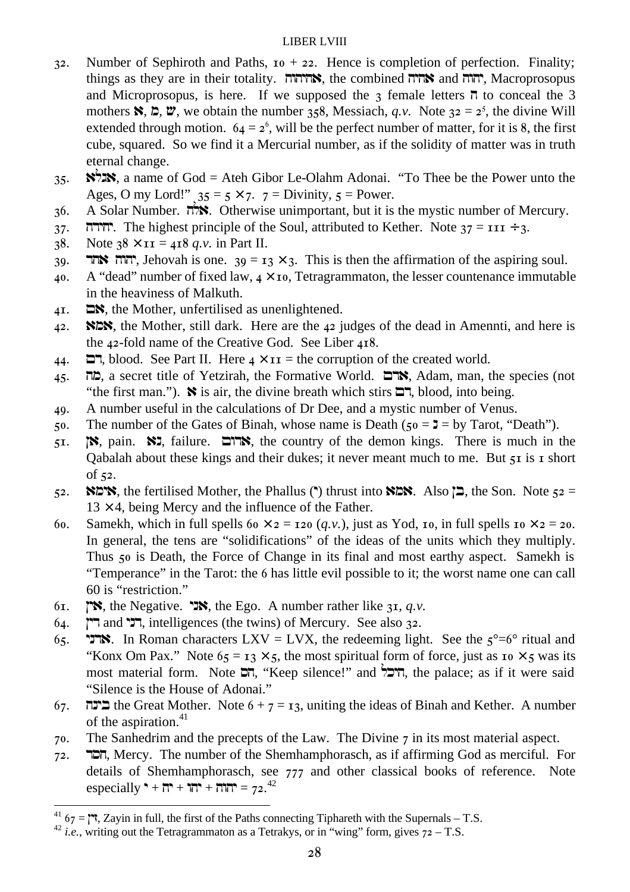32. Number of Sephiroth and Paths, $10 + 22$. Hence is completion of perfection. Finality; things as they are in their totality. אהיהוה, the combined אהיה and יהוה, Macroprosopus and Microprosopus, is here. If we supposed the 3 female letters ה to conceal the 3 mothers א, מ, ש, we obtain the number 358, Messiach, *q.v.* Note $32 = 2^5$, the divine Will extended through motion. $64 = 2^6$, will be the perfect number of matter, for it is 8, the first cube, squared. So we find it a Mercurial number, as if the solidity of matter was in truth eternal change.

35. אגלא, a name of God = Ateh Gibor Le-Olahm Adonai. "To Thee be the Power unto the Ages, O my Lord!" $35 = 5 \times 7$. $7$ = Divinity, $5$ = Power.

36. A Solar Number. אלה. Otherwise unimportant, but it is the mystic number of Mercury.

37. יחידה. The highest principle of the Soul, attributed to Kether. Note $37 = 111 \div 3$.

38. Note $38 \times 11 = 418$ *q.v.* in Part II.

39. יהוה אחד, Jehovah is one. $39 = 13 \times 3$. This is then the affirmation of the aspiring soul.

40. A "dead" number of fixed law, $4 \times 10$, Tetragrammaton, the lesser countenance immutable in the heaviness of Malkuth.

41. אם, the Mother, unfertilised as unenlightened.

42. אמא, the Mother, still dark. Here are the 42 judges of the dead in Amennti, and here is the 42-fold name of the Creative God. See Liber 418.

44. דם, blood. See Part II. Here $4 \times 11$ = the corruption of the created world.

45. מה, a secret title of Yetzirah, the Formative World. אדם, Adam, man, the species (not "the first man."). א is air, the divine breath which stirs דם, blood, into being.

49. A number useful in the calculations of Dr Dee, and a mystic number of Venus.

50. The number of the Gates of Binah, whose name is Death ($50$ = נ = by Tarot, "Death").

51. אן, pain. נא, failure. אדום, the country of the demon kings. There is much in the Qabalah about these kings and their dukes; it never meant much to me. But 51 is 1 short of 52.

52. אימא, the fertilised Mother, the Phallus (י) thrust into אמא. Also בן, the Son. Note $52 = 13 \times 4$, being Mercy and the influence of the Father.

60. Samekh, which in full spells $60 \times 2 = 120$ (*q.v.*), just as Yod, 10, in full spells $10 \times 2 = 20$. In general, the tens are "solidifications" of the ideas of the units which they multiply. Thus 50 is Death, the Force of Change in its final and most earthy aspect. Samekh is "Temperance" in the Tarot: the 6 has little evil possible to it; the worst name one can call 60 is "restriction."

61. אין, the Negative. אני, the Ego. A number rather like 31, *q.v.*

64. דין and דני, intelligences (the twins) of Mercury. See also 32.

65. אדני. In Roman characters LXV = LVX, the redeeming light. See the $5°=6°$ ritual and "Konx Om Pax." Note $65 = 13 \times 5$, the most spiritual form of force, just as $10 \times 5$ was its most material form. Note הס, "Keep silence!" and היכל, the palace; as if it were said "Silence is the House of Adonai."

67. בינה the Great Mother. Note $6 + 7 = 13$, uniting the ideas of Binah and Kether. A number of the aspiration.[41]

70. The Sanhedrim and the precepts of the Law. The Divine 7 in its most material aspect.

72. חסד, Mercy. The number of the Shemhamphorasch, as if affirming God as merciful. For details of Shemhamphorasch, see 777 and other classical books of reference. Note especially י + יה + יהו + יהוה = 72.[42]

---

[41] 67 = זין, Zayin in full, the first of the Paths connecting Tiphareth with the Supernals – T.S.

[42] *i.e.*, writing out the Tetragrammaton as a Tetrakys, or in "wing" form, gives 72 – T.S.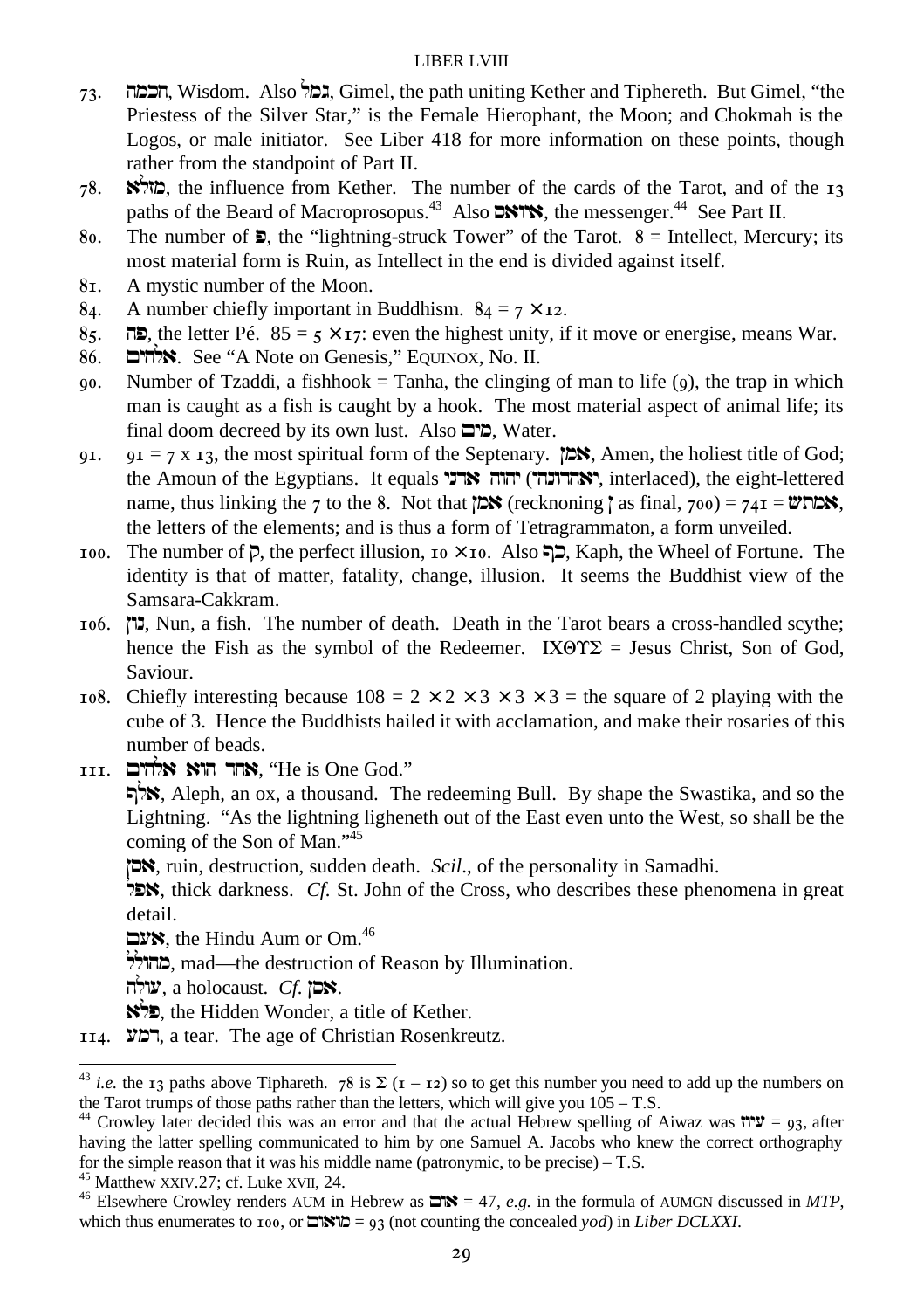73. חכמה, Wisdom. Also גמל, Gimel, the path uniting Kether and Tiphereth. But Gimel, "the Priestess of the Silver Star," is the Female Hierophant, the Moon; and Chokmah is the Logos, or male initiator. See Liber 418 for more information on these points, though rather from the standpoint of Part II.
78. מזלא, the influence from Kether. The number of the cards of the Tarot, and of the 13 paths of the Beard of Macroprosopus.[43] Also איואס, the messenger.[44] See Part II.
80. The number of פ, the "lightning-struck Tower" of the Tarot. 8 = Intellect, Mercury; its most material form is Ruin, as Intellect in the end is divided against itself.
81. A mystic number of the Moon.
84. A number chiefly important in Buddhism. $84 = 7 \times 12$.
85. פה, the letter Pé. $85 = 5 \times 17$: even the highest unity, if it move or energise, means War.
86. אלהים. See "A Note on Genesis," EQUINOX, No. II.
90. Number of Tzaddi, a fishhook = Tanha, the clinging of man to life (9), the trap in which man is caught as a fish is caught by a hook. The most material aspect of animal life; its final doom decreed by its own lust. Also מים, Water.
91. $91 = 7 \times 13$, the most spiritual form of the Septenary. אמן, Amen, the holiest title of God; the Amoun of the Egyptians. It equals יהוה אדני (יאהדונהי, interlaced), the eight-lettered name, thus linking the 7 to the 8. Not that אמן (reckoning ן as final, 700) = 741 = אמתש, the letters of the elements; and is thus a form of Tetragrammaton, a form unveiled.
100. The number of ק, the perfect illusion, $10 \times 10$. Also כף, Kaph, the Wheel of Fortune. The identity is that of matter, fatality, change, illusion. It seems the Buddhist view of the Samsara-Cakkram.
106. נון, Nun, a fish. The number of death. Death in the Tarot bears a cross-handled scythe; hence the Fish as the symbol of the Redeemer. ΙΧΘΥΣ = Jesus Christ, Son of God, Saviour.
108. Chiefly interesting because $108 = 2 \times 2 \times 3 \times 3 \times 3$ = the square of 2 playing with the cube of 3. Hence the Buddhists hailed it with acclamation, and make their rosaries of this number of beads.
111. אחד הוא אלהים, "He is One God."

    אלף, Aleph, an ox, a thousand. The redeeming Bull. By shape the Swastika, and so the Lightning. "As the lightning ligheneth out of the East even unto the West, so shall be the coming of the Son of Man."[45]

    אסן, ruin, destruction, sudden death. *Scil*., of the personality in Samadhi.

    אפל, thick darkness. *Cf.* St. John of the Cross, who describes these phenomena in great detail.

    אעם, the Hindu Aum or Om.[46]

    מהולל, mad—the destruction of Reason by Illumination.

    עולה, a holocaust. *Cf.* אסן.

    פלא, the Hidden Wonder, a title of Kether.
114. דמע, a tear. The age of Christian Rosenkreutz.

---

[43] *i.e.* the 13 paths above Tiphareth. 78 is Σ (1 – 12) so to get this number you need to add up the numbers on the Tarot trumps of those paths rather than the letters, which will give you 105 – T.S.

[44] Crowley later decided this was an error and that the actual Hebrew spelling of Aiwaz was עיוז = 93, after having the latter spelling communicated to him by one Samuel A. Jacobs who knew the correct orthography for the simple reason that it was his middle name (patronymic, to be precise) – T.S.

[45] Matthew XXIV.27; cf. Luke XVII, 24.

[46] Elsewhere Crowley renders AUM in Hebrew as אום = 47, *e.g.* in the formula of AUMGN discussed in *MTP*, which thus enumerates to 100, or מאום = 93 (not counting the concealed *yod*) in *Liber DCLXXI*.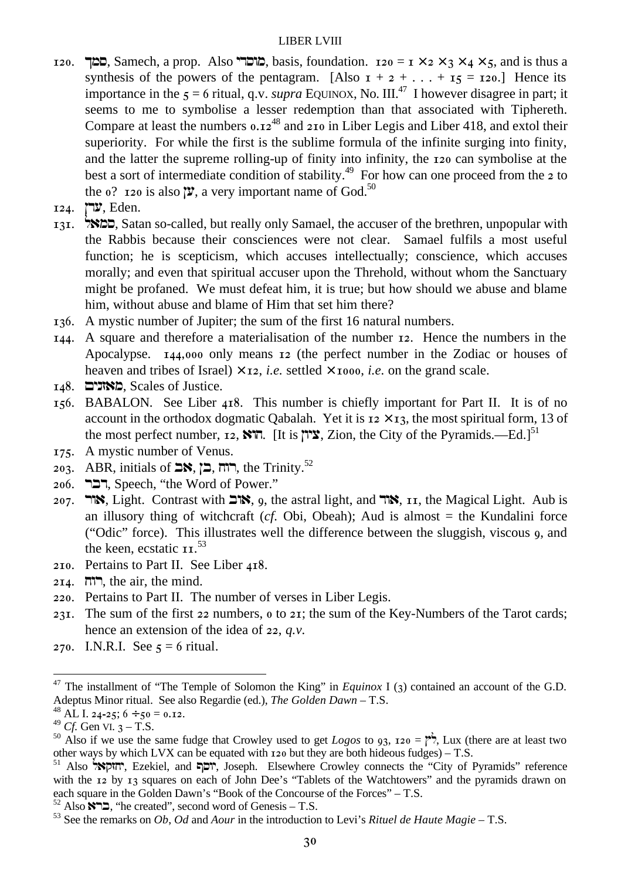120. סמך, Samech, a prop. Also מוסדי, basis, foundation. $120 = 1 \times 2 \times 3 \times 4 \times 5$, and is thus a synthesis of the powers of the pentagram. [Also $1 + 2 + \ldots + 15 = 120$.] Hence its importance in the $5 = 6$ ritual, q.v. *supra* EQUINOX, No. III.[47] I however disagree in part; it seems to me to symbolise a lesser redemption than that associated with Tiphereth. Compare at least the numbers 0.12[48] and 210 in Liber Legis and Liber 418, and extol their superiority. For while the first is the sublime formula of the infinite surging into finity, and the latter the supreme rolling-up of finity into infinity, the 120 can symbolise at the best a sort of intermediate condition of stability.[49] For how can one proceed from the 2 to the 0? 120 is also ען, a very important name of God.[50]

124. עדן, Eden.

131. סמאל, Satan so-called, but really only Samael, the accuser of the brethren, unpopular with the Rabbis because their consciences were not clear. Samael fulfils a most useful function; he is scepticism, which accuses intellectually; conscience, which accuses morally; and even that spiritual accuser upon the Threhold, without whom the Sanctuary might be profaned. We must defeat him, it is true; but how should we abuse and blame him, without abuse and blame of Him that set him there?

136. A mystic number of Jupiter; the sum of the first 16 natural numbers.

144. A square and therefore a materialisation of the number 12. Hence the numbers in the Apocalypse. 144,000 only means 12 (the perfect number in the Zodiac or houses of heaven and tribes of Israel) $\times 12$, *i.e.* settled $\times 1000$, *i.e.* on the grand scale.

148. מאזנים, Scales of Justice.

156. BABALON. See Liber 418. This number is chiefly important for Part II. It is of no account in the orthodox dogmatic Qabalah. Yet it is $12 \times 13$, the most spiritual form, 13 of the most perfect number, 12, הוא. [It is ציון, Zion, the City of the Pyramids.—Ed.][51]

175. A mystic number of Venus.

203. ABR, initials of אב, בן, רוח, the Trinity.[52]

206. דבר, Speech, "the Word of Power."

207. אור, Light. Contrast with אוב, 9, the astral light, and אוד, 11, the Magical Light. Aub is an illusory thing of witchcraft (*cf.* Obi, Obeah); Aud is almost = the Kundalini force ("Odic" force). This illustrates well the difference between the sluggish, viscous 9, and the keen, ecstatic 11.[53]

210. Pertains to Part II. See Liber 418.

214. רוח, the air, the mind.

220. Pertains to Part II. The number of verses in Liber Legis.

231. The sum of the first 22 numbers, 0 to 21; the sum of the Key-Numbers of the Tarot cards; hence an extension of the idea of 22, *q.v.*

270. I.N.R.I. See $5 = 6$ ritual.

---

[47] The installment of "The Temple of Solomon the King" in *Equinox* I (3) contained an account of the G.D. Adeptus Minor ritual. See also Regardie (ed.), *The Golden Dawn* – T.S.

[48] AL I. 24-25; $6 \div 50 = 0.12$.

[49] *Cf.* Gen VI. 3 – T.S.

[50] Also if we use the same fudge that Crowley used to get *Logos* to 93, 120 = לץ, Lux (there are at least two other ways by which LVX can be equated with 120 but they are both hideous fudges) – T.S.

[51] Also יחזקאל, Ezekiel, and יוסף, Joseph. Elsewhere Crowley connects the "City of Pyramids" reference with the 12 by 13 squares on each of John Dee's "Tablets of the Watchtowers" and the pyramids drawn on each square in the Golden Dawn's "Book of the Concourse of the Forces" – T.S.

[52] Also ברא, "he created", second word of Genesis – T.S.

[53] See the remarks on *Ob*, *Od* and *Aour* in the introduction to Levi's *Rituel de Haute Magie* – T.S.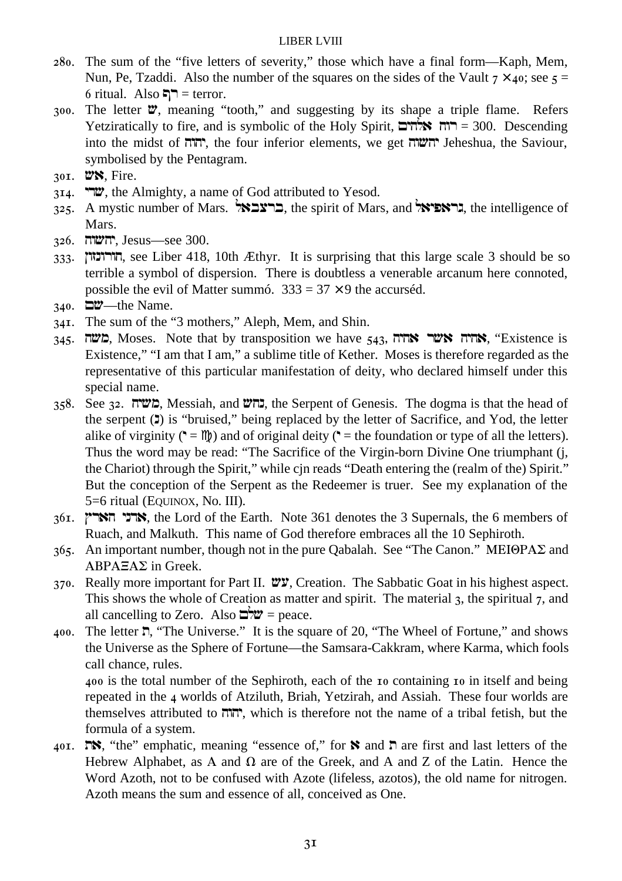280. The sum of the "five letters of severity," those which have a final form—Kaph, Mem, Nun, Pe, Tzaddi. Also the number of the squares on the sides of the Vault 7 × 40; see 5 = 6 ritual. Also רף = terror.

300. The letter ש, meaning "tooth," and suggesting by its shape a triple flame. Refers Yetziratically to fire, and is symbolic of the Holy Spirit, רוח אלהים = 300. Descending into the midst of יהוה, the four inferior elements, we get יהשוה Jeheshua, the Saviour, symbolised by the Pentagram.

301. אש, Fire.

314. שדי, the Almighty, a name of God attributed to Yesod.

325. A mystic number of Mars. ברצבאל, the spirit of Mars, and גראפיאל, the intelligence of Mars.

326. יהשוה, Jesus—see 300.

333. חורונזון, see Liber 418, 10th Æthyr. It is surprising that this large scale 3 should be so terrible a symbol of dispersion. There is doubtless a venerable arcanum here connoted, possible the evil of Matter summó. 333 = 37 × 9 the accurséd.

340. שם—the Name.

341. The sum of the "3 mothers," Aleph, Mem, and Shin.

345. משה, Moses. Note that by transposition we have 543, אהיה אשר אהיה, "Existence is Existence," "I am that I am," a sublime title of Kether. Moses is therefore regarded as the representative of this particular manifestation of deity, who declared himself under this special name.

358. See 32. משיח, Messiah, and נחש, the Serpent of Genesis. The dogma is that the head of the serpent (נ) is "bruised," being replaced by the letter of Sacrifice, and Yod, the letter alike of virginity (י = ♍) and of original deity (י = the foundation or type of all the letters). Thus the word may be read: "The Sacrifice of the Virgin-born Divine One triumphant (j, the Chariot) through the Spirit," while cjn reads "Death entering the (realm of the) Spirit." But the conception of the Serpent as the Redeemer is truer. See my explanation of the 5=6 ritual (EQUINOX, No. III).

361. אדני הארץ, the Lord of the Earth. Note 361 denotes the 3 Supernals, the 6 members of Ruach, and Malkuth. This name of God therefore embraces all the 10 Sephiroth.

365. An important number, though not in the pure Qabalah. See "The Canon." ΜΕΙΘΡΑΣ and ΑΒΡΑΞΑΣ in Greek.

370. Really more important for Part II. עש, Creation. The Sabbatic Goat in his highest aspect. This shows the whole of Creation as matter and spirit. The material 3, the spiritual 7, and all cancelling to Zero. Also שלם = peace.

400. The letter ת, "The Universe." It is the square of 20, "The Wheel of Fortune," and shows the Universe as the Sphere of Fortune—the Samsara-Cakkram, where Karma, which fools call chance, rules.

400 is the total number of the Sephiroth, each of the 10 containing 10 in itself and being repeated in the 4 worlds of Atziluth, Briah, Yetzirah, and Assiah. These four worlds are themselves attributed to יהוה, which is therefore not the name of a tribal fetish, but the formula of a system.

401. את, "the" emphatic, meaning "essence of," for א and ת are first and last letters of the Hebrew Alphabet, as A and Ω are of the Greek, and A and Z of the Latin. Hence the Word Azoth, not to be confused with Azote (lifeless, azotos), the old name for nitrogen. Azoth means the sum and essence of all, conceived as One.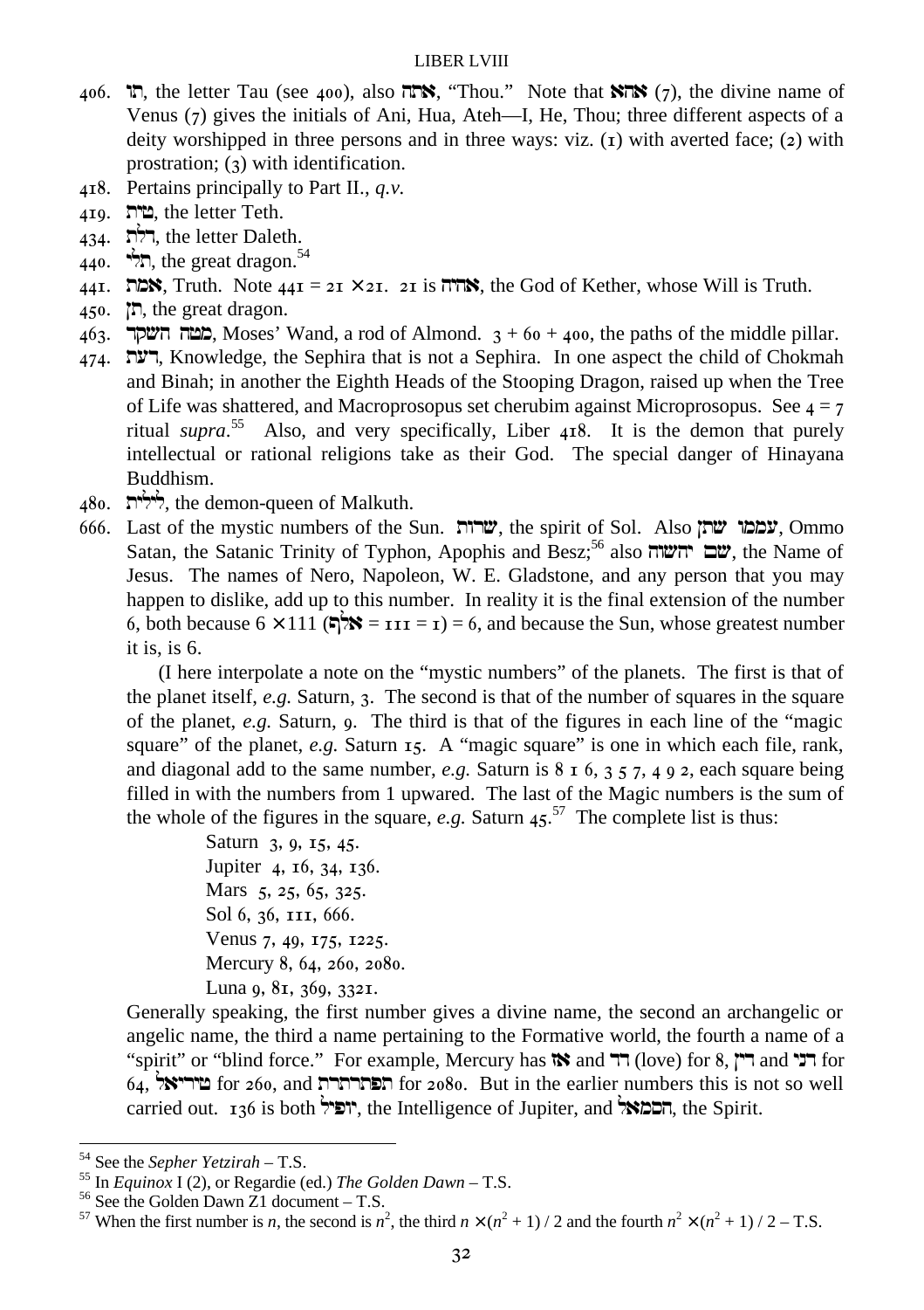406. תו, the letter Tau (see 400), also אתה, "Thou." Note that אהא (7), the divine name of Venus (7) gives the initials of Ani, Hua, Ateh—I, He, Thou; three different aspects of a deity worshipped in three persons and in three ways: viz. (1) with averted face; (2) with prostration; (3) with identification.

418. Pertains principally to Part II., *q.v.*

419. טית, the letter Teth.

434. דלת, the letter Daleth.

440. תלי, the great dragon.[54]

441. אמת, Truth. Note 441 = 21 × 21. 21 is אהיה, the God of Kether, whose Will is Truth.

450. תן, the great dragon.

463. מטה חשקד, Moses' Wand, a rod of Almond. 3 + 60 + 400, the paths of the middle pillar.

474. דעת, Knowledge, the Sephira that is not a Sephira. In one aspect the child of Chokmah and Binah; in another the Eighth Heads of the Stooping Dragon, raised up when the Tree of Life was shattered, and Macroprosopus set cherubim against Microprosopus. See 4 = 7 ritual *supra*.[55] Also, and very specifically, Liber 418. It is the demon that purely intellectual or rational religions take as their God. The special danger of Hinayana Buddhism.

480. לילית, the demon-queen of Malkuth.

666. Last of the mystic numbers of the Sun. שרות, the spirit of Sol. Also עממו שתן, Ommo Satan, the Satanic Trinity of Typhon, Apophis and Besz;[56] also שם יהשוה, the Name of Jesus. The names of Nero, Napoleon, W. E. Gladstone, and any person that you may happen to dislike, add up to this number. In reality it is the final extension of the number 6, both because 6 × 111 (אלף = 111 = 1) = 6, and because the Sun, whose greatest number it is, is 6.

(I here interpolate a note on the "mystic numbers" of the planets. The first is that of the planet itself, *e.g.* Saturn, 3. The second is that of the number of squares in the square of the planet, *e.g.* Saturn, 9. The third is that of the figures in each line of the "magic square" of the planet, *e.g.* Saturn 15. A "magic square" is one in which each file, rank, and diagonal add to the same number, *e.g.* Saturn is 8 1 6, 3 5 7, 4 9 2, each square being filled in with the numbers from 1 upwared. The last of the Magic numbers is the sum of the whole of the figures in the square, *e.g.* Saturn 45.[57] The complete list is thus:

Saturn 3, 9, 15, 45.
Jupiter 4, 16, 34, 136.
Mars 5, 25, 65, 325.
Sol 6, 36, 111, 666.
Venus 7, 49, 175, 1225.
Mercury 8, 64, 260, 2080.
Luna 9, 81, 369, 3321.

Generally speaking, the first number gives a divine name, the second an archangelic or angelic name, the third a name pertaining to the Formative world, the fourth a name of a "spirit" or "blind force." For example, Mercury has אז and דד (love) for 8, דין and דני for 64, טיריאל for 260, and תפתרתרת for 2080. But in the earlier numbers this is not so well carried out. 136 is both יופיל, the Intelligence of Jupiter, and הסמאל, the Spirit.

---

[54] See the *Sepher Yetzirah* – T.S.

[55] In *Equinox* I (2), or Regardie (ed.) *The Golden Dawn* – T.S.

[56] See the Golden Dawn Z1 document – T.S.

[57] When the first number is $n$, the second is $n^2$, the third $n \times (n^2 + 1) / 2$ and the fourth $n^2 \times (n^2 + 1) / 2$ – T.S.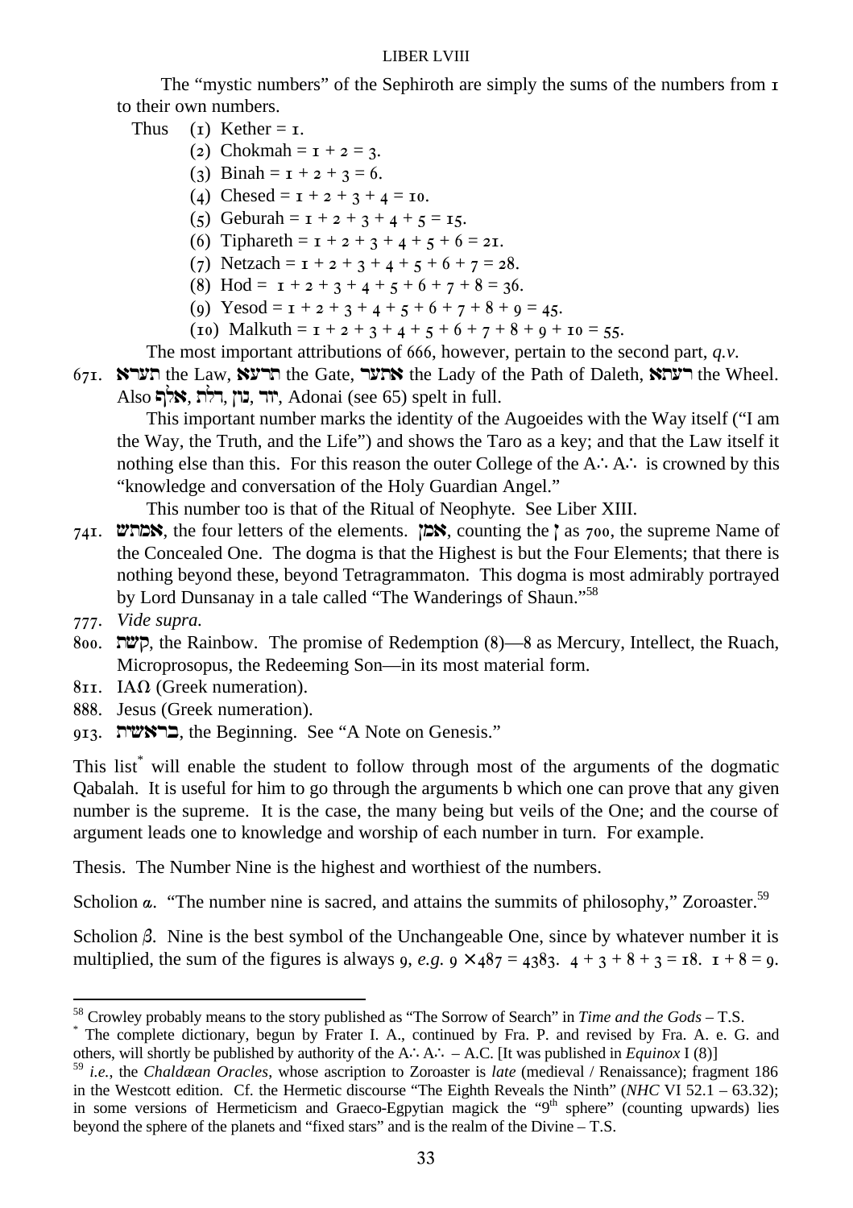The "mystic numbers" of the Sephiroth are simply the sums of the numbers from 1 to their own numbers.

Thus (1) Kether = 1.

(2) Chokmah = 1 + 2 = 3.

(3) Binah = 1 + 2 + 3 = 6.

(4) Chesed = 1 + 2 + 3 + 4 = 10.

(5) Geburah = 1 + 2 + 3 + 4 + 5 = 15.

(6) Tiphareth = 1 + 2 + 3 + 4 + 5 + 6 = 21.

(7) Netzach = 1 + 2 + 3 + 4 + 5 + 6 + 7 = 28.

(8) Hod = 1 + 2 + 3 + 4 + 5 + 6 + 7 + 8 = 36.

(9) Yesod = 1 + 2 + 3 + 4 + 5 + 6 + 7 + 8 + 9 = 45.

(10) Malkuth = 1 + 2 + 3 + 4 + 5 + 6 + 7 + 8 + 9 + 10 = 55.

The most important attributions of 666, however, pertain to the second part, *q.v.*

671. תערא the Law, תרעא the Gate, אתער the Lady of the Path of Daleth, רעתא the Wheel. Also אלף, דלת, נון, יוד, Adonai (see 65) spelt in full.

This important number marks the identity of the Augoeides with the Way itself ("I am the Way, the Truth, and the Life") and shows the Taro as a key; and that the Law itself it nothing else than this. For this reason the outer College of the A∴ A∴ is crowned by this "knowledge and conversation of the Holy Guardian Angel."

This number too is that of the Ritual of Neophyte. See Liber XIII.

741. אמתש, the four letters of the elements. אמן, counting the ן as 700, the supreme Name of the Concealed One. The dogma is that the Highest is but the Four Elements; that there is nothing beyond these, beyond Tetragrammaton. This dogma is most admirably portrayed by Lord Dunsanay in a tale called "The Wanderings of Shaun."[58]

777. *Vide supra.*

800. קשת, the Rainbow. The promise of Redemption (8)—8 as Mercury, Intellect, the Ruach, Microprosopus, the Redeeming Son—in its most material form.

811. ΙΑΩ (Greek numeration).

888. Jesus (Greek numeration).

913. בראשית, the Beginning. See "A Note on Genesis."

This list[*] will enable the student to follow through most of the arguments of the dogmatic Qabalah. It is useful for him to go through the arguments b which one can prove that any given number is the supreme. It is the case, the many being but veils of the One; and the course of argument leads one to knowledge and worship of each number in turn. For example.

Thesis. The Number Nine is the highest and worthiest of the numbers.

Scholion α. "The number nine is sacred, and attains the summits of philosophy," Zoroaster.[59]

Scholion β. Nine is the best symbol of the Unchangeable One, since by whatever number it is multiplied, the sum of the figures is always 9, *e.g.* 9 × 487 = 4383. 4 + 3 + 8 + 3 = 18. 1 + 8 = 9.

---

[58] Crowley probably means to the story published as "The Sorrow of Search" in *Time and the Gods* – T.S.

[*] The complete dictionary, begun by Frater I. A., continued by Fra. P. and revised by Fra. A. e. G. and others, will shortly be published by authority of the A∴ A∴ – A.C. [It was published in *Equinox* I (8)]

[59] *i.e.*, the *Chaldæan Oracles*, whose ascription to Zoroaster is *late* (medieval / Renaissance); fragment 186 in the Westcott edition. Cf. the Hermetic discourse "The Eighth Reveals the Ninth" (*NHC* VI 52.1 – 63.32); in some versions of Hermeticism and Graeco-Egyptian magick the "9th sphere" (counting upwards) lies beyond the sphere of the planets and "fixed stars" and is the realm of the Divine – T.S.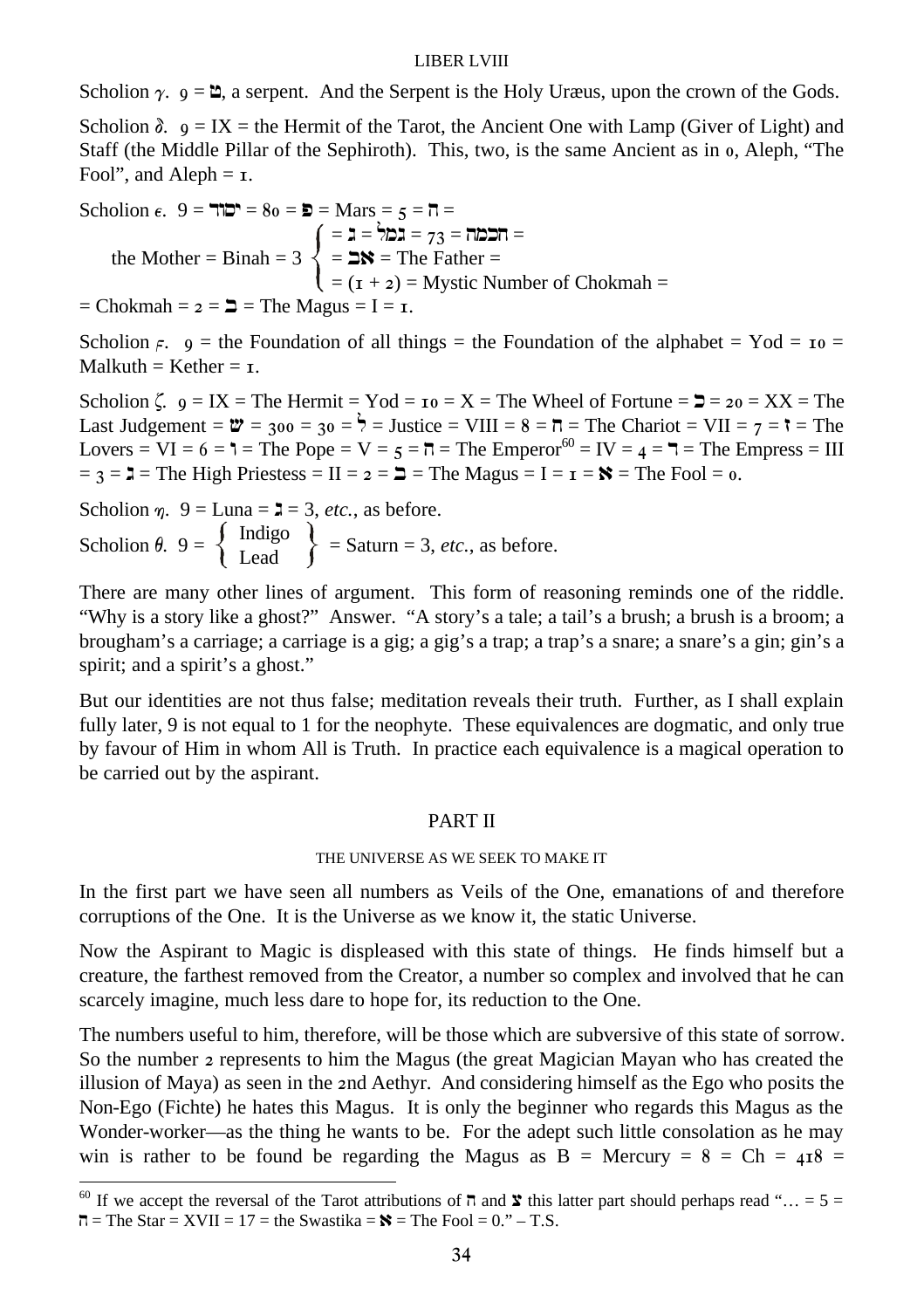Scholion $\gamma$. 9 = ט, a serpent. And the Serpent is the Holy Uræus, upon the crown of the Gods.

Scholion $\delta$. 9 = IX = the Hermit of the Tarot, the Ancient One with Lamp (Giver of Light) and Staff (the Middle Pillar of the Sephiroth). This, two, is the same Ancient as in 0, Aleph, "The Fool", and Aleph = 1.

Scholion $\epsilon$. 9 = יסוד = 80 = פ = Mars = 5 = ה =

the Mother = Binah = 3 { = ג = גמל = 73 = חכמה = ; = אב = The Father = ; = (1 + 2) = Mystic Number of Chokmah = }

= Chokmah = 2 = ב = The Magus = I = 1.

Scholion ϝ. 9 = the Foundation of all things = the Foundation of the alphabet = Yod = 10 = Malkuth = Kether = 1.

Scholion $\zeta$. 9 = IX = The Hermit = Yod = 10 = X = The Wheel of Fortune = כ = 20 = XX = The Last Judgement = ש = 300 = 30 = ל = Justice = VIII = 8 = ח = The Chariot = VII = 7 = ז = The Lovers = VI = 6 = ו = The Pope = V = 5 = ה = The Emperor[60] = IV = 4 = ד = The Empress = III = 3 = ג = The High Priestess = II = 2 = ב = The Magus = I = 1 = א = The Fool = 0.

Scholion $\eta$. 9 = Luna = ג = 3, *etc.*, as before.

Scholion $\theta$. 9 = { Indigo ; Lead } = Saturn = 3, *etc.*, as before.

There are many other lines of argument. This form of reasoning reminds one of the riddle. "Why is a story like a ghost?" Answer. "A story's a tale; a tail's a brush; a brush is a broom; a brougham's a carriage; a carriage is a gig; a gig's a trap; a trap's a snare; a snare's a gin; gin's a spirit; and a spirit's a ghost."

But our identities are not thus false; meditation reveals their truth. Further, as I shall explain fully later, 9 is not equal to 1 for the neophyte. These equivalences are dogmatic, and only true by favour of Him in whom All is Truth. In practice each equivalence is a magical operation to be carried out by the aspirant.

## PART II

### THE UNIVERSE AS WE SEEK TO MAKE IT

In the first part we have seen all numbers as Veils of the One, emanations of and therefore corruptions of the One. It is the Universe as we know it, the static Universe.

Now the Aspirant to Magic is displeased with this state of things. He finds himself but a creature, the farthest removed from the Creator, a number so complex and involved that he can scarcely imagine, much less dare to hope for, its reduction to the One.

The numbers useful to him, therefore, will be those which are subversive of this state of sorrow. So the number 2 represents to him the Magus (the great Magician Mayan who has created the illusion of Maya) as seen in the 2nd Aethyr. And considering himself as the Ego who posits the Non-Ego (Fichte) he hates this Magus. It is only the beginner who regards this Magus as the Wonder-worker—as the thing he wants to be. For the adept such little consolation as he may win is rather to be found be regarding the Magus as B = Mercury = 8 = Ch = 418 =

---

[60] If we accept the reversal of the Tarot attributions of ה and צ this latter part should perhaps read "… = 5 = ה = The Star = XVII = 17 = the Swastika = א = The Fool = 0." – T.S.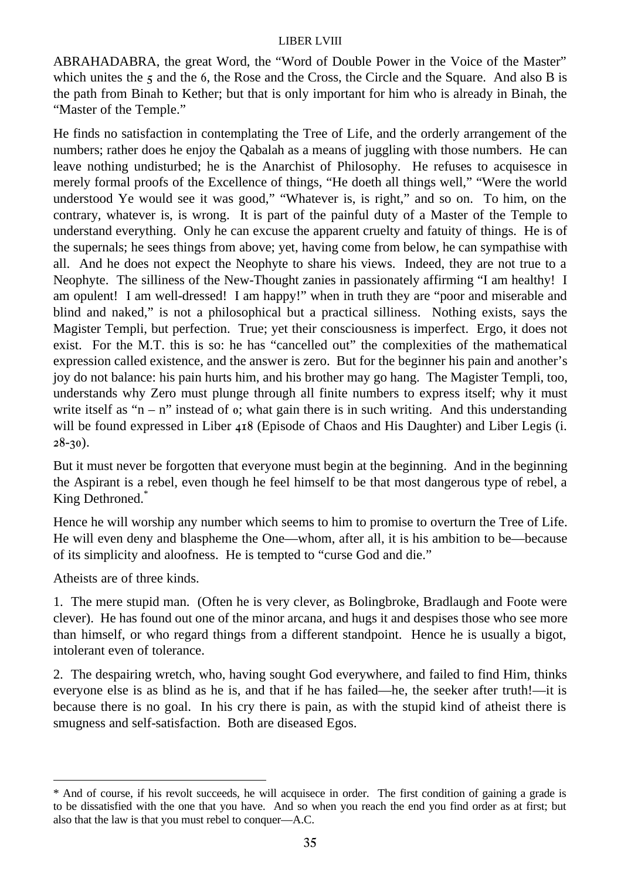ABRAHADABRA, the great Word, the "Word of Double Power in the Voice of the Master" which unites the 5 and the 6, the Rose and the Cross, the Circle and the Square. And also B is the path from Binah to Kether; but that is only important for him who is already in Binah, the "Master of the Temple."

He finds no satisfaction in contemplating the Tree of Life, and the orderly arrangement of the numbers; rather does he enjoy the Qabalah as a means of juggling with those numbers. He can leave nothing undisturbed; he is the Anarchist of Philosophy. He refuses to acquisesce in merely formal proofs of the Excellence of things, "He doeth all things well," "Were the world understood Ye would see it was good," "Whatever is, is right," and so on. To him, on the contrary, whatever is, is wrong. It is part of the painful duty of a Master of the Temple to understand everything. Only he can excuse the apparent cruelty and fatuity of things. He is of the supernals; he sees things from above; yet, having come from below, he can sympathise with all. And he does not expect the Neophyte to share his views. Indeed, they are not true to a Neophyte. The silliness of the New-Thought zanies in passionately affirming "I am healthy! I am opulent! I am well-dressed! I am happy!" when in truth they are "poor and miserable and blind and naked," is not a philosophical but a practical silliness. Nothing exists, says the Magister Templi, but perfection. True; yet their consciousness is imperfect. Ergo, it does not exist. For the M.T. this is so: he has "cancelled out" the complexities of the mathematical expression called existence, and the answer is zero. But for the beginner his pain and another's joy do not balance: his pain hurts him, and his brother may go hang. The Magister Templi, too, understands why Zero must plunge through all finite numbers to express itself; why it must write itself as "n – n" instead of 0; what gain there is in such writing. And this understanding will be found expressed in Liber 418 (Episode of Chaos and His Daughter) and Liber Legis (i. 28-30).

But it must never be forgotten that everyone must begin at the beginning. And in the beginning the Aspirant is a rebel, even though he feel himself to be that most dangerous type of rebel, a King Dethroned.*

Hence he will worship any number which seems to him to promise to overturn the Tree of Life. He will even deny and blaspheme the One—whom, after all, it is his ambition to be—because of its simplicity and aloofness. He is tempted to "curse God and die."

Atheists are of three kinds.

1. The mere stupid man. (Often he is very clever, as Bolingbroke, Bradlaugh and Foote were clever). He has found out one of the minor arcana, and hugs it and despises those who see more than himself, or who regard things from a different standpoint. Hence he is usually a bigot, intolerant even of tolerance.

2. The despairing wretch, who, having sought God everywhere, and failed to find Him, thinks everyone else is as blind as he is, and that if he has failed—he, the seeker after truth!—it is because there is no goal. In his cry there is pain, as with the stupid kind of atheist there is smugness and self-satisfaction. Both are diseased Egos.

---

* And of course, if his revolt succeeds, he will acquisece in order. The first condition of gaining a grade is to be dissatisfied with the one that you have. And so when you reach the end you find order as at first; but also that the law is that you must rebel to conquer—A.C.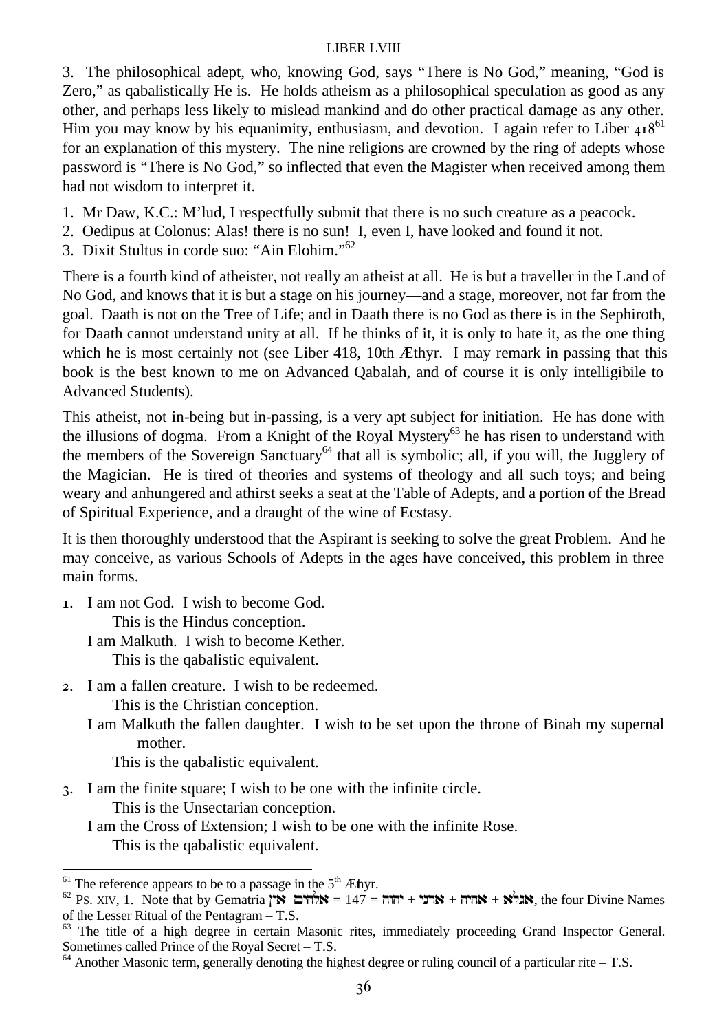3. The philosophical adept, who, knowing God, says "There is No God," meaning, "God is Zero," as qabalistically He is. He holds atheism as a philosophical speculation as good as any other, and perhaps less likely to mislead mankind and do other practical damage as any other. Him you may know by his equanimity, enthusiasm, and devotion. I again refer to Liber 418[61] for an explanation of this mystery. The nine religions are crowned by the ring of adepts whose password is "There is No God," so inflected that even the Magister when received among them had not wisdom to interpret it.

1. Mr Daw, K.C.: M'lud, I respectfully submit that there is no such creature as a peacock.
2. Oedipus at Colonus: Alas! there is no sun! I, even I, have looked and found it not.
3. Dixit Stultus in corde suo: "Ain Elohim."[62]

There is a fourth kind of atheister, not really an atheist at all. He is but a traveller in the Land of No God, and knows that it is but a stage on his journey—and a stage, moreover, not far from the goal. Daath is not on the Tree of Life; and in Daath there is no God as there is in the Sephiroth, for Daath cannot understand unity at all. If he thinks of it, it is only to hate it, as the one thing which he is most certainly not (see Liber 418, 10th Æthyr. I may remark in passing that this book is the best known to me on Advanced Qabalah, and of course it is only intelligibile to Advanced Students).

This atheist, not in-being but in-passing, is a very apt subject for initiation. He has done with the illusions of dogma. From a Knight of the Royal Mystery[63] he has risen to understand with the members of the Sovereign Sanctuary[64] that all is symbolic; all, if you will, the Jugglery of the Magician. He is tired of theories and systems of theology and all such toys; and being weary and anhungered and athirst seeks a seat at the Table of Adepts, and a portion of the Bread of Spiritual Experience, and a draught of the wine of Ecstasy.

It is then thoroughly understood that the Aspirant is seeking to solve the great Problem. And he may conceive, as various Schools of Adepts in the ages have conceived, this problem in three main forms.

1. I am not God. I wish to become God.
   This is the Hindus conception.
   I am Malkuth. I wish to become Kether.
   This is the qabalistic equivalent.
2. I am a fallen creature. I wish to be redeemed.
   This is the Christian conception.
   I am Malkuth the fallen daughter. I wish to be set upon the throne of Binah my supernal mother.
   This is the qabalistic equivalent.
3. I am the finite square; I wish to be one with the infinite circle.
   This is the Unsectarian conception.
   I am the Cross of Extension; I wish to be one with the infinite Rose.
   This is the qabalistic equivalent.

---

[61] The reference appears to be to a passage in the 5th Æthyr.

[62] Ps. XIV, 1. Note that by Gematria אין אלהים = 147 = יהוה + אדני + אהיה + אגלא, the four Divine Names of the Lesser Ritual of the Pentagram – T.S.

[63] The title of a high degree in certain Masonic rites, immediately proceeding Grand Inspector General. Sometimes called Prince of the Royal Secret – T.S.

[64] Another Masonic term, generally denoting the highest degree or ruling council of a particular rite – T.S.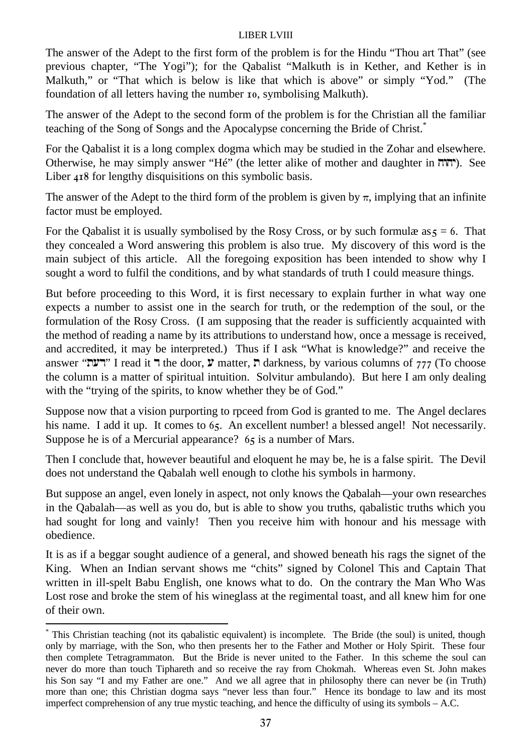The answer of the Adept to the first form of the problem is for the Hindu “Thou art That” (see previous chapter, “The Yogi”); for the Qabalist “Malkuth is in Kether, and Kether is in Malkuth,” or “That which is below is like that which is above” or simply “Yod.” (The foundation of all letters having the number 10, symbolising Malkuth).

The answer of the Adept to the second form of the problem is for the Christian all the familiar teaching of the Song of Songs and the Apocalypse concerning the Bride of Christ.*

For the Qabalist it is a long complex dogma which may be studied in the Zohar and elsewhere. Otherwise, he may simply answer “Hé” (the letter alike of mother and daughter in יהוה). See Liber 418 for lengthy disquisitions on this symbolic basis.

The answer of the Adept to the third form of the problem is given by $\pi$, implying that an infinite factor must be employed.

For the Qabalist it is usually symbolised by the Rosy Cross, or by such formulæ as $5 = 6$. That they concealed a Word answering this problem is also true. My discovery of this word is the main subject of this article. All the foregoing exposition has been intended to show why I sought a word to fulfil the conditions, and by what standards of truth I could measure things.

But before proceeding to this Word, it is first necessary to explain further in what way one expects a number to assist one in the search for truth, or the redemption of the soul, or the formulation of the Rosy Cross. (I am supposing that the reader is sufficiently acquainted with the method of reading a name by its attributions to understand how, once a message is received, and accredited, it may be interpreted.) Thus if I ask “What is knowledge?” and receive the answer “דעת” I read it ד the door, ע matter, ת darkness, by various columns of 777 (To choose the column is a matter of spiritual intuition. Solvitur ambulando). But here I am only dealing with the “trying of the spirits, to know whether they be of God.”

Suppose now that a vision purporting to rpceed from God is granted to me. The Angel declares his name. I add it up. It comes to 65. An excellent number! a blessed angel! Not necessarily. Suppose he is of a Mercurial appearance? 65 is a number of Mars.

Then I conclude that, however beautiful and eloquent he may be, he is a false spirit. The Devil does not understand the Qabalah well enough to clothe his symbols in harmony.

But suppose an angel, even lonely in aspect, not only knows the Qabalah—your own researches in the Qabalah—as well as you do, but is able to show you truths, qabalistic truths which you had sought for long and vainly! Then you receive him with honour and his message with obedience.

It is as if a beggar sought audience of a general, and showed beneath his rags the signet of the King. When an Indian servant shows me “chits” signed by Colonel This and Captain That written in ill-spelt Babu English, one knows what to do. On the contrary the Man Who Was Lost rose and broke the stem of his wineglass at the regimental toast, and all knew him for one of their own.

---

* This Christian teaching (not its qabalistic equivalent) is incomplete. The Bride (the soul) is united, though only by marriage, with the Son, who then presents her to the Father and Mother or Holy Spirit. These four then complete Tetragrammaton. But the Bride is never united to the Father. In this scheme the soul can never do more than touch Tiphareth and so receive the ray from Chokmah. Whereas even St. John makes his Son say “I and my Father are one.” And we all agree that in philosophy there can never be (in Truth) more than one; this Christian dogma says “never less than four.” Hence its bondage to law and its most imperfect comprehension of any true mystic teaching, and hence the difficulty of using its symbols – A.C.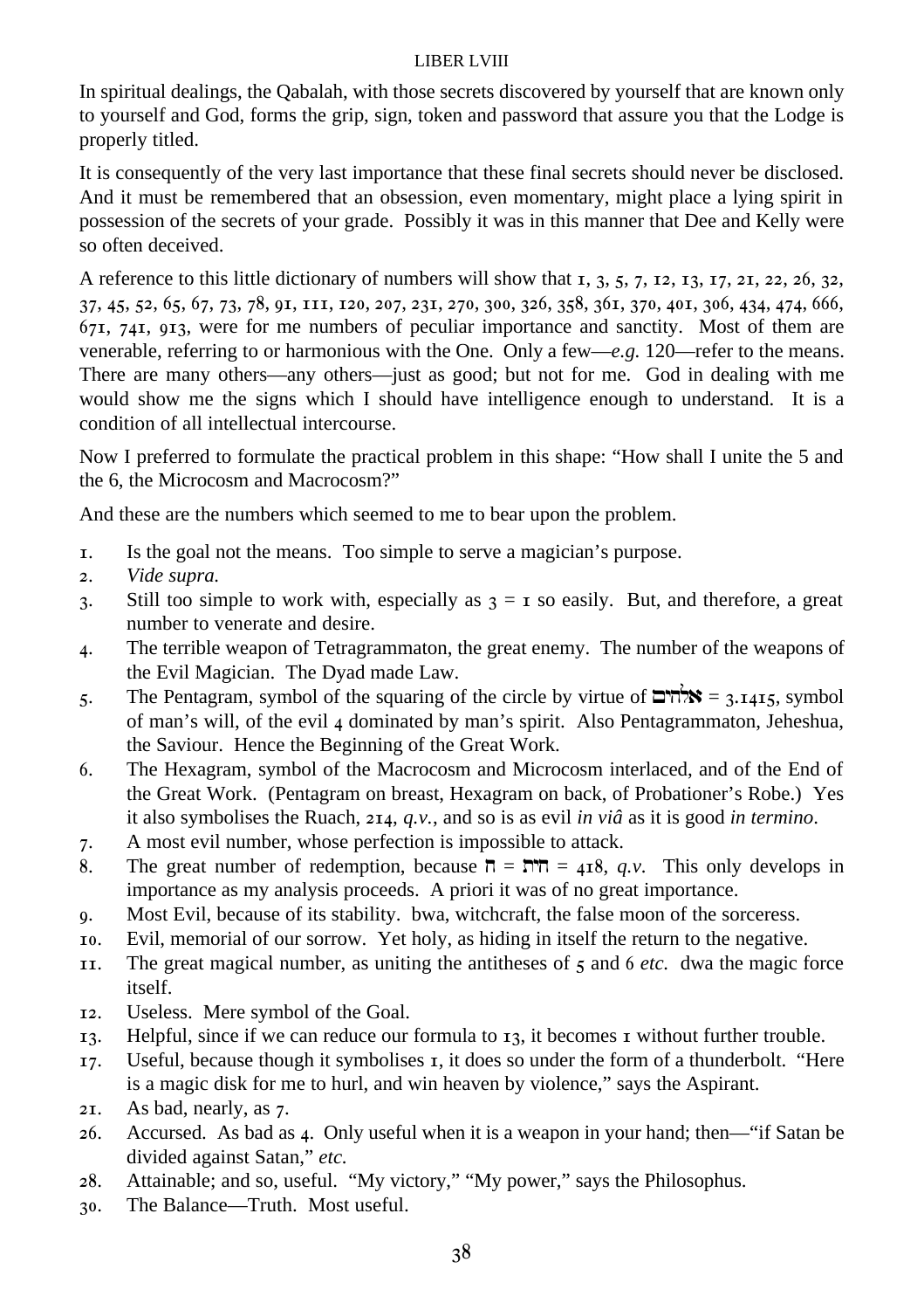In spiritual dealings, the Qabalah, with those secrets discovered by yourself that are known only to yourself and God, forms the grip, sign, token and password that assure you that the Lodge is properly titled.

It is consequently of the very last importance that these final secrets should never be disclosed. And it must be remembered that an obsession, even momentary, might place a lying spirit in possession of the secrets of your grade. Possibly it was in this manner that Dee and Kelly were so often deceived.

A reference to this little dictionary of numbers will show that 1, 3, 5, 7, 12, 13, 17, 21, 22, 26, 32, 37, 45, 52, 65, 67, 73, 78, 91, 111, 120, 207, 231, 270, 300, 326, 358, 361, 370, 401, 306, 434, 474, 666, 671, 741, 913, were for me numbers of peculiar importance and sanctity. Most of them are venerable, referring to or harmonious with the One. Only a few—*e.g.* 120—refer to the means. There are many others—any others—just as good; but not for me. God in dealing with me would show me the signs which I should have intelligence enough to understand. It is a condition of all intellectual intercourse.

Now I preferred to formulate the practical problem in this shape: "How shall I unite the 5 and the 6, the Microcosm and Macrocosm?"

And these are the numbers which seemed to me to bear upon the problem.

1. Is the goal not the means. Too simple to serve a magician's purpose.
2. *Vide supra.*
3. Still too simple to work with, especially as 3 = 1 so easily. But, and therefore, a great number to venerate and desire.
4. The terrible weapon of Tetragrammaton, the great enemy. The number of the weapons of the Evil Magician. The Dyad made Law.
5. The Pentagram, symbol of the squaring of the circle by virtue of אלהים = 3.1415, symbol of man's will, of the evil 4 dominated by man's spirit. Also Pentagrammaton, Jeheshua, the Saviour. Hence the Beginning of the Great Work.
6. The Hexagram, symbol of the Macrocosm and Microcosm interlaced, and of the End of the Great Work. (Pentagram on breast, Hexagram on back, of Probationer's Robe.) Yes it also symbolises the Ruach, 214, *q.v.*, and so is as evil *in viâ* as it is good *in termino*.
7. A most evil number, whose perfection is impossible to attack.
8. The great number of redemption, because ח = חית = 418, *q.v.* This only develops in importance as my analysis proceeds. A priori it was of no great importance.
9. Most Evil, because of its stability. bwa, witchcraft, the false moon of the sorceress.
10. Evil, memorial of our sorrow. Yet holy, as hiding in itself the return to the negative.
11. The great magical number, as uniting the antitheses of 5 and 6 *etc.* dwa the magic force itself.
12. Useless. Mere symbol of the Goal.
13. Helpful, since if we can reduce our formula to 13, it becomes 1 without further trouble.
17. Useful, because though it symbolises 1, it does so under the form of a thunderbolt. "Here is a magic disk for me to hurl, and win heaven by violence," says the Aspirant.
21. As bad, nearly, as 7.
26. Accursed. As bad as 4. Only useful when it is a weapon in your hand; then—"if Satan be divided against Satan," *etc.*
28. Attainable; and so, useful. "My victory," "My power," says the Philosophus.
30. The Balance—Truth. Most useful.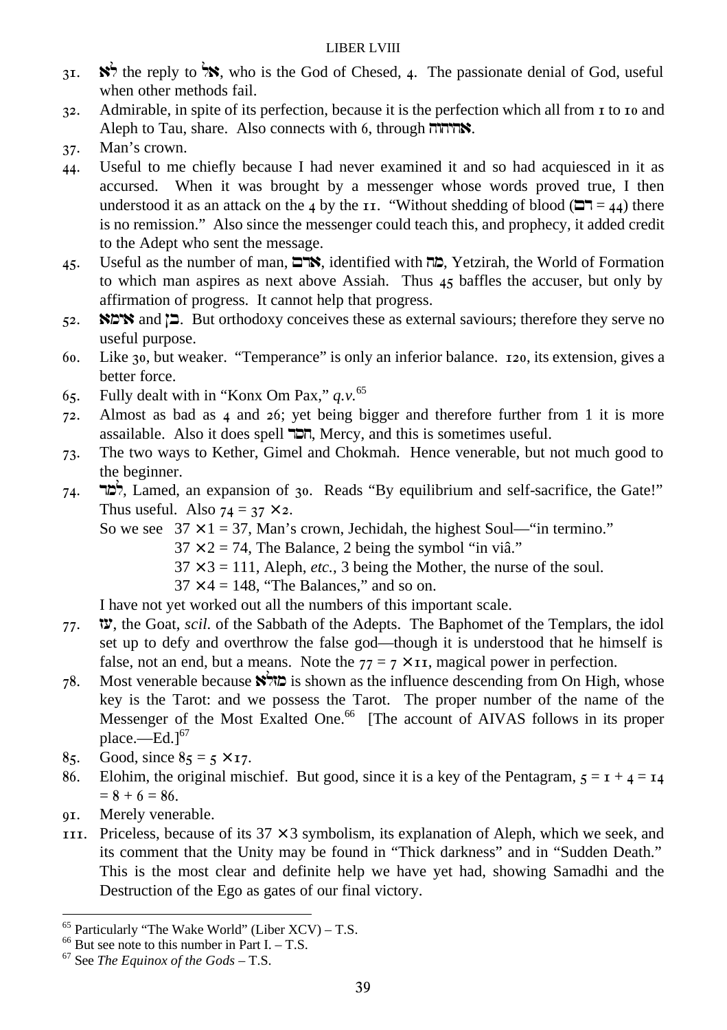31. לא the reply to אל, who is the God of Chesed, 4. The passionate denial of God, useful when other methods fail.

32. Admirable, in spite of its perfection, because it is the perfection which all from 1 to 10 and Aleph to Tau, share. Also connects with 6, through אהיהוה.

37. Man's crown.

44. Useful to me chiefly because I had never examined it and so had acquiesced in it as accursed. When it was brought by a messenger whose words proved true, I then understood it as an attack on the 4 by the 11. "Without shedding of blood (דם = 44) there is no remission." Also since the messenger could teach this, and prophecy, it added credit to the Adept who sent the message.

45. Useful as the number of man, אדם, identified with מה, Yetzirah, the World of Formation to which man aspires as next above Assiah. Thus 45 baffles the accuser, but only by affirmation of progress. It cannot help that progress.

52. אימא and בן. But orthodoxy conceives these as external saviours; therefore they serve no useful purpose.

60. Like 30, but weaker. "Temperance" is only an inferior balance. 120, its extension, gives a better force.

65. Fully dealt with in "Konx Om Pax," *q.v.*[65]

72. Almost as bad as 4 and 26; yet being bigger and therefore further from 1 it is more assailable. Also it does spell חסד, Mercy, and this is sometimes useful.

73. The two ways to Kether, Gimel and Chokmah. Hence venerable, but not much good to the beginner.

74. למד, Lamed, an expansion of 30. Reads "By equilibrium and self-sacrifice, the Gate!" Thus useful. Also $74 = 37 \times 2$.

    So we see $37 \times 1 = 37$, Man's crown, Jechidah, the highest Soul—"in termino."
    $37 \times 2 = 74$, The Balance, 2 being the symbol "in viâ."
    $37 \times 3 = 111$, Aleph, *etc.*, 3 being the Mother, the nurse of the soul.
    $37 \times 4 = 148$, "The Balances," and so on.

    I have not yet worked out all the numbers of this important scale.

77. עז, the Goat, *scil.* of the Sabbath of the Adepts. The Baphomet of the Templars, the idol set up to defy and overthrow the false god—though it is understood that he himself is false, not an end, but a means. Note the $77 = 7 \times 11$, magical power in perfection.

78. Most venerable because מזלא is shown as the influence descending from On High, whose key is the Tarot: and we possess the Tarot. The proper number of the name of the Messenger of the Most Exalted One.[66] [The account of AIVAS follows in its proper place.—Ed.][67]

85. Good, since $85 = 5 \times 17$.

86. Elohim, the original mischief. But good, since it is a key of the Pentagram, $5 = 1 + 4 = 14 = 8 + 6 = 86$.

91. Merely venerable.

111. Priceless, because of its $37 \times 3$ symbolism, its explanation of Aleph, which we seek, and its comment that the Unity may be found in "Thick darkness" and in "Sudden Death." This is the most clear and definite help we have yet had, showing Samadhi and the Destruction of the Ego as gates of our final victory.

---

[65] Particularly "The Wake World" (Liber XCV) – T.S.

[66] But see note to this number in Part I. – T.S.

[67] See *The Equinox of the Gods* – T.S.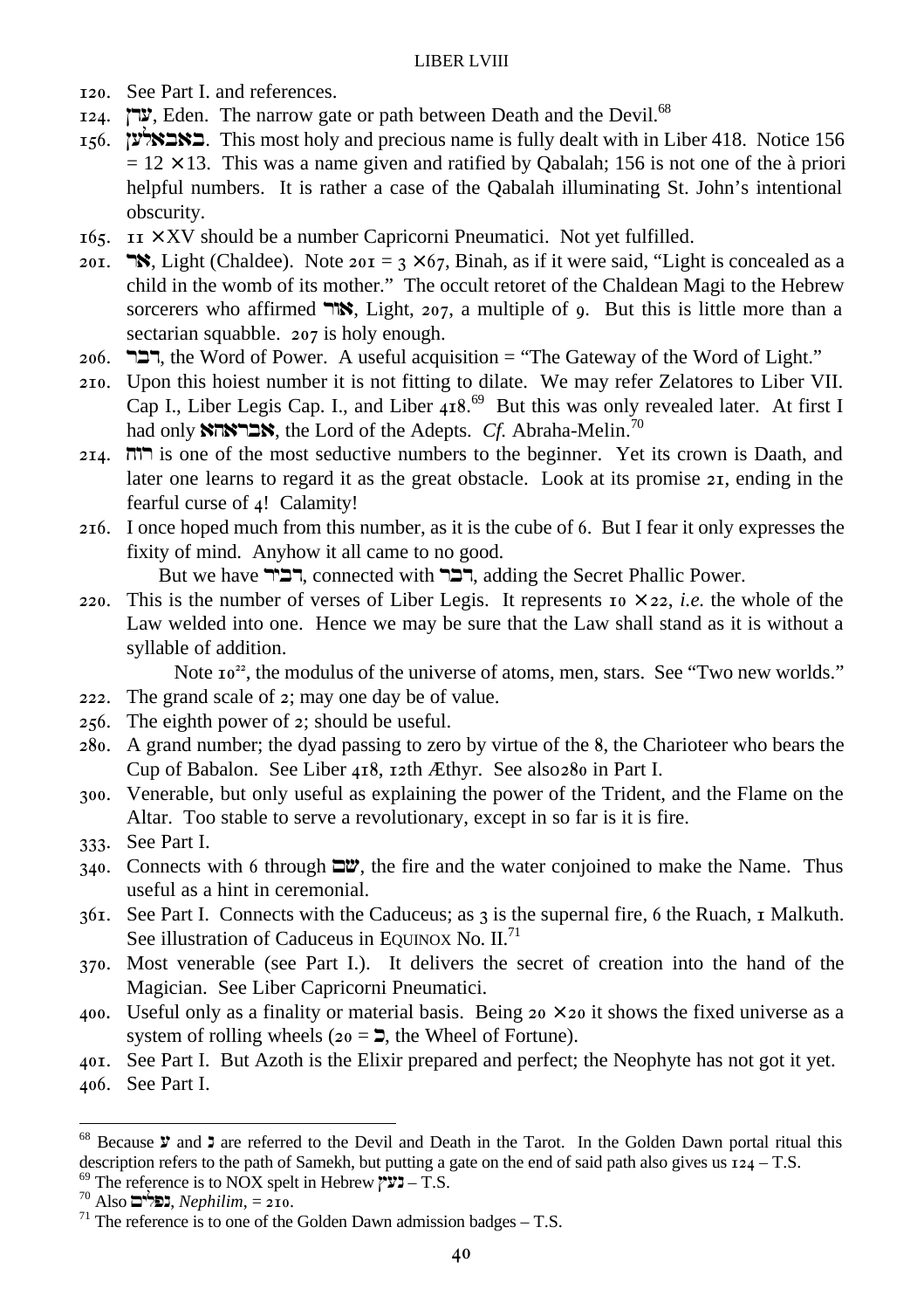120. See Part I. and references.

124. עדן, Eden. The narrow gate or path between Death and the Devil.[68]

156. באבאלען. This most holy and precious name is fully dealt with in Liber 418. Notice 156 $= 12 \times 13$. This was a name given and ratified by Qabalah; 156 is not one of the à priori helpful numbers. It is rather a case of the Qabalah illuminating St. John's intentional obscurity.

165. $11 \times$ XV should be a number Capricorni Pneumatici. Not yet fulfilled.

201. אר, Light (Chaldee). Note $201 = 3 \times 67$, Binah, as if it were said, "Light is concealed as a child in the womb of its mother." The occult retoret of the Chaldean Magi to the Hebrew sorcerers who affirmed אור, Light, 207, a multiple of 9. But this is little more than a sectarian squabble. 207 is holy enough.

206. דבר, the Word of Power. A useful acquisition = "The Gateway of the Word of Light."

210. Upon this hoiest number it is not fitting to dilate. We may refer Zelatores to Liber VII. Cap I., Liber Legis Cap. I., and Liber 418.[69] But this was only revealed later. At first I had only אבראהא, the Lord of the Adepts. *Cf.* Abraha-Melin.[70]

214. רוח is one of the most seductive numbers to the beginner. Yet its crown is Daath, and later one learns to regard it as the great obstacle. Look at its promise 21, ending in the fearful curse of 4! Calamity!

216. I once hoped much from this number, as it is the cube of 6. But I fear it only expresses the fixity of mind. Anyhow it all came to no good.

But we have דביר, connected with דבר, adding the Secret Phallic Power.

220. This is the number of verses of Liber Legis. It represents $10 \times 22$, *i.e.* the whole of the Law welded into one. Hence we may be sure that the Law shall stand as it is without a syllable of addition.

Note $10^{22}$, the modulus of the universe of atoms, men, stars. See "Two new worlds."

222. The grand scale of 2; may one day be of value.

256. The eighth power of 2; should be useful.

280. A grand number; the dyad passing to zero by virtue of the 8, the Charioteer who bears the Cup of Babalon. See Liber 418, 12th Æthyr. See also280 in Part I.

300. Venerable, but only useful as explaining the power of the Trident, and the Flame on the Altar. Too stable to serve a revolutionary, except in so far is it is fire.

333. See Part I.

340. Connects with 6 through שם, the fire and the water conjoined to make the Name. Thus useful as a hint in ceremonial.

361. See Part I. Connects with the Caduceus; as 3 is the supernal fire, 6 the Ruach, 1 Malkuth. See illustration of Caduceus in EQUINOX No. II.[71]

370. Most venerable (see Part I.). It delivers the secret of creation into the hand of the Magician. See Liber Capricorni Pneumatici.

400. Useful only as a finality or material basis. Being $20 \times 20$ it shows the fixed universe as a system of rolling wheels (20 = כ, the Wheel of Fortune).

401. See Part I. But Azoth is the Elixir prepared and perfect; the Neophyte has not got it yet.

406. See Part I.

---

[68] Because ע and נ are referred to the Devil and Death in the Tarot. In the Golden Dawn portal ritual this description refers to the path of Samekh, but putting a gate on the end of said path also gives us 124 – T.S.

[69] The reference is to NOX spelt in Hebrew נעץ – T.S.

[70] Also נפלים, *Nephilim*, = 210.

[71] The reference is to one of the Golden Dawn admission badges – T.S.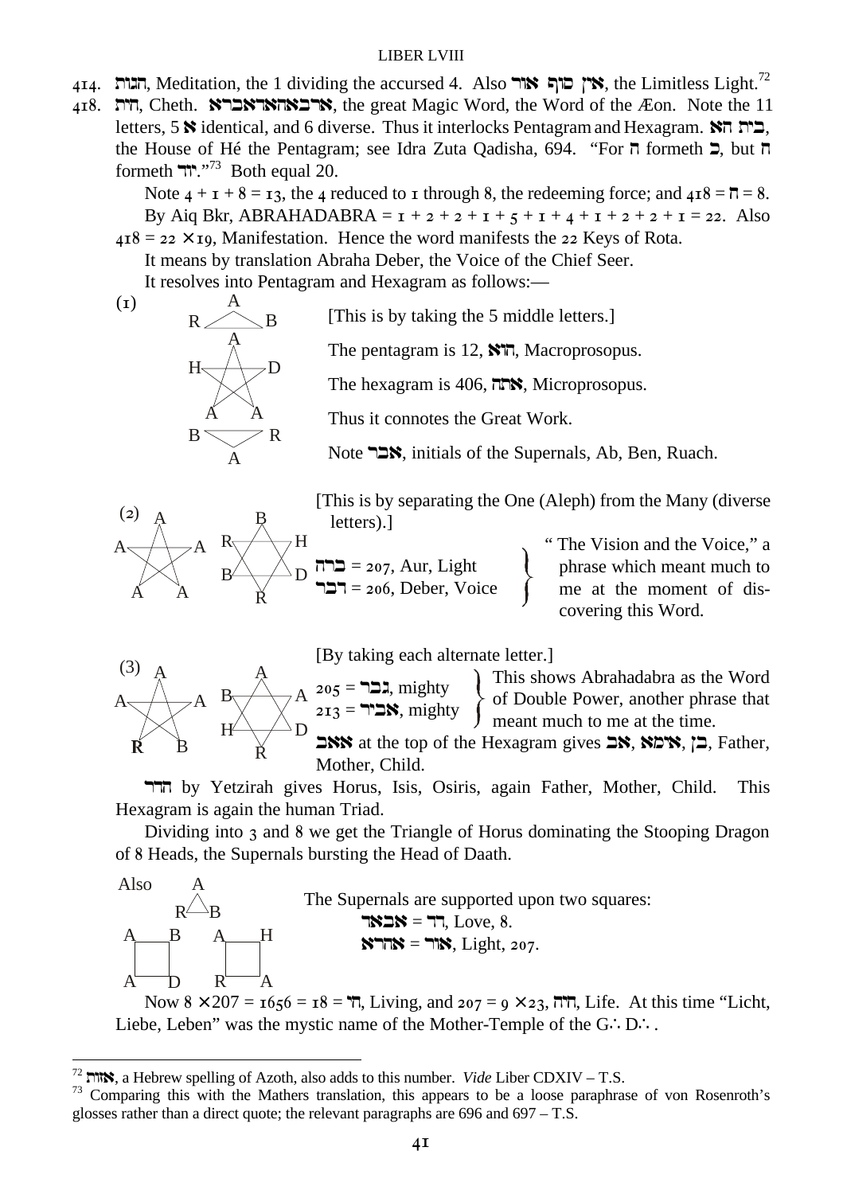414. הגות, Meditation, the 1 dividing the accursed 4. Also אין סוף אור, the Limitless Light.[72]

418. חית, Cheth. אבראהאדאבבא, the great Magic Word, the Word of the Æon. Note the 11 letters, 5 א identical, and 6 diverse. Thus it interlocks Pentagram and Hexagram. בית הא, the House of Hé the Pentagram; see Idra Zuta Qadisha, 694. "For ה formeth כ, but ה formeth יוד."[73] Both equal 20.

Note 4 + 1 + 8 = 13, the 4 reduced to 1 through 8, the redeeming force; and 418 = ח = 8.

By Aiq Bkr, ABRAHADABRA = 1 + 2 + 2 + 1 + 5 + 1 + 4 + 1 + 2 + 2 + 1 = 22. Also 418 = 22 × 19, Manifestation. Hence the word manifests the 22 Keys of Rota.

It means by translation Abraha Deber, the Voice of the Chief Seer.

It resolves into Pentagram and Hexagram as follows:—

(1)

```
      A
   R     B
      A
   H     D
    A   A
   B     R
      A
```

[This is by taking the 5 middle letters.]

The pentagram is 12, הוא, Macroprosopus.

The hexagram is 406, אתה, Microprosopus.

Thus it connotes the Great Work.

Note אבר, initials of the Supernals, Ab, Ben, Ruach.

(2)

```
   A          B
A     A    R     H
            B     D
 A   A         R
```

[This is by separating the One (Aleph) from the Many (diverse letters).]

ברה = 207, Aur, Light
דבר = 206, Deber, Voice

"The Vision and the Voice," a phrase which meant much to me at the moment of discovering this Word.

(3)

```
   A          A
A     A    B     A
            H     D
 R   B         R
```

[By taking each alternate letter.]

205 = גבר, mighty
213 = אביר, mighty

This shows Abrahadabra as the Word of Double Power, another phrase that meant much to me at the time.

אאב at the top of the Hexagram gives אב, אמא, בן, Father, Mother, Child.

הרד by Yetzirah gives Horus, Isis, Osiris, again Father, Mother, Child. This Hexagram is again the human Triad.

Dividing into 3 and 8 we get the Triangle of Horus dominating the Stooping Dragon of 8 Heads, the Supernals bursting the Head of Daath.

Also

```
      A
    R   B
 A     B   A     H
 A     D   R     A
```

The Supernals are supported upon two squares:

אבאד = דד, Love, 8.
אהרא = אור, Light, 207.

Now 8 × 207 = 1656 = 18 = חי, Living, and 207 = 9 × 23, חיה, Life. At this time "Licht, Liebe, Leben" was the mystic name of the Mother-Temple of the G∴ D∴ .

---

[72] אזות, a Hebrew spelling of Azoth, also adds to this number. *Vide* Liber CDXIV – T.S.

[73] Comparing this with the Mathers translation, this appears to be a loose paraphrase of von Rosenroth's glosses rather than a direct quote; the relevant paragraphs are 696 and 697 – T.S.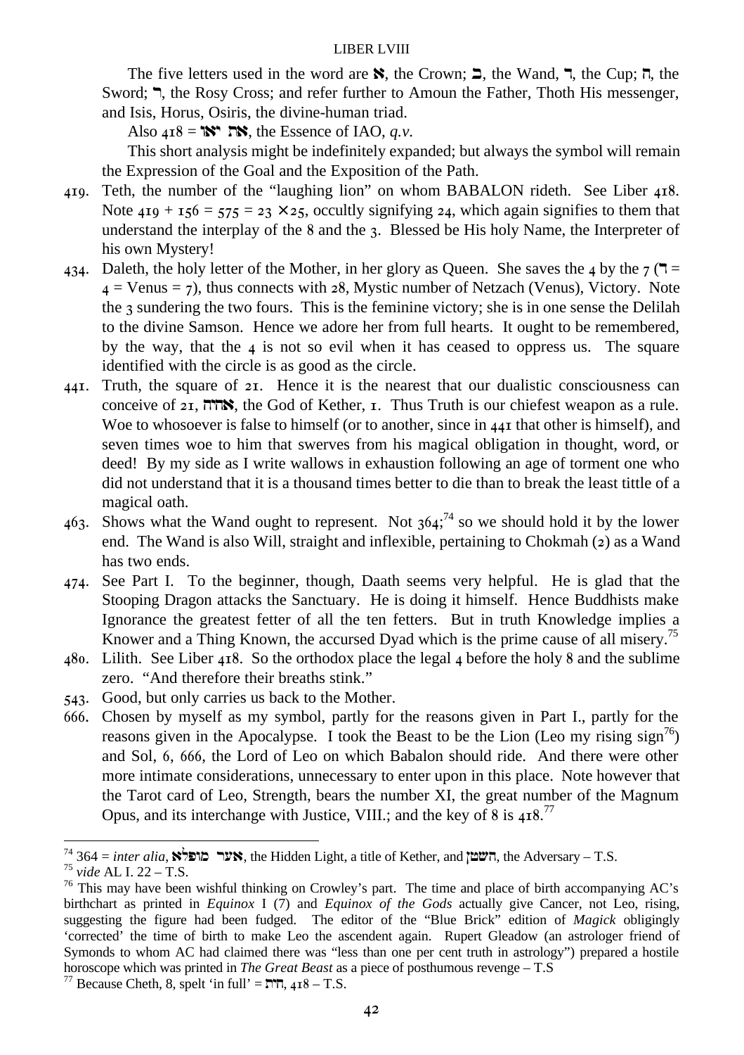The five letters used in the word are א, the Crown; ב, the Wand, ר, the Cup; ה, the Sword; ר, the Rosy Cross; and refer further to Amoun the Father, Thoth His messenger, and Isis, Horus, Osiris, the divine-human triad.

Also 418 = את יאו, the Essence of IAO, *q.v.*

This short analysis might be indefinitely expanded; but always the symbol will remain the Expression of the Goal and the Exposition of the Path.

419. Teth, the number of the "laughing lion" on whom BABALON rideth. See Liber 418. Note $419 + 156 = 575 = 23 \times 25$, occultly signifying 24, which again signifies to them that understand the interplay of the 8 and the 3. Blessed be His holy Name, the Interpreter of his own Mystery!

434. Daleth, the holy letter of the Mother, in her glory as Queen. She saves the 4 by the 7 (ד = 4 = Venus = 7), thus connects with 28, Mystic number of Netzach (Venus), Victory. Note the 3 sundering the two fours. This is the feminine victory; she is in one sense the Delilah to the divine Samson. Hence we adore her from full hearts. It ought to be remembered, by the way, that the 4 is not so evil when it has ceased to oppress us. The square identified with the circle is as good as the circle.

441. Truth, the square of 21. Hence it is the nearest that our dualistic consciousness can conceive of 21, אהיה, the God of Kether, 1. Thus Truth is our chiefest weapon as a rule. Woe to whosoever is false to himself (or to another, since in 441 that other is himself), and seven times woe to him that swerves from his magical obligation in thought, word, or deed! By my side as I write wallows in exhaustion following an age of torment one who did not understand that it is a thousand times better to die than to break the least tittle of a magical oath.

463. Shows what the Wand ought to represent. Not 364;[74] so we should hold it by the lower end. The Wand is also Will, straight and inflexible, pertaining to Chokmah (2) as a Wand has two ends.

474. See Part I. To the beginner, though, Daath seems very helpful. He is glad that the Stooping Dragon attacks the Sanctuary. He is doing it himself. Hence Buddhists make Ignorance the greatest fetter of all the ten fetters. But in truth Knowledge implies a Knower and a Thing Known, the accursed Dyad which is the prime cause of all misery.[75]

480. Lilith. See Liber 418. So the orthodox place the legal 4 before the holy 8 and the sublime zero. "And therefore their breaths stink."

543. Good, but only carries us back to the Mother.

666. Chosen by myself as my symbol, partly for the reasons given in Part I., partly for the reasons given in the Apocalypse. I took the Beast to be the Lion (Leo my rising sign[76]) and Sol, 6, 666, the Lord of Leo on which Babalon should ride. And there were other more intimate considerations, unnecessary to enter upon in this place. Note however that the Tarot card of Leo, Strength, bears the number XI, the great number of the Magnum Opus, and its interchange with Justice, VIII.; and the key of 8 is 418.[77]

---

[74] 364 = *inter alia*, אור מופלא, the Hidden Light, a title of Kether, and השטן, the Adversary – T.S.

[75] *vide* AL I. 22 – T.S.

[76] This may have been wishful thinking on Crowley's part. The time and place of birth accompanying AC's birthchart as printed in *Equinox* I (7) and *Equinox of the Gods* actually give Cancer, not Leo, rising, suggesting the figure had been fudged. The editor of the "Blue Brick" edition of *Magick* obligingly 'corrected' the time of birth to make Leo the ascendent again. Rupert Gleadow (an astrologer friend of Symonds to whom AC had claimed there was "less than one per cent truth in astrology") prepared a hostile horoscope which was printed in *The Great Beast* as a piece of posthumous revenge – T.S

[77] Because Cheth, 8, spelt 'in full' = חית, 418 – T.S.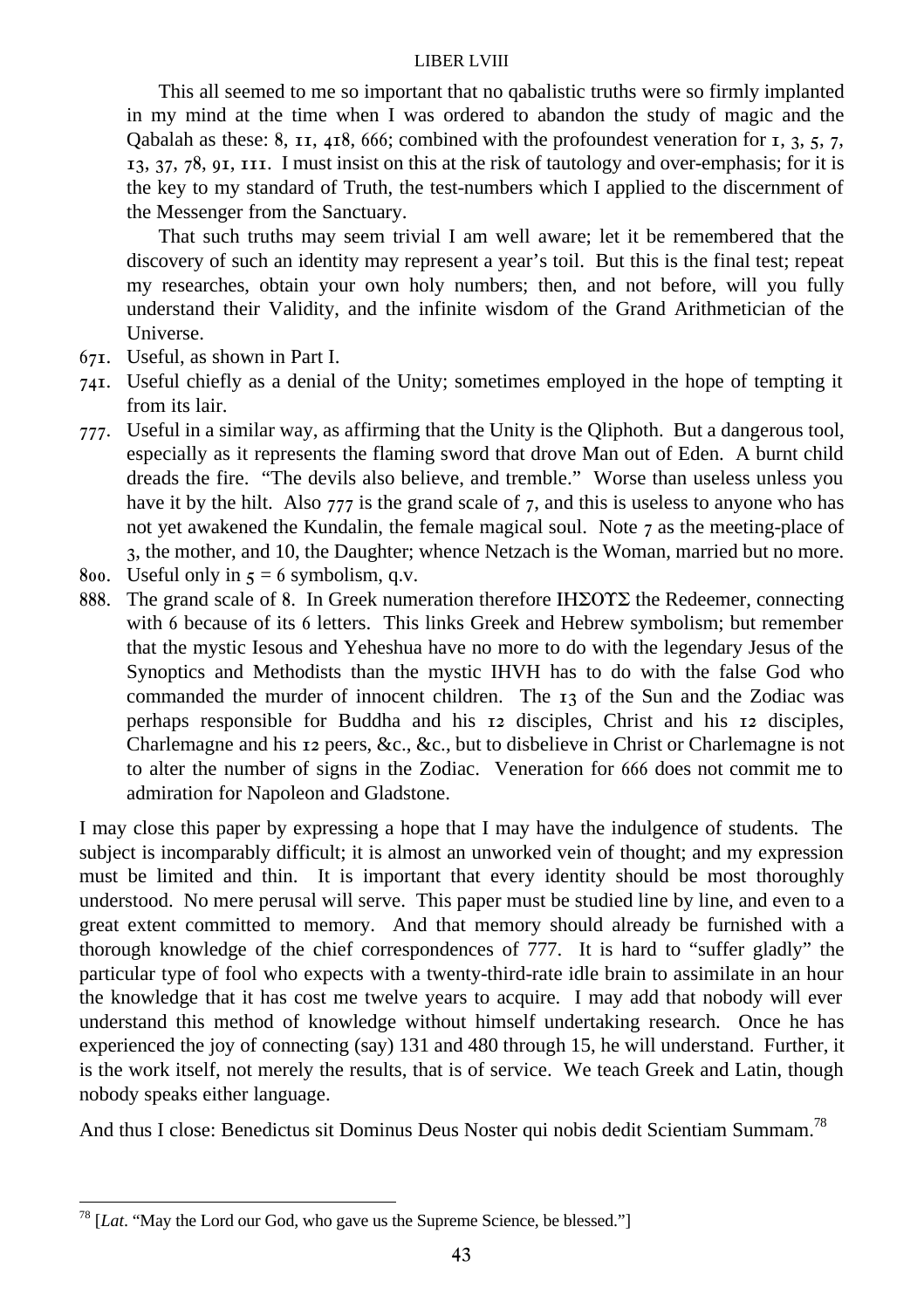This all seemed to me so important that no qabalistic truths were so firmly implanted in my mind at the time when I was ordered to abandon the study of magic and the Qabalah as these: 8, 11, 418, 666; combined with the profoundest veneration for 1, 3, 5, 7, 13, 37, 78, 91, 111. I must insist on this at the risk of tautology and over-emphasis; for it is the key to my standard of Truth, the test-numbers which I applied to the discernment of the Messenger from the Sanctuary.

That such truths may seem trivial I am well aware; let it be remembered that the discovery of such an identity may represent a year's toil. But this is the final test; repeat my researches, obtain your own holy numbers; then, and not before, will you fully understand their Validity, and the infinite wisdom of the Grand Arithmetician of the Universe.

671. Useful, as shown in Part I.

741. Useful chiefly as a denial of the Unity; sometimes employed in the hope of tempting it from its lair.

777. Useful in a similar way, as affirming that the Unity is the Qliphoth. But a dangerous tool, especially as it represents the flaming sword that drove Man out of Eden. A burnt child dreads the fire. "The devils also believe, and tremble." Worse than useless unless you have it by the hilt. Also 777 is the grand scale of 7, and this is useless to anyone who has not yet awakened the Kundalin, the female magical soul. Note 7 as the meeting-place of 3, the mother, and 10, the Daughter; whence Netzach is the Woman, married but no more.

800. Useful only in 5 = 6 symbolism, q.v.

888. The grand scale of 8. In Greek numeration therefore ΙΗΣΟΥΣ the Redeemer, connecting with 6 because of its 6 letters. This links Greek and Hebrew symbolism; but remember that the mystic Iesous and Yeheshua have no more to do with the legendary Jesus of the Synoptics and Methodists than the mystic IHVH has to do with the false God who commanded the murder of innocent children. The 13 of the Sun and the Zodiac was perhaps responsible for Buddha and his 12 disciples, Christ and his 12 disciples, Charlemagne and his 12 peers, &c., &c., but to disbelieve in Christ or Charlemagne is not to alter the number of signs in the Zodiac. Veneration for 666 does not commit me to admiration for Napoleon and Gladstone.

I may close this paper by expressing a hope that I may have the indulgence of students. The subject is incomparably difficult; it is almost an unworked vein of thought; and my expression must be limited and thin. It is important that every identity should be most thoroughly understood. No mere perusal will serve. This paper must be studied line by line, and even to a great extent committed to memory. And that memory should already be furnished with a thorough knowledge of the chief correspondences of 777. It is hard to "suffer gladly" the particular type of fool who expects with a twenty-third-rate idle brain to assimilate in an hour the knowledge that it has cost me twelve years to acquire. I may add that nobody will ever understand this method of knowledge without himself undertaking research. Once he has experienced the joy of connecting (say) 131 and 480 through 15, he will understand. Further, it is the work itself, not merely the results, that is of service. We teach Greek and Latin, though nobody speaks either language.

And thus I close: Benedictus sit Dominus Deus Noster qui nobis dedit Scientiam Summam.[78]

---

[78] [*Lat*. "May the Lord our God, who gave us the Supreme Science, be blessed."]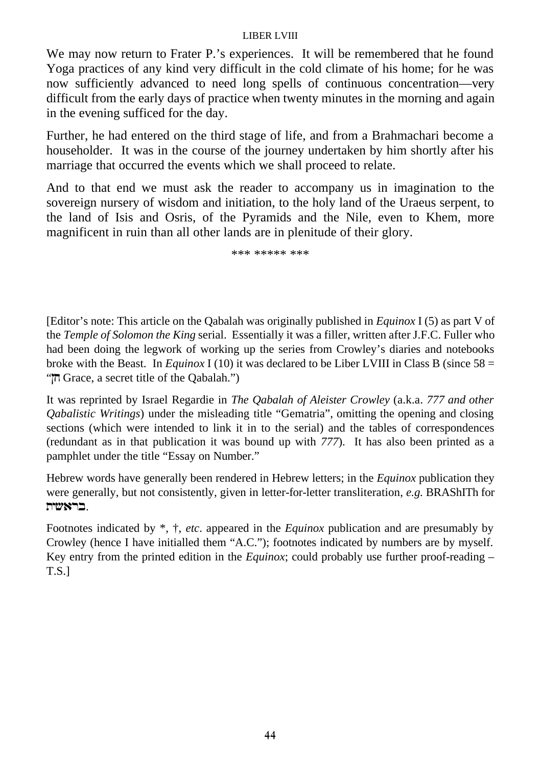We may now return to Frater P.'s experiences. It will be remembered that he found Yoga practices of any kind very difficult in the cold climate of his home; for he was now sufficiently advanced to need long spells of continuous concentration—very difficult from the early days of practice when twenty minutes in the morning and again in the evening sufficed for the day.

Further, he had entered on the third stage of life, and from a Brahmachari become a householder. It was in the course of the journey undertaken by him shortly after his marriage that occurred the events which we shall proceed to relate.

And to that end we must ask the reader to accompany us in imagination to the sovereign nursery of wisdom and initiation, to the holy land of the Uraeus serpent, to the land of Isis and Osris, of the Pyramids and the Nile, even to Khem, more magnificent in ruin than all other lands are in plenitude of their glory.

\*\*\* \*\*\*\*\* \*\*\*

[Editor's note: This article on the Qabalah was originally published in *Equinox* I (5) as part V of the *Temple of Solomon the King* serial. Essentially it was a filler, written after J.F.C. Fuller who had been doing the legwork of working up the series from Crowley's diaries and notebooks broke with the Beast. In *Equinox* I (10) it was declared to be Liber LVIII in Class B (since 58 = "חן Grace, a secret title of the Qabalah.")

It was reprinted by Israel Regardie in *The Qabalah of Aleister Crowley* (a.k.a. *777 and other Qabalistic Writings*) under the misleading title "Gematria", omitting the opening and closing sections (which were intended to link it in to the serial) and the tables of correspondences (redundant as in that publication it was bound up with *777*). It has also been printed as a pamphlet under the title "Essay on Number."

Hebrew words have generally been rendered in Hebrew letters; in the *Equinox* publication they were generally, but not consistently, given in letter-for-letter transliteration, *e.g.* BRAShITh for בראשית.

Footnotes indicated by *, †, *etc*. appeared in the *Equinox* publication and are presumably by Crowley (hence I have initialled them "A.C."); footnotes indicated by numbers are by myself. Key entry from the printed edition in the *Equinox*; could probably use further proof-reading – T.S.]